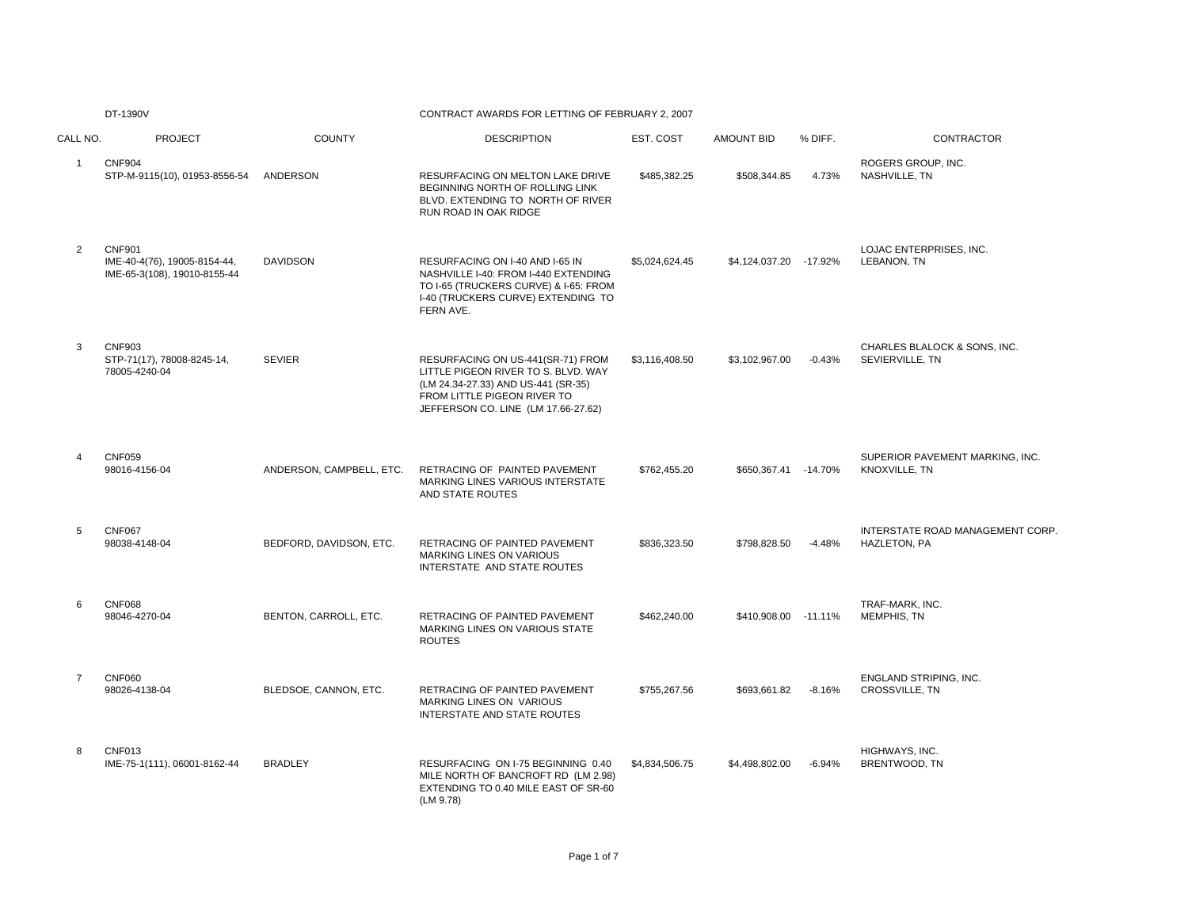DT-1390V

CONTRACT AWARDS FOR LETTING OF FEBRUARY 2, 2007

| CALL NO. | PROJECT | COUNTY | DESCRIPTION | EST. COST | AMOUNT BID | % DIFF. | CONTRACTOR |
|---|---|---|---|---|---|---|---|
| 1 | CNF904 STP-M-9115(10), 01953-8556-54 | ANDERSON | RESURFACING ON MELTON LAKE DRIVE BEGINNING NORTH OF ROLLING LINK BLVD. EXTENDING TO NORTH OF RIVER RUN ROAD IN OAK RIDGE | $485,382.25 | $508,344.85 | 4.73% | ROGERS GROUP, INC. NASHVILLE, TN |
| 2 | CNF901 IME-40-4(76), 19005-8154-44, IME-65-3(108), 19010-8155-44 | DAVIDSON | RESURFACING ON I-40 AND I-65 IN NASHVILLE I-40: FROM I-440 EXTENDING TO I-65 (TRUCKERS CURVE) & I-65: FROM I-40 (TRUCKERS CURVE) EXTENDING TO FERN AVE. | $5,024,624.45 | $4,124,037.20 | -17.92% | LOJAC ENTERPRISES, INC. LEBANON, TN |
| 3 | CNF903 STP-71(17), 78008-8245-14, 78005-4240-04 | SEVIER | RESURFACING ON US-441(SR-71) FROM LITTLE PIGEON RIVER TO S. BLVD. WAY (LM 24.34-27.33) AND US-441 (SR-35) FROM LITTLE PIGEON RIVER TO JEFFERSON CO. LINE (LM 17.66-27.62) | $3,116,408.50 | $3,102,967.00 | -0.43% | CHARLES BLALOCK & SONS, INC. SEVIERVILLE, TN |
| 4 | CNF059 98016-4156-04 | ANDERSON, CAMPBELL, ETC. | RETRACING OF PAINTED PAVEMENT MARKING LINES VARIOUS INTERSTATE AND STATE ROUTES | $762,455.20 | $650,367.41 | -14.70% | SUPERIOR PAVEMENT MARKING, INC. KNOXVILLE, TN |
| 5 | CNF067 98038-4148-04 | BEDFORD, DAVIDSON, ETC. | RETRACING OF PAINTED PAVEMENT MARKING LINES ON VARIOUS INTERSTATE AND STATE ROUTES | $836,323.50 | $798,828.50 | -4.48% | INTERSTATE ROAD MANAGEMENT CORP. HAZLETON, PA |
| 6 | CNF068 98046-4270-04 | BENTON, CARROLL, ETC. | RETRACING OF PAINTED PAVEMENT MARKING LINES ON VARIOUS STATE ROUTES | $462,240.00 | $410,908.00 | -11.11% | TRAF-MARK, INC. MEMPHIS, TN |
| 7 | CNF060 98026-4138-04 | BLEDSOE, CANNON, ETC. | RETRACING OF PAINTED PAVEMENT MARKING LINES ON VARIOUS INTERSTATE AND STATE ROUTES | $755,267.56 | $693,661.82 | -8.16% | ENGLAND STRIPING, INC. CROSSVILLE, TN |
| 8 | CNF013 IME-75-1(111), 06001-8162-44 | BRADLEY | RESURFACING ON I-75 BEGINNING 0.40 MILE NORTH OF BANCROFT RD (LM 2.98) EXTENDING TO 0.40 MILE EAST OF SR-60 (LM 9.78) | $4,834,506.75 | $4,498,802.00 | -6.94% | HIGHWAYS, INC. BRENTWOOD, TN |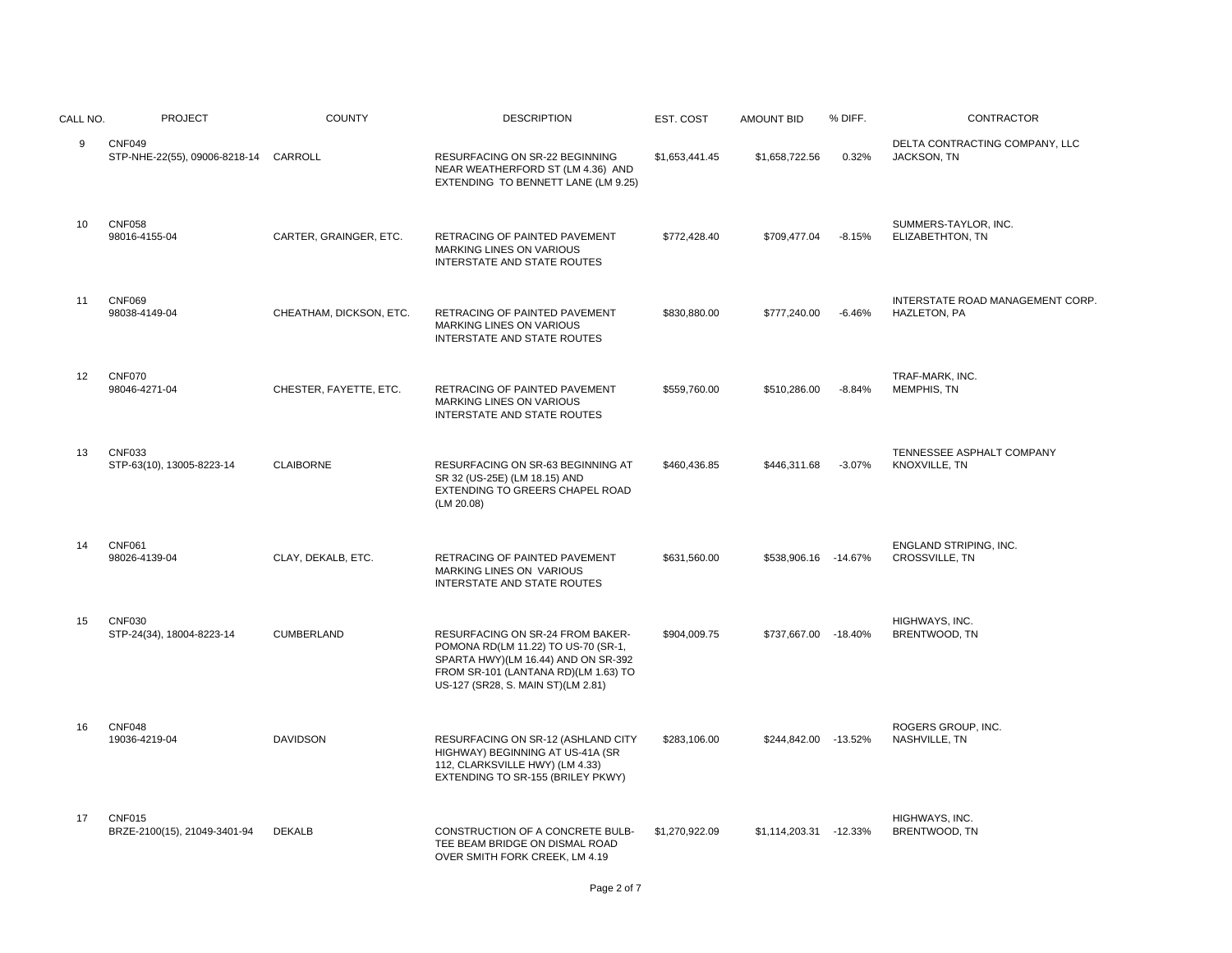| CALL NO. | PROJECT | COUNTY | DESCRIPTION | EST. COST | AMOUNT BID | % DIFF. | CONTRACTOR |
|---|---|---|---|---|---|---|---|
| 9 | CNF049<br>STP-NHE-22(55), 09006-8218-14 | CARROLL | RESURFACING ON SR-22 BEGINNING NEAR WEATHERFORD ST (LM 4.36) AND EXTENDING TO BENNETT LANE (LM 9.25) | $1,653,441.45 | $1,658,722.56 | 0.32% | DELTA CONTRACTING COMPANY, LLC<br>JACKSON, TN |
| 10 | CNF058<br>98016-4155-04 | CARTER, GRAINGER, ETC. | RETRACING OF PAINTED PAVEMENT MARKING LINES ON VARIOUS INTERSTATE AND STATE ROUTES | $772,428.40 | $709,477.04 | -8.15% | SUMMERS-TAYLOR, INC.<br>ELIZABETHTON, TN |
| 11 | CNF069<br>98038-4149-04 | CHEATHAM, DICKSON, ETC. | RETRACING OF PAINTED PAVEMENT MARKING LINES ON VARIOUS INTERSTATE AND STATE ROUTES | $830,880.00 | $777,240.00 | -6.46% | INTERSTATE ROAD MANAGEMENT CORP.<br>HAZLETON, PA |
| 12 | CNF070<br>98046-4271-04 | CHESTER, FAYETTE, ETC. | RETRACING OF PAINTED PAVEMENT MARKING LINES ON VARIOUS INTERSTATE AND STATE ROUTES | $559,760.00 | $510,286.00 | -8.84% | TRAF-MARK, INC.<br>MEMPHIS, TN |
| 13 | CNF033<br>STP-63(10), 13005-8223-14 | CLAIBORNE | RESURFACING ON SR-63 BEGINNING AT SR 32 (US-25E) (LM 18.15) AND EXTENDING TO GREERS CHAPEL ROAD (LM 20.08) | $460,436.85 | $446,311.68 | -3.07% | TENNESSEE ASPHALT COMPANY<br>KNOXVILLE, TN |
| 14 | CNF061<br>98026-4139-04 | CLAY, DEKALB, ETC. | RETRACING OF PAINTED PAVEMENT MARKING LINES ON VARIOUS INTERSTATE AND STATE ROUTES | $631,560.00 | $538,906.16 | -14.67% | ENGLAND STRIPING, INC.<br>CROSSVILLE, TN |
| 15 | CNF030<br>STP-24(34), 18004-8223-14 | CUMBERLAND | RESURFACING ON SR-24 FROM BAKER-POMONA RD(LM 11.22) TO US-70 (SR-1, SPARTA HWY)(LM 16.44) AND ON SR-392 FROM SR-101 (LANTANA RD)(LM 1.63) TO US-127 (SR28, S. MAIN ST)(LM 2.81) | $904,009.75 | $737,667.00 | -18.40% | HIGHWAYS, INC.<br>BRENTWOOD, TN |
| 16 | CNF048<br>19036-4219-04 | DAVIDSON | RESURFACING ON SR-12 (ASHLAND CITY HIGHWAY) BEGINNING AT US-41A (SR 112, CLARKSVILLE HWY) (LM 4.33) EXTENDING TO SR-155 (BRILEY PKWY) | $283,106.00 | $244,842.00 | -13.52% | ROGERS GROUP, INC.<br>NASHVILLE, TN |
| 17 | CNF015<br>BRZE-2100(15), 21049-3401-94 | DEKALB | CONSTRUCTION OF A CONCRETE BULB-TEE BEAM BRIDGE ON DISMAL ROAD OVER SMITH FORK CREEK, LM 4.19 | $1,270,922.09 | $1,114,203.31 | -12.33% | HIGHWAYS, INC.<br>BRENTWOOD, TN |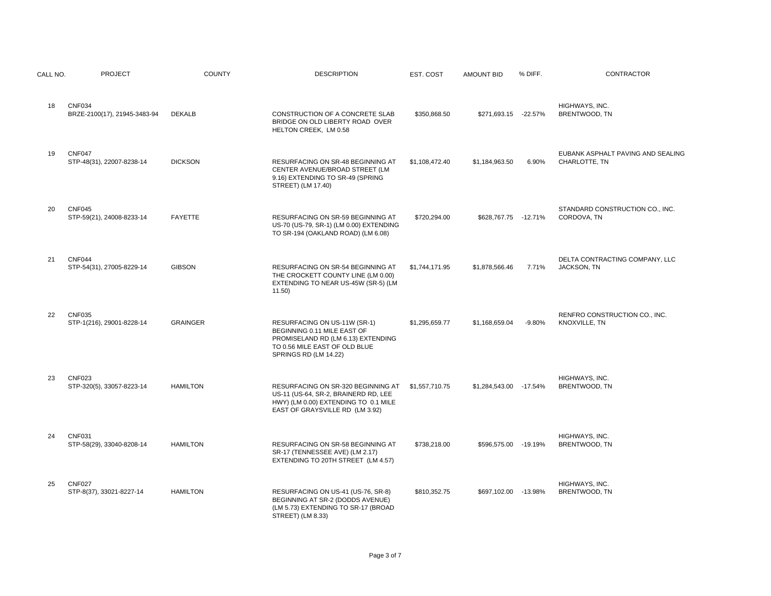| CALL NO. | PROJECT | COUNTY | DESCRIPTION | EST. COST | AMOUNT BID | % DIFF. | CONTRACTOR |
|---|---|---|---|---|---|---|---|
| 18 | CNF034<br>BRZE-2100(17), 21945-3483-94 | DEKALB | CONSTRUCTION OF A CONCRETE SLAB BRIDGE ON OLD LIBERTY ROAD OVER HELTON CREEK, LM 0.58 | $350,868.50 | $271,693.15 | -22.57% | HIGHWAYS, INC.<br>BRENTWOOD, TN |
| 19 | CNF047<br>STP-48(31), 22007-8238-14 | DICKSON | RESURFACING ON SR-48 BEGINNING AT CENTER AVENUE/BROAD STREET (LM 9.16) EXTENDING TO SR-49 (SPRING STREET) (LM 17.40) | $1,108,472.40 | $1,184,963.50 | 6.90% | EUBANK ASPHALT PAVING AND SEALING<br>CHARLOTTE, TN |
| 20 | CNF045<br>STP-59(21), 24008-8233-14 | FAYETTE | RESURFACING ON SR-59 BEGINNING AT US-70 (US-79, SR-1) (LM 0.00) EXTENDING TO SR-194 (OAKLAND ROAD) (LM 6.08) | $720,294.00 | $628,767.75 | -12.71% | STANDARD CONSTRUCTION CO., INC.<br>CORDOVA, TN |
| 21 | CNF044<br>STP-54(31), 27005-8229-14 | GIBSON | RESURFACING ON SR-54 BEGINNING AT THE CROCKETT COUNTY LINE (LM 0.00) EXTENDING TO NEAR US-45W (SR-5) (LM 11.50) | $1,744,171.95 | $1,878,566.46 | 7.71% | DELTA CONTRACTING COMPANY, LLC<br>JACKSON, TN |
| 22 | CNF035<br>STP-1(216), 29001-8228-14 | GRAINGER | RESURFACING ON US-11W (SR-1) BEGINNING 0.11 MILE EAST OF PROMISELAND RD (LM 6.13) EXTENDING TO 0.56 MILE EAST OF OLD BLUE SPRINGS RD (LM 14.22) | $1,295,659.77 | $1,168,659.04 | -9.80% | RENFRO CONSTRUCTION CO., INC.<br>KNOXVILLE, TN |
| 23 | CNF023<br>STP-320(5), 33057-8223-14 | HAMILTON | RESURFACING ON SR-320 BEGINNING AT US-11 (US-64, SR-2, BRAINERD RD, LEE HWY) (LM 0.00) EXTENDING TO 0.1 MILE EAST OF GRAYSVILLE RD (LM 3.92) | $1,557,710.75 | $1,284,543.00 | -17.54% | HIGHWAYS, INC.<br>BRENTWOOD, TN |
| 24 | CNF031<br>STP-58(29), 33040-8208-14 | HAMILTON | RESURFACING ON SR-58 BEGINNING AT SR-17 (TENNESSEE AVE) (LM 2.17) EXTENDING TO 20TH STREET (LM 4.57) | $738,218.00 | $596,575.00 | -19.19% | HIGHWAYS, INC.<br>BRENTWOOD, TN |
| 25 | CNF027<br>STP-8(37), 33021-8227-14 | HAMILTON | RESURFACING ON US-41 (US-76, SR-8) BEGINNING AT SR-2 (DODDS AVENUE) (LM 5.73) EXTENDING TO SR-17 (BROAD STREET) (LM 8.33) | $810,352.75 | $697,102.00 | -13.98% | HIGHWAYS, INC.<br>BRENTWOOD, TN |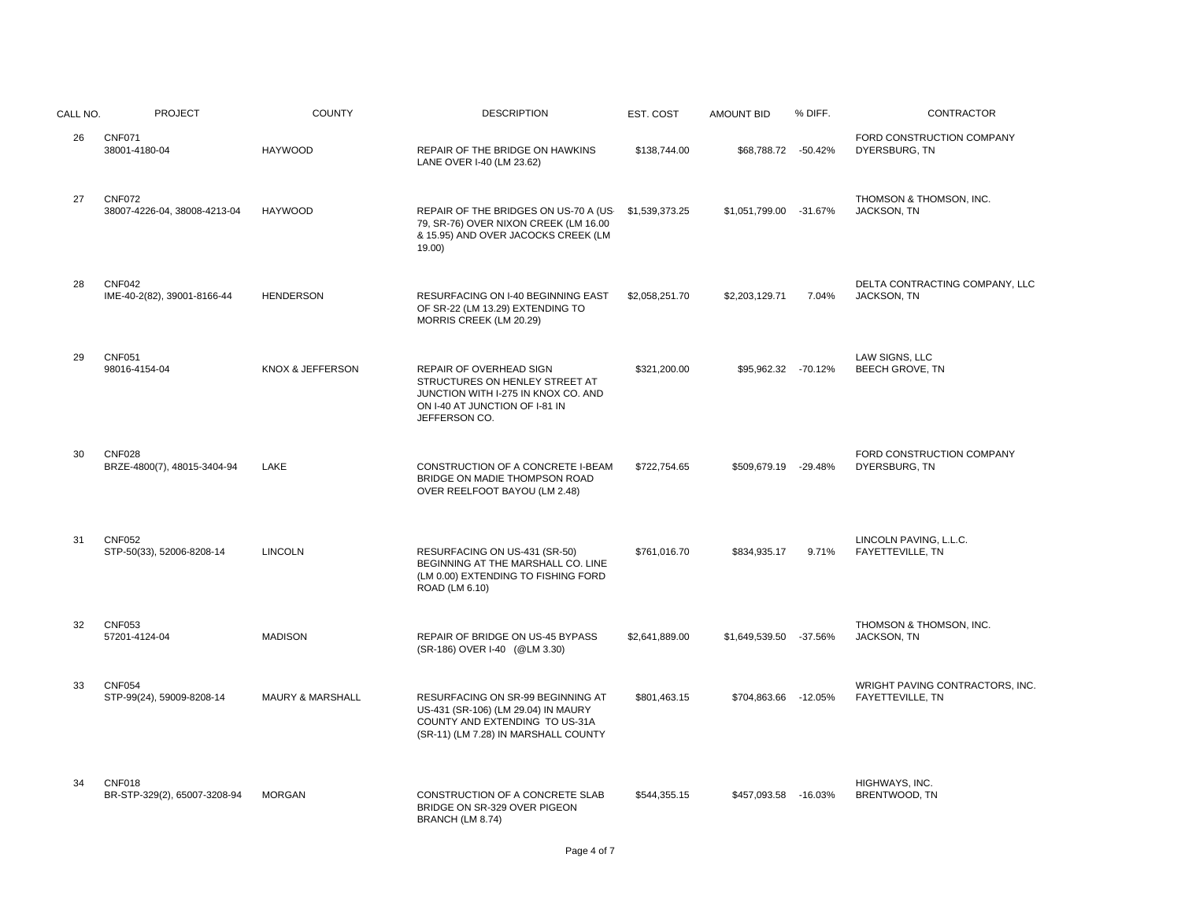| CALL NO. | PROJECT | COUNTY | DESCRIPTION | EST. COST | AMOUNT BID | % DIFF. | CONTRACTOR |
|---|---|---|---|---|---|---|---|
| 26 | CNF071<br>38001-4180-04 | HAYWOOD | REPAIR OF THE BRIDGE ON HAWKINS LANE OVER I-40 (LM 23.62) | $138,744.00 | $68,788.72 | -50.42% | FORD CONSTRUCTION COMPANY<br>DYERSBURG, TN |
| 27 | CNF072<br>38007-4226-04, 38008-4213-04 | HAYWOOD | REPAIR OF THE BRIDGES ON US-70 A (US-79, SR-76) OVER NIXON CREEK (LM 16.00 & 15.95) AND OVER JACOCKS CREEK (LM 19.00) | $1,539,373.25 | $1,051,799.00 | -31.67% | THOMSON & THOMSON, INC.<br>JACKSON, TN |
| 28 | CNF042<br>IME-40-2(82), 39001-8166-44 | HENDERSON | RESURFACING ON I-40 BEGINNING EAST OF SR-22 (LM 13.29) EXTENDING TO MORRIS CREEK (LM 20.29) | $2,058,251.70 | $2,203,129.71 | 7.04% | DELTA CONTRACTING COMPANY, LLC<br>JACKSON, TN |
| 29 | CNF051<br>98016-4154-04 | KNOX & JEFFERSON | REPAIR OF OVERHEAD SIGN STRUCTURES ON HENLEY STREET AT JUNCTION WITH I-275 IN KNOX CO. AND ON I-40 AT JUNCTION OF I-81 IN JEFFERSON CO. | $321,200.00 | $95,962.32 | -70.12% | LAW SIGNS, LLC<br>BEECH GROVE, TN |
| 30 | CNF028<br>BRZE-4800(7), 48015-3404-94 | LAKE | CONSTRUCTION OF A CONCRETE I-BEAM BRIDGE ON MADIE THOMPSON ROAD OVER REELFOOT BAYOU (LM 2.48) | $722,754.65 | $509,679.19 | -29.48% | FORD CONSTRUCTION COMPANY<br>DYERSBURG, TN |
| 31 | CNF052<br>STP-50(33), 52006-8208-14 | LINCOLN | RESURFACING ON US-431 (SR-50) BEGINNING AT THE MARSHALL CO. LINE (LM 0.00) EXTENDING TO FISHING FORD ROAD (LM 6.10) | $761,016.70 | $834,935.17 | 9.71% | LINCOLN PAVING, L.L.C.<br>FAYETTEVILLE, TN |
| 32 | CNF053<br>57201-4124-04 | MADISON | REPAIR OF BRIDGE ON US-45 BYPASS (SR-186) OVER I-40 (@LM 3.30) | $2,641,889.00 | $1,649,539.50 | -37.56% | THOMSON & THOMSON, INC.<br>JACKSON, TN |
| 33 | CNF054<br>STP-99(24), 59009-8208-14 | MAURY & MARSHALL | RESURFACING ON SR-99 BEGINNING AT US-431 (SR-106) (LM 29.04) IN MAURY COUNTY AND EXTENDING TO US-31A (SR-11) (LM 7.28) IN MARSHALL COUNTY | $801,463.15 | $704,863.66 | -12.05% | WRIGHT PAVING CONTRACTORS, INC.<br>FAYETTEVILLE, TN |
| 34 | CNF018<br>BR-STP-329(2), 65007-3208-94 | MORGAN | CONSTRUCTION OF A CONCRETE SLAB BRIDGE ON SR-329 OVER PIGEON BRANCH (LM 8.74) | $544,355.15 | $457,093.58 | -16.03% | HIGHWAYS, INC.<br>BRENTWOOD, TN |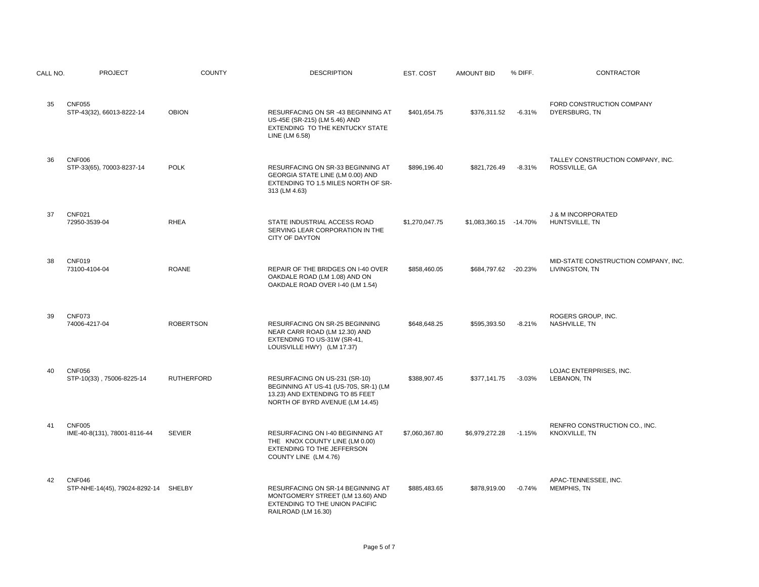| CALL NO. | PROJECT | COUNTY | DESCRIPTION | EST. COST | AMOUNT BID | % DIFF. | CONTRACTOR |
|---|---|---|---|---|---|---|---|
| 35 | CNF055<br>STP-43(32), 66013-8222-14 | OBION | RESURFACING ON SR -43 BEGINNING AT US-45E (SR-215) (LM 5.46) AND EXTENDING TO THE KENTUCKY STATE LINE (LM 6.58) | $401,654.75 | $376,311.52 | -6.31% | FORD CONSTRUCTION COMPANY<br>DYERSBURG, TN |
| 36 | CNF006<br>STP-33(65), 70003-8237-14 | POLK | RESURFACING ON SR-33 BEGINNING AT GEORGIA STATE LINE (LM 0.00) AND EXTENDING TO 1.5 MILES NORTH OF SR-313 (LM 4.63) | $896,196.40 | $821,726.49 | -8.31% | TALLEY CONSTRUCTION COMPANY, INC.<br>ROSSVILLE, GA |
| 37 | CNF021<br>72950-3539-04 | RHEA | STATE INDUSTRIAL ACCESS ROAD SERVING LEAR CORPORATION IN THE CITY OF DAYTON | $1,270,047.75 | $1,083,360.15 | -14.70% | J & M INCORPORATED<br>HUNTSVILLE, TN |
| 38 | CNF019<br>73100-4104-04 | ROANE | REPAIR OF THE BRIDGES ON I-40 OVER OAKDALE ROAD (LM 1.08) AND ON OAKDALE ROAD OVER I-40 (LM 1.54) | $858,460.05 | $684,797.62 | -20.23% | MID-STATE CONSTRUCTION COMPANY, INC.<br>LIVINGSTON, TN |
| 39 | CNF073<br>74006-4217-04 | ROBERTSON | RESURFACING ON SR-25 BEGINNING NEAR CARR ROAD (LM 12.30) AND EXTENDING TO US-31W (SR-41, LOUISVILLE HWY) (LM 17.37) | $648,648.25 | $595,393.50 | -8.21% | ROGERS GROUP, INC.<br>NASHVILLE, TN |
| 40 | CNF056<br>STP-10(33) , 75006-8225-14 | RUTHERFORD | RESURFACING ON US-231 (SR-10) BEGINNING AT US-41 (US-70S, SR-1) (LM 13.23) AND EXTENDING TO 85 FEET NORTH OF BYRD AVENUE (LM 14.45) | $388,907.45 | $377,141.75 | -3.03% | LOJAC ENTERPRISES, INC.<br>LEBANON, TN |
| 41 | CNF005<br>IME-40-8(131), 78001-8116-44 | SEVIER | RESURFACING ON I-40 BEGINNING AT THE KNOX COUNTY LINE (LM 0.00) EXTENDING TO THE JEFFERSON COUNTY LINE (LM 4.76) | $7,060,367.80 | $6,979,272.28 | -1.15% | RENFRO CONSTRUCTION CO., INC.<br>KNOXVILLE, TN |
| 42 | CNF046<br>STP-NHE-14(45), 79024-8292-14 | SHELBY | RESURFACING ON SR-14 BEGINNING AT MONTGOMERY STREET (LM 13.60) AND EXTENDING TO THE UNION PACIFIC RAILROAD (LM 16.30) | $885,483.65 | $878,919.00 | -0.74% | APAC-TENNESSEE, INC.<br>MEMPHIS, TN |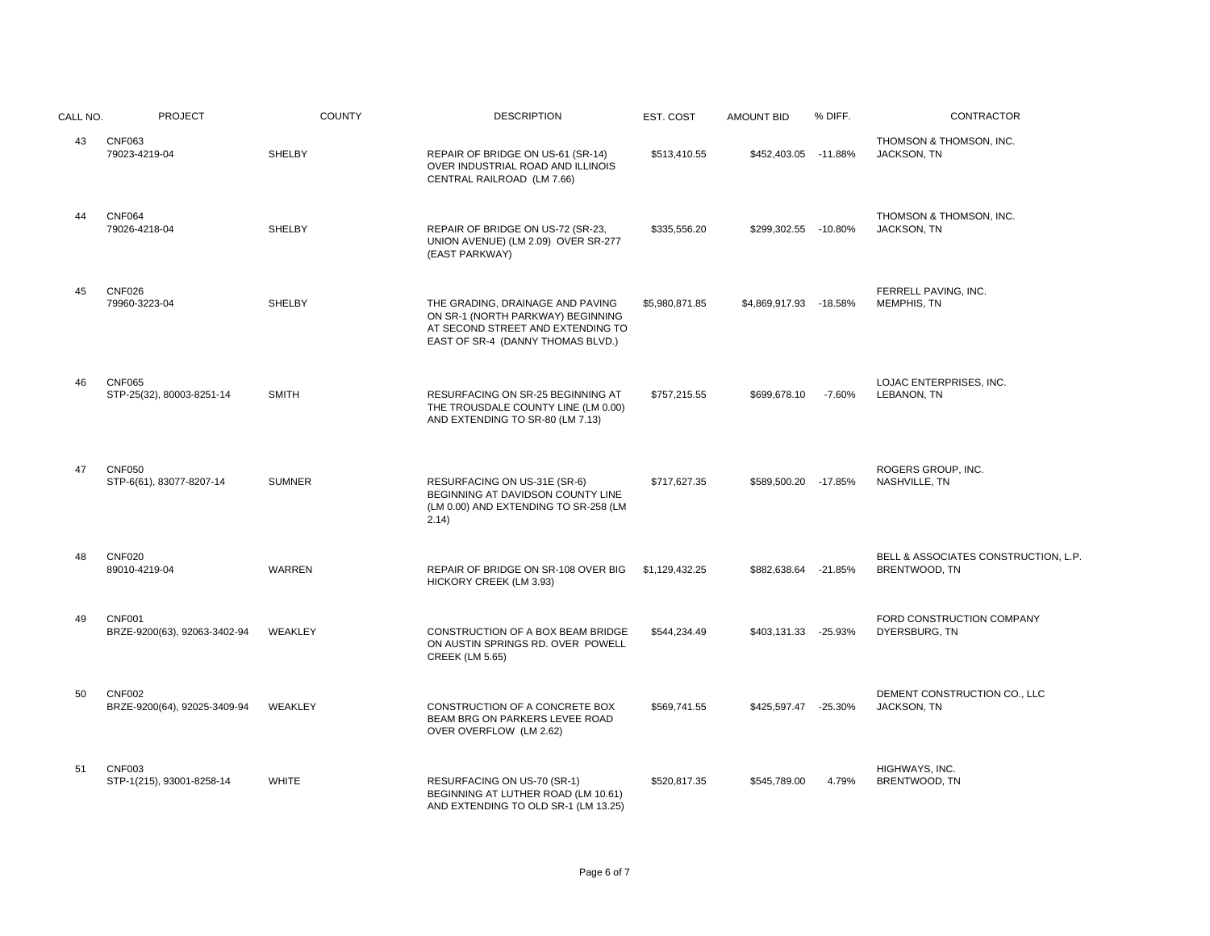| CALL NO. | PROJECT | COUNTY | DESCRIPTION | EST. COST | AMOUNT BID | % DIFF. | CONTRACTOR |
|---|---|---|---|---|---|---|---|
| 43 | CNF063<br>79023-4219-04 | SHELBY | REPAIR OF BRIDGE ON US-61 (SR-14) OVER INDUSTRIAL ROAD AND ILLINOIS CENTRAL RAILROAD (LM 7.66) | $513,410.55 | $452,403.05 | -11.88% | THOMSON & THOMSON, INC.<br>JACKSON, TN |
| 44 | CNF064<br>79026-4218-04 | SHELBY | REPAIR OF BRIDGE ON US-72 (SR-23, UNION AVENUE) (LM 2.09) OVER SR-277 (EAST PARKWAY) | $335,556.20 | $299,302.55 | -10.80% | THOMSON & THOMSON, INC.<br>JACKSON, TN |
| 45 | CNF026<br>79960-3223-04 | SHELBY | THE GRADING, DRAINAGE AND PAVING ON SR-1 (NORTH PARKWAY) BEGINNING AT SECOND STREET AND EXTENDING TO EAST OF SR-4 (DANNY THOMAS BLVD.) | $5,980,871.85 | $4,869,917.93 | -18.58% | FERRELL PAVING, INC.<br>MEMPHIS, TN |
| 46 | CNF065<br>STP-25(32), 80003-8251-14 | SMITH | RESURFACING ON SR-25 BEGINNING AT THE TROUSDALE COUNTY LINE (LM 0.00) AND EXTENDING TO SR-80 (LM 7.13) | $757,215.55 | $699,678.10 | -7.60% | LOJAC ENTERPRISES, INC.<br>LEBANON, TN |
| 47 | CNF050<br>STP-6(61), 83077-8207-14 | SUMNER | RESURFACING ON US-31E (SR-6) BEGINNING AT DAVIDSON COUNTY LINE (LM 0.00) AND EXTENDING TO SR-258 (LM 2.14) | $717,627.35 | $589,500.20 | -17.85% | ROGERS GROUP, INC.<br>NASHVILLE, TN |
| 48 | CNF020<br>89010-4219-04 | WARREN | REPAIR OF BRIDGE ON SR-108 OVER BIG HICKORY CREEK (LM 3.93) | $1,129,432.25 | $882,638.64 | -21.85% | BELL & ASSOCIATES CONSTRUCTION, L.P.<br>BRENTWOOD, TN |
| 49 | CNF001<br>BRZE-9200(63), 92063-3402-94 | WEAKLEY | CONSTRUCTION OF A BOX BEAM BRIDGE ON AUSTIN SPRINGS RD. OVER POWELL CREEK (LM 5.65) | $544,234.49 | $403,131.33 | -25.93% | FORD CONSTRUCTION COMPANY<br>DYERSBURG, TN |
| 50 | CNF002<br>BRZE-9200(64), 92025-3409-94 | WEAKLEY | CONSTRUCTION OF A CONCRETE BOX BEAM BRG ON PARKERS LEVEE ROAD OVER OVERFLOW (LM 2.62) | $569,741.55 | $425,597.47 | -25.30% | DEMENT CONSTRUCTION CO., LLC<br>JACKSON, TN |
| 51 | CNF003<br>STP-1(215), 93001-8258-14 | WHITE | RESURFACING ON US-70 (SR-1) BEGINNING AT LUTHER ROAD (LM 10.61) AND EXTENDING TO OLD SR-1 (LM 13.25) | $520,817.35 | $545,789.00 | 4.79% | HIGHWAYS, INC.<br>BRENTWOOD, TN |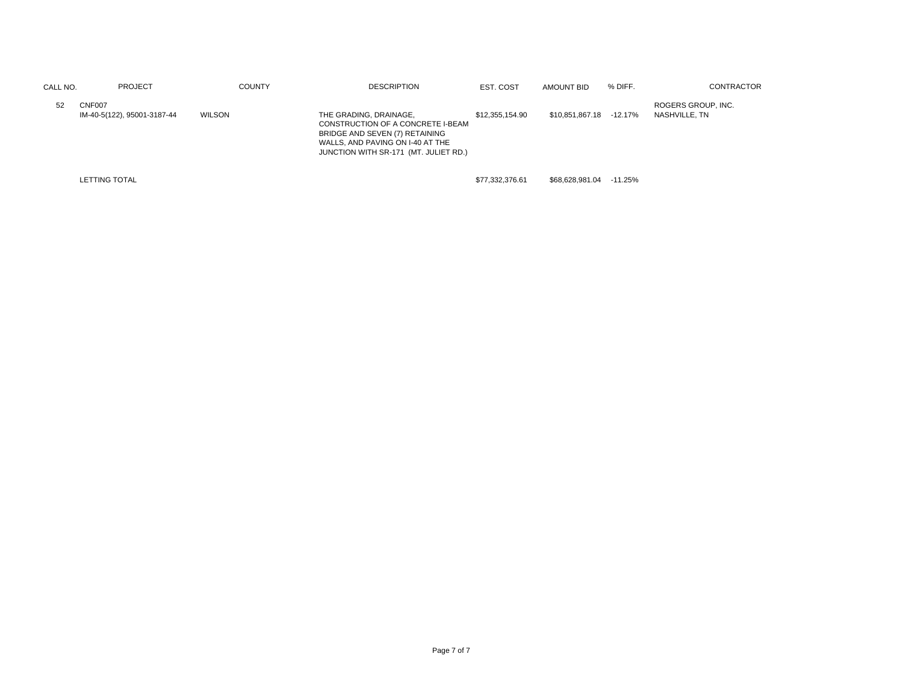| CALL NO. | PROJECT | COUNTY | DESCRIPTION | EST. COST | AMOUNT BID | % DIFF. | CONTRACTOR |
|---|---|---|---|---|---|---|---|
| 52 | CNF007<br>IM-40-5(122), 95001-3187-44 | WILSON | THE GRADING, DRAINAGE, CONSTRUCTION OF A CONCRETE I-BEAM BRIDGE AND SEVEN (7) RETAINING WALLS, AND PAVING ON I-40 AT THE JUNCTION WITH SR-171 (MT. JULIET RD.) | $12,355,154.90 | $10,851,867.18 | -12.17% | ROGERS GROUP, INC.<br>NASHVILLE, TN |
| | LETTING TOTAL | | | $77,332,376.61 | $68,628,981.04 | -11.25% | |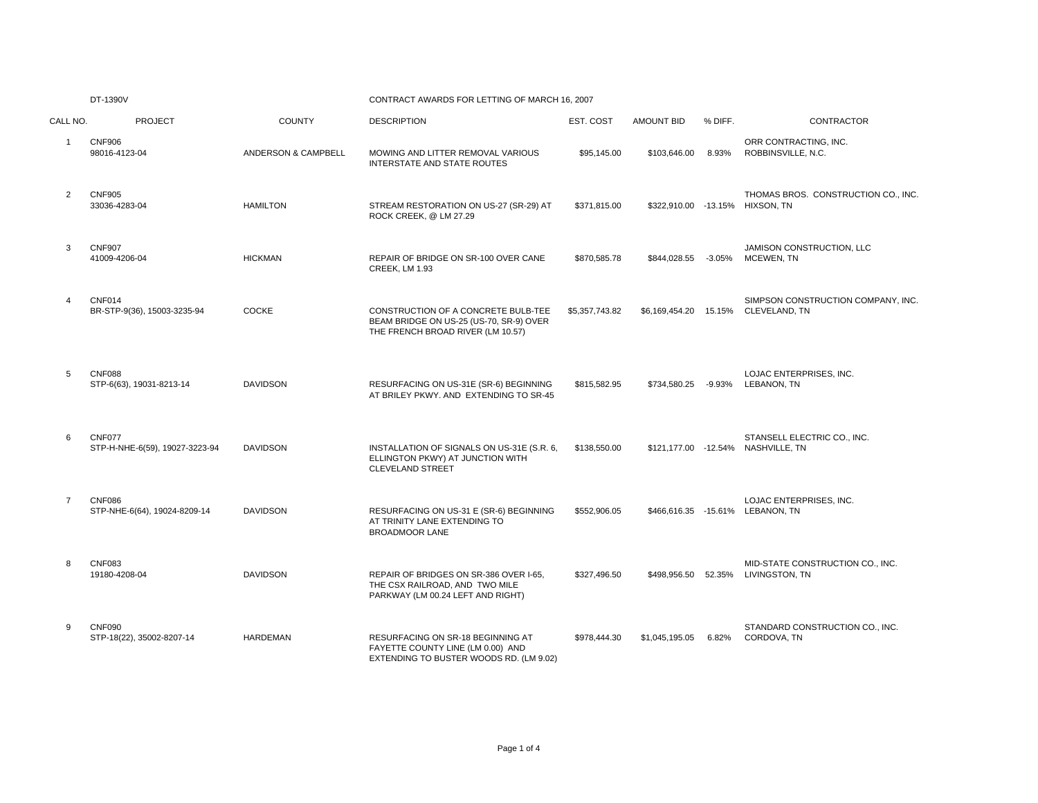DT-1390V

CONTRACT AWARDS FOR LETTING OF MARCH 16, 2007

| CALL NO. | PROJECT | COUNTY | DESCRIPTION | EST. COST | AMOUNT BID | % DIFF. | CONTRACTOR |
|---|---|---|---|---|---|---|---|
| 1 | CNF906<br>98016-4123-04 | ANDERSON & CAMPBELL | MOWING AND LITTER REMOVAL VARIOUS INTERSTATE AND STATE ROUTES | $95,145.00 | $103,646.00 | 8.93% | ORR CONTRACTING, INC.<br>ROBBINSVILLE, N.C. |
| 2 | CNF905<br>33036-4283-04 | HAMILTON | STREAM RESTORATION ON US-27 (SR-29) AT ROCK CREEK, @ LM 27.29 | $371,815.00 | $322,910.00 | -13.15% | THOMAS BROS. CONSTRUCTION CO., INC.<br>HIXSON, TN |
| 3 | CNF907<br>41009-4206-04 | HICKMAN | REPAIR OF BRIDGE ON SR-100 OVER CANE CREEK, LM 1.93 | $870,585.78 | $844,028.55 | -3.05% | JAMISON CONSTRUCTION, LLC<br>MCEWEN, TN |
| 4 | CNF014<br>BR-STP-9(36), 15003-3235-94 | COCKE | CONSTRUCTION OF A CONCRETE BULB-TEE BEAM BRIDGE ON US-25 (US-70, SR-9) OVER THE FRENCH BROAD RIVER (LM 10.57) | $5,357,743.82 | $6,169,454.20 | 15.15% | SIMPSON CONSTRUCTION COMPANY, INC.<br>CLEVELAND, TN |
| 5 | CNF088<br>STP-6(63), 19031-8213-14 | DAVIDSON | RESURFACING ON US-31E (SR-6) BEGINNING AT BRILEY PKWY. AND EXTENDING TO SR-45 | $815,582.95 | $734,580.25 | -9.93% | LOJAC ENTERPRISES, INC.<br>LEBANON, TN |
| 6 | CNF077<br>STP-H-NHE-6(59), 19027-3223-94 | DAVIDSON | INSTALLATION OF SIGNALS ON US-31E (S.R. 6, ELLINGTON PKWY) AT JUNCTION WITH CLEVELAND STREET | $138,550.00 | $121,177.00 | -12.54% | STANSELL ELECTRIC CO., INC.<br>NASHVILLE, TN |
| 7 | CNF086<br>STP-NHE-6(64), 19024-8209-14 | DAVIDSON | RESURFACING ON US-31 E (SR-6) BEGINNING AT TRINITY LANE EXTENDING TO BROADMOOR LANE | $552,906.05 | $466,616.35 | -15.61% | LOJAC ENTERPRISES, INC.<br>LEBANON, TN |
| 8 | CNF083<br>19180-4208-04 | DAVIDSON | REPAIR OF BRIDGES ON SR-386 OVER I-65, THE CSX RAILROAD, AND TWO MILE PARKWAY (LM 00.24 LEFT AND RIGHT) | $327,496.50 | $498,956.50 | 52.35% | MID-STATE CONSTRUCTION CO., INC.<br>LIVINGSTON, TN |
| 9 | CNF090<br>STP-18(22), 35002-8207-14 | HARDEMAN | RESURFACING ON SR-18 BEGINNING AT FAYETTE COUNTY LINE (LM 0.00) AND EXTENDING TO BUSTER WOODS RD. (LM 9.02) | $978,444.30 | $1,045,195.05 | 6.82% | STANDARD CONSTRUCTION CO., INC.<br>CORDOVA, TN |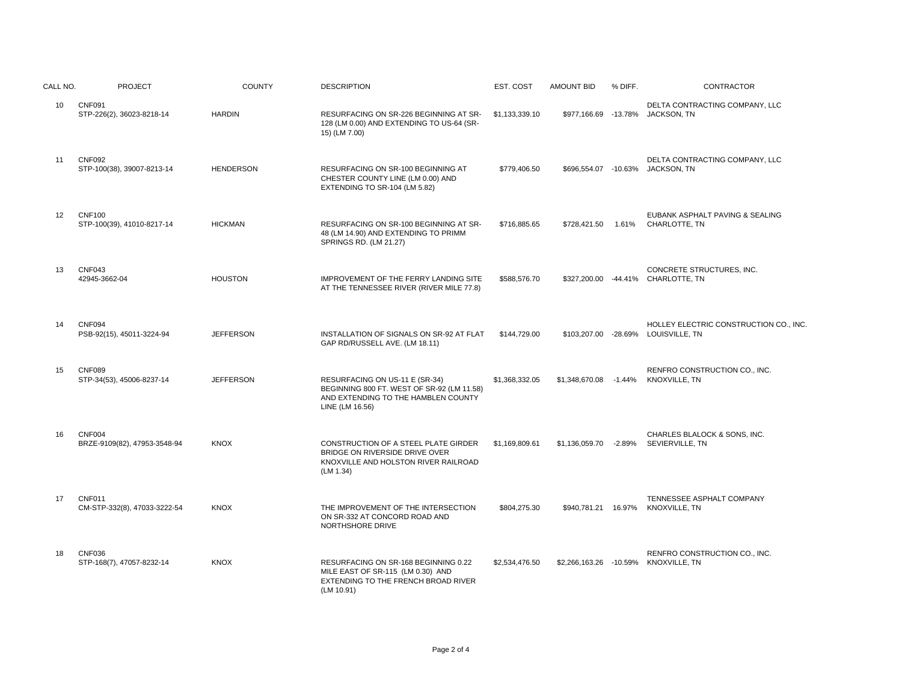| CALL NO. | PROJECT | COUNTY | DESCRIPTION | EST. COST | AMOUNT BID | % DIFF. | CONTRACTOR |
|---|---|---|---|---|---|---|---|
| 10 | CNF091<br>STP-226(2), 36023-8218-14 | HARDIN | RESURFACING ON SR-226 BEGINNING AT SR-128 (LM 0.00) AND EXTENDING TO US-64 (SR-15) (LM 7.00) | $1,133,339.10 | $977,166.69 | -13.78% | DELTA CONTRACTING COMPANY, LLC<br>JACKSON, TN |
| 11 | CNF092<br>STP-100(38), 39007-8213-14 | HENDERSON | RESURFACING ON SR-100 BEGINNING AT CHESTER COUNTY LINE (LM 0.00) AND EXTENDING TO SR-104 (LM 5.82) | $779,406.50 | $696,554.07 | -10.63% | DELTA CONTRACTING COMPANY, LLC<br>JACKSON, TN |
| 12 | CNF100<br>STP-100(39), 41010-8217-14 | HICKMAN | RESURFACING ON SR-100 BEGINNING AT SR-48 (LM 14.90) AND EXTENDING TO PRIMM SPRINGS RD. (LM 21.27) | $716,885.65 | $728,421.50 | 1.61% | EUBANK ASPHALT PAVING & SEALING<br>CHARLOTTE, TN |
| 13 | CNF043<br>42945-3662-04 | HOUSTON | IMPROVEMENT OF THE FERRY LANDING SITE AT THE TENNESSEE RIVER (RIVER MILE 77.8) | $588,576.70 | $327,200.00 | -44.41% | CONCRETE STRUCTURES, INC.<br>CHARLOTTE, TN |
| 14 | CNF094<br>PSB-92(15), 45011-3224-94 | JEFFERSON | INSTALLATION OF SIGNALS ON SR-92 AT FLAT GAP RD/RUSSELL AVE. (LM 18.11) | $144,729.00 | $103,207.00 | -28.69% | HOLLEY ELECTRIC CONSTRUCTION CO., INC.<br>LOUISVILLE, TN |
| 15 | CNF089<br>STP-34(53), 45006-8237-14 | JEFFERSON | RESURFACING ON US-11 E (SR-34) BEGINNING 800 FT. WEST OF SR-92 (LM 11.58) AND EXTENDING TO THE HAMBLEN COUNTY LINE (LM 16.56) | $1,368,332.05 | $1,348,670.08 | -1.44% | RENFRO CONSTRUCTION CO., INC.<br>KNOXVILLE, TN |
| 16 | CNF004<br>BRZE-9109(82), 47953-3548-94 | KNOX | CONSTRUCTION OF A STEEL PLATE GIRDER BRIDGE ON RIVERSIDE DRIVE OVER KNOXVILLE AND HOLSTON RIVER RAILROAD (LM 1.34) | $1,169,809.61 | $1,136,059.70 | -2.89% | CHARLES BLALOCK & SONS, INC.<br>SEVIERVILLE, TN |
| 17 | CNF011<br>CM-STP-332(8), 47033-3222-54 | KNOX | THE IMPROVEMENT OF THE INTERSECTION ON SR-332 AT CONCORD ROAD AND NORTHSHORE DRIVE | $804,275.30 | $940,781.21 | 16.97% | TENNESSEE ASPHALT COMPANY<br>KNOXVILLE, TN |
| 18 | CNF036<br>STP-168(7), 47057-8232-14 | KNOX | RESURFACING ON SR-168 BEGINNING 0.22 MILE EAST OF SR-115 (LM 0.30) AND EXTENDING TO THE FRENCH BROAD RIVER (LM 10.91) | $2,534,476.50 | $2,266,163.26 | -10.59% | RENFRO CONSTRUCTION CO., INC.<br>KNOXVILLE, TN |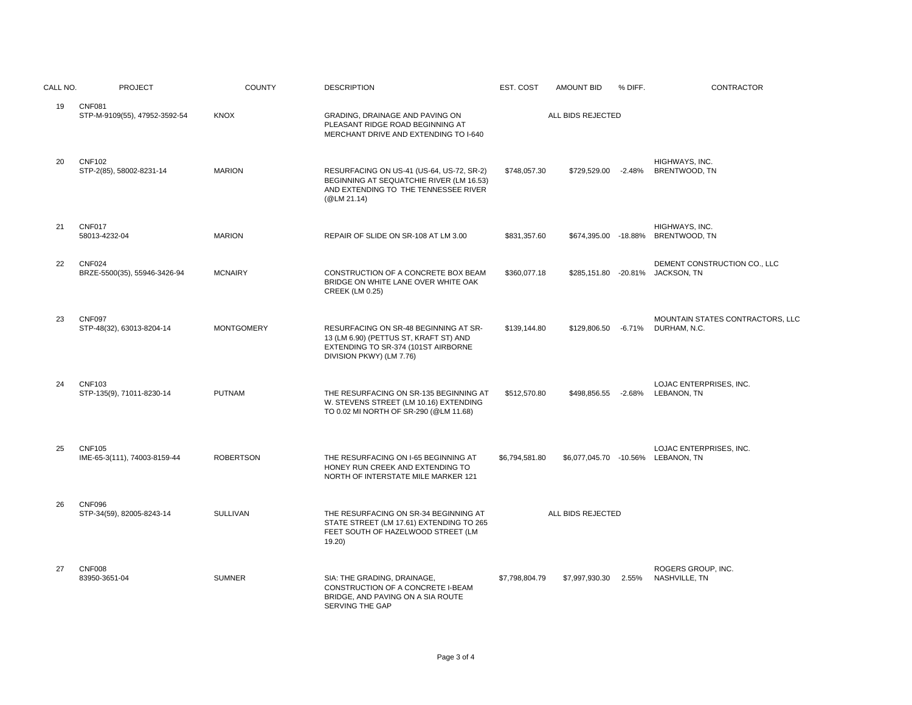| CALL NO. | PROJECT | COUNTY | DESCRIPTION | EST. COST | AMOUNT BID | % DIFF. | CONTRACTOR |
|---|---|---|---|---|---|---|---|
| 19 | CNF081 STP-M-9109(55), 47952-3592-54 | KNOX | GRADING, DRAINAGE AND PAVING ON PLEASANT RIDGE ROAD BEGINNING AT MERCHANT DRIVE AND EXTENDING TO I-640 | | ALL BIDS REJECTED | | |
| 20 | CNF102 STP-2(85), 58002-8231-14 | MARION | RESURFACING ON US-41 (US-64, US-72, SR-2) BEGINNING AT SEQUATCHIE RIVER (LM 16.53) AND EXTENDING TO THE TENNESSEE RIVER (@LM 21.14) | $748,057.30 | $729,529.00 | -2.48% | HIGHWAYS, INC. BRENTWOOD, TN |
| 21 | CNF017 58013-4232-04 | MARION | REPAIR OF SLIDE ON SR-108 AT LM 3.00 | $831,357.60 | $674,395.00 | -18.88% | HIGHWAYS, INC. BRENTWOOD, TN |
| 22 | CNF024 BRZE-5500(35), 55946-3426-94 | MCNAIRY | CONSTRUCTION OF A CONCRETE BOX BEAM BRIDGE ON WHITE LANE OVER WHITE OAK CREEK (LM 0.25) | $360,077.18 | $285,151.80 | -20.81% | DEMENT CONSTRUCTION CO., LLC JACKSON, TN |
| 23 | CNF097 STP-48(32), 63013-8204-14 | MONTGOMERY | RESURFACING ON SR-48 BEGINNING AT SR-13 (LM 6.90) (PETTUS ST, KRAFT ST) AND EXTENDING TO SR-374 (101ST AIRBORNE DIVISION PKWY) (LM 7.76) | $139,144.80 | $129,806.50 | -6.71% | MOUNTAIN STATES CONTRACTORS, LLC DURHAM, N.C. |
| 24 | CNF103 STP-135(9), 71011-8230-14 | PUTNAM | THE RESURFACING ON SR-135 BEGINNING AT W. STEVENS STREET (LM 10.16) EXTENDING TO 0.02 MI NORTH OF SR-290 (@LM 11.68) | $512,570.80 | $498,856.55 | -2.68% | LOJAC ENTERPRISES, INC. LEBANON, TN |
| 25 | CNF105 IME-65-3(111), 74003-8159-44 | ROBERTSON | THE RESURFACING ON I-65 BEGINNING AT HONEY RUN CREEK AND EXTENDING TO NORTH OF INTERSTATE MILE MARKER 121 | $6,794,581.80 | $6,077,045.70 | -10.56% | LOJAC ENTERPRISES, INC. LEBANON, TN |
| 26 | CNF096 STP-34(59), 82005-8243-14 | SULLIVAN | THE RESURFACING ON SR-34 BEGINNING AT STATE STREET (LM 17.61) EXTENDING TO 265 FEET SOUTH OF HAZELWOOD STREET (LM 19.20) | | ALL BIDS REJECTED | | |
| 27 | CNF008 83950-3651-04 | SUMNER | SIA: THE GRADING, DRAINAGE, CONSTRUCTION OF A CONCRETE I-BEAM BRIDGE, AND PAVING ON A SIA ROUTE SERVING THE GAP | $7,798,804.79 | $7,997,930.30 | 2.55% | ROGERS GROUP, INC. NASHVILLE, TN |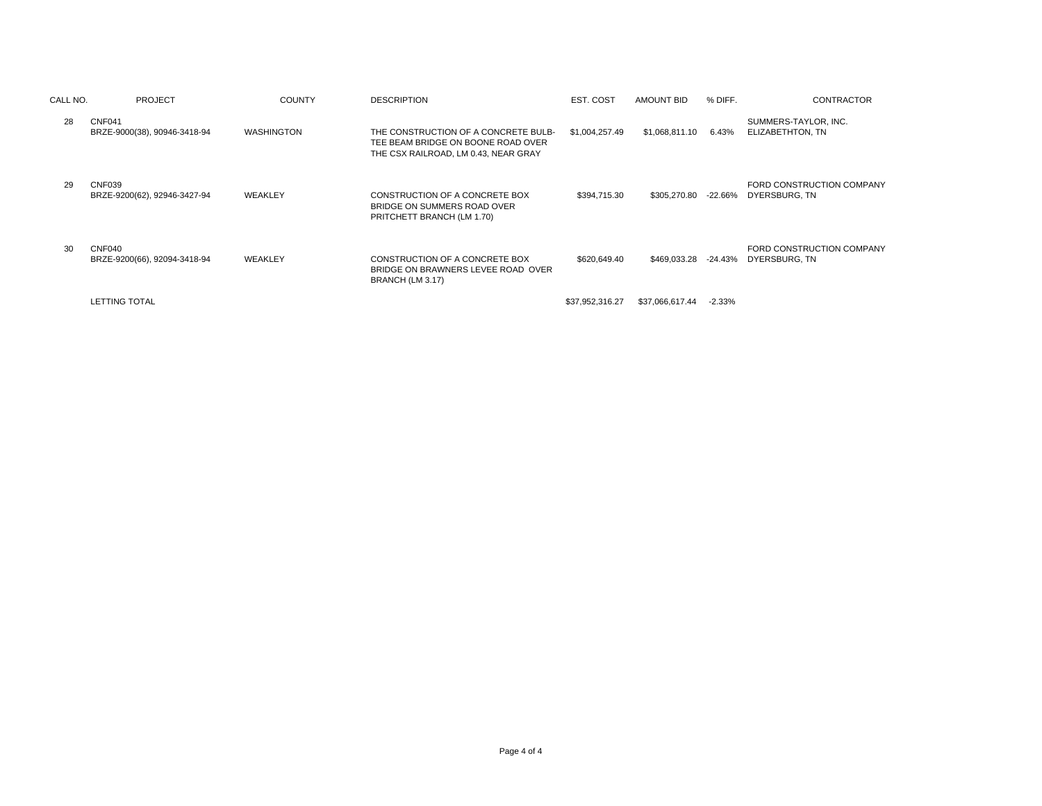| CALL NO. | PROJECT | COUNTY | DESCRIPTION | EST. COST | AMOUNT BID | % DIFF. | CONTRACTOR |
|---|---|---|---|---|---|---|---|
| 28 | CNF041<br>BRZE-9000(38), 90946-3418-94 | WASHINGTON | THE CONSTRUCTION OF A CONCRETE BULB-TEE BEAM BRIDGE ON BOONE ROAD OVER THE CSX RAILROAD, LM 0.43, NEAR GRAY | $1,004,257.49 | $1,068,811.10 | 6.43% | SUMMERS-TAYLOR, INC.<br>ELIZABETHTON, TN |
| 29 | CNF039<br>BRZE-9200(62), 92946-3427-94 | WEAKLEY | CONSTRUCTION OF A CONCRETE BOX BRIDGE ON SUMMERS ROAD OVER PRITCHETT BRANCH (LM 1.70) | $394,715.30 | $305,270.80 | -22.66% | FORD CONSTRUCTION COMPANY<br>DYERSBURG, TN |
| 30 | CNF040<br>BRZE-9200(66), 92094-3418-94 | WEAKLEY | CONSTRUCTION OF A CONCRETE BOX BRIDGE ON BRAWNERS LEVEE ROAD OVER BRANCH (LM 3.17) | $620,649.40 | $469,033.28 | -24.43% | FORD CONSTRUCTION COMPANY<br>DYERSBURG, TN |
| | LETTING TOTAL | | | $37,952,316.27 | $37,066,617.44 | -2.33% | |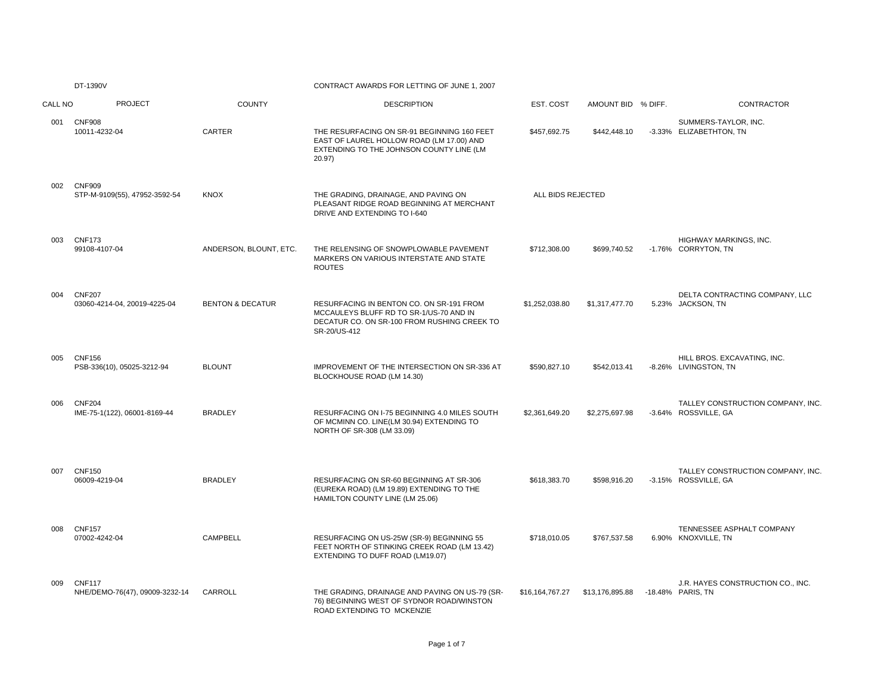DT-1390V

CONTRACT AWARDS FOR LETTING OF JUNE 1, 2007

| CALL NO | PROJECT | COUNTY | DESCRIPTION | EST. COST | AMOUNT BID | % DIFF. | CONTRACTOR |
|---|---|---|---|---|---|---|---|
| 001 | CNF908<br>10011-4232-04 | CARTER | THE RESURFACING ON SR-91 BEGINNING 160 FEET EAST OF LAUREL HOLLOW ROAD (LM 17.00) AND EXTENDING TO THE JOHNSON COUNTY LINE (LM 20.97) | $457,692.75 | $442,448.10 | -3.33% | SUMMERS-TAYLOR, INC.<br>ELIZABETHTON, TN |
| 002 | CNF909<br>STP-M-9109(55), 47952-3592-54 | KNOX | THE GRADING, DRAINAGE, AND PAVING ON PLEASANT RIDGE ROAD BEGINNING AT MERCHANT DRIVE AND EXTENDING TO I-640 | ALL BIDS REJECTED | | | |
| 003 | CNF173<br>99108-4107-04 | ANDERSON, BLOUNT, ETC. | THE RELENSING OF SNOWPLOWABLE PAVEMENT MARKERS ON VARIOUS INTERSTATE AND STATE ROUTES | $712,308.00 | $699,740.52 | -1.76% | HIGHWAY MARKINGS, INC.<br>CORRYTON, TN |
| 004 | CNF207<br>03060-4214-04, 20019-4225-04 | BENTON & DECATUR | RESURFACING IN BENTON CO. ON SR-191 FROM MCCAULEYS BLUFF RD TO SR-1/US-70 AND IN DECATUR CO. ON SR-100 FROM RUSHING CREEK TO SR-20/US-412 | $1,252,038.80 | $1,317,477.70 | 5.23% | DELTA CONTRACTING COMPANY, LLC<br>JACKSON, TN |
| 005 | CNF156<br>PSB-336(10), 05025-3212-94 | BLOUNT | IMPROVEMENT OF THE INTERSECTION ON SR-336 AT BLOCKHOUSE ROAD (LM 14.30) | $590,827.10 | $542,013.41 | -8.26% | HILL BROS. EXCAVATING, INC.<br>LIVINGSTON, TN |
| 006 | CNF204<br>IME-75-1(122), 06001-8169-44 | BRADLEY | RESURFACING ON I-75 BEGINNING 4.0 MILES SOUTH OF MCMINN CO. LINE(LM 30.94) EXTENDING TO NORTH OF SR-308 (LM 33.09) | $2,361,649.20 | $2,275,697.98 | -3.64% | TALLEY CONSTRUCTION COMPANY, INC.<br>ROSSVILLE, GA |
| 007 | CNF150<br>06009-4219-04 | BRADLEY | RESURFACING ON SR-60 BEGINNING AT SR-306 (EUREKA ROAD) (LM 19.89) EXTENDING TO THE HAMILTON COUNTY LINE (LM 25.06) | $618,383.70 | $598,916.20 | -3.15% | TALLEY CONSTRUCTION COMPANY, INC.<br>ROSSVILLE, GA |
| 008 | CNF157<br>07002-4242-04 | CAMPBELL | RESURFACING ON US-25W (SR-9) BEGINNING 55 FEET NORTH OF STINKING CREEK ROAD (LM 13.42) EXTENDING TO DUFF ROAD (LM19.07) | $718,010.05 | $767,537.58 | 6.90% | TENNESSEE ASPHALT COMPANY<br>KNOXVILLE, TN |
| 009 | CNF117<br>NHE/DEMO-76(47), 09009-3232-14 | CARROLL | THE GRADING, DRAINAGE AND PAVING ON US-79 (SR-76) BEGINNING WEST OF SYDNOR ROAD/WINSTON ROAD EXTENDING TO MCKENZIE | $16,164,767.27 | $13,176,895.88 | -18.48% | J.R. HAYES CONSTRUCTION CO., INC.<br>PARIS, TN |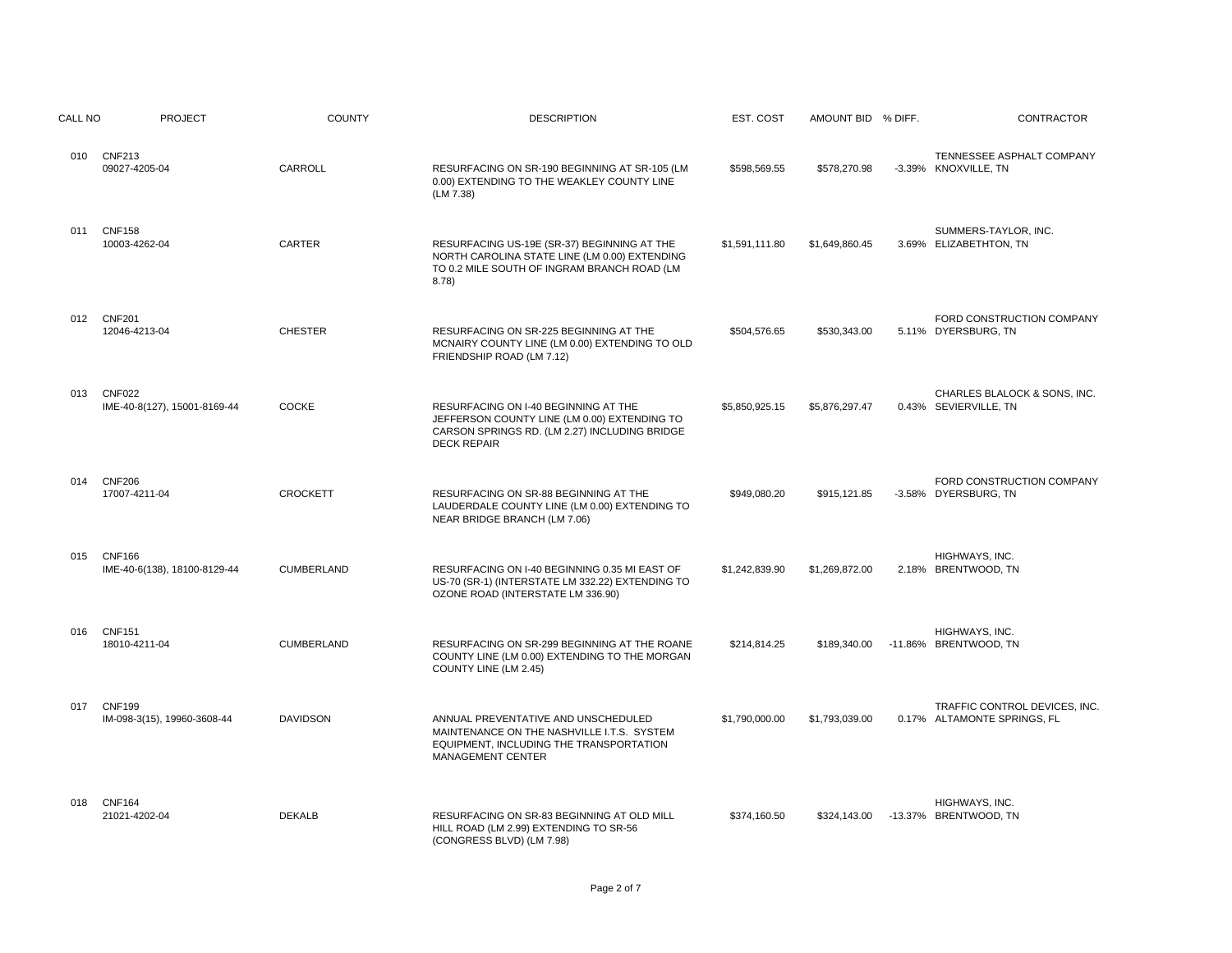| CALL NO | PROJECT | COUNTY | DESCRIPTION | EST. COST | AMOUNT BID | % DIFF. | CONTRACTOR |
|---|---|---|---|---|---|---|---|
| 010 | CNF213<br>09027-4205-04 | CARROLL | RESURFACING ON SR-190 BEGINNING AT SR-105 (LM 0.00) EXTENDING TO THE WEAKLEY COUNTY LINE (LM 7.38) | $598,569.55 | $578,270.98 | -3.39% | TENNESSEE ASPHALT COMPANY<br>KNOXVILLE, TN |
| 011 | CNF158<br>10003-4262-04 | CARTER | RESURFACING US-19E (SR-37) BEGINNING AT THE NORTH CAROLINA STATE LINE (LM 0.00) EXTENDING TO 0.2 MILE SOUTH OF INGRAM BRANCH ROAD (LM 8.78) | $1,591,111.80 | $1,649,860.45 | 3.69% | SUMMERS-TAYLOR, INC.<br>ELIZABETHTON, TN |
| 012 | CNF201<br>12046-4213-04 | CHESTER | RESURFACING ON SR-225 BEGINNING AT THE MCNAIRY COUNTY LINE (LM 0.00) EXTENDING TO OLD FRIENDSHIP ROAD (LM 7.12) | $504,576.65 | $530,343.00 | 5.11% | FORD CONSTRUCTION COMPANY<br>DYERSBURG, TN |
| 013 | CNF022<br>IME-40-8(127), 15001-8169-44 | COCKE | RESURFACING ON I-40 BEGINNING AT THE JEFFERSON COUNTY LINE (LM 0.00) EXTENDING TO CARSON SPRINGS RD. (LM 2.27) INCLUDING BRIDGE DECK REPAIR | $5,850,925.15 | $5,876,297.47 | 0.43% | CHARLES BLALOCK & SONS, INC.<br>SEVIERVILLE, TN |
| 014 | CNF206<br>17007-4211-04 | CROCKETT | RESURFACING ON SR-88 BEGINNING AT THE LAUDERDALE COUNTY LINE (LM 0.00) EXTENDING TO NEAR BRIDGE BRANCH (LM 7.06) | $949,080.20 | $915,121.85 | -3.58% | FORD CONSTRUCTION COMPANY<br>DYERSBURG, TN |
| 015 | CNF166<br>IME-40-6(138), 18100-8129-44 | CUMBERLAND | RESURFACING ON I-40 BEGINNING 0.35 MI EAST OF US-70 (SR-1) (INTERSTATE LM 332.22) EXTENDING TO OZONE ROAD (INTERSTATE LM 336.90) | $1,242,839.90 | $1,269,872.00 | 2.18% | HIGHWAYS, INC.<br>BRENTWOOD, TN |
| 016 | CNF151<br>18010-4211-04 | CUMBERLAND | RESURFACING ON SR-299 BEGINNING AT THE ROANE COUNTY LINE (LM 0.00) EXTENDING TO THE MORGAN COUNTY LINE (LM 2.45) | $214,814.25 | $189,340.00 | -11.86% | HIGHWAYS, INC.<br>BRENTWOOD, TN |
| 017 | CNF199<br>IM-098-3(15), 19960-3608-44 | DAVIDSON | ANNUAL PREVENTATIVE AND UNSCHEDULED MAINTENANCE ON THE NASHVILLE I.T.S. SYSTEM EQUIPMENT, INCLUDING THE TRANSPORTATION MANAGEMENT CENTER | $1,790,000.00 | $1,793,039.00 | 0.17% | TRAFFIC CONTROL DEVICES, INC.<br>ALTAMONTE SPRINGS, FL |
| 018 | CNF164<br>21021-4202-04 | DEKALB | RESURFACING ON SR-83 BEGINNING AT OLD MILL HILL ROAD (LM 2.99) EXTENDING TO SR-56 (CONGRESS BLVD) (LM 7.98) | $374,160.50 | $324,143.00 | -13.37% | HIGHWAYS, INC.<br>BRENTWOOD, TN |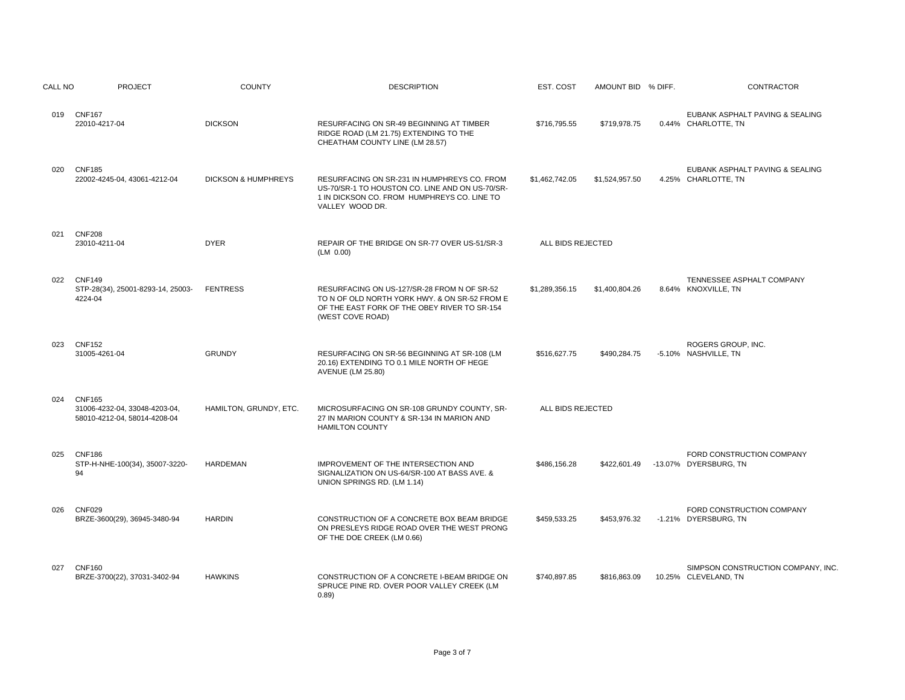| CALL NO | PROJECT | COUNTY | DESCRIPTION | EST. COST | AMOUNT BID | % DIFF. | CONTRACTOR |
|---|---|---|---|---|---|---|---|
| 019 | CNF167<br>22010-4217-04 | DICKSON | RESURFACING ON SR-49 BEGINNING AT TIMBER RIDGE ROAD (LM 21.75) EXTENDING TO THE CHEATHAM COUNTY LINE (LM 28.57) | $716,795.55 | $719,978.75 | 0.44% | EUBANK ASPHALT PAVING & SEALING<br>CHARLOTTE, TN |
| 020 | CNF185<br>22002-4245-04, 43061-4212-04 | DICKSON & HUMPHREYS | RESURFACING ON SR-231 IN HUMPHREYS CO. FROM US-70/SR-1 TO HOUSTON CO. LINE AND ON US-70/SR-1 IN DICKSON CO. FROM HUMPHREYS CO. LINE TO VALLEY WOOD DR. | $1,462,742.05 | $1,524,957.50 | 4.25% | EUBANK ASPHALT PAVING & SEALING<br>CHARLOTTE, TN |
| 021 | CNF208<br>23010-4211-04 | DYER | REPAIR OF THE BRIDGE ON SR-77 OVER US-51/SR-3 (LM 0.00) | ALL BIDS REJECTED | | | |
| 022 | CNF149<br>STP-28(34), 25001-8293-14, 25003-4224-04 | FENTRESS | RESURFACING ON US-127/SR-28 FROM N OF SR-52 TO N OF OLD NORTH YORK HWY. & ON SR-52 FROM E OF THE EAST FORK OF THE OBEY RIVER TO SR-154 (WEST COVE ROAD) | $1,289,356.15 | $1,400,804.26 | 8.64% | TENNESSEE ASPHALT COMPANY<br>KNOXVILLE, TN |
| 023 | CNF152<br>31005-4261-04 | GRUNDY | RESURFACING ON SR-56 BEGINNING AT SR-108 (LM 20.16) EXTENDING TO 0.1 MILE NORTH OF HEGE AVENUE (LM 25.80) | $516,627.75 | $490,284.75 | -5.10% | ROGERS GROUP, INC.<br>NASHVILLE, TN |
| 024 | CNF165<br>31006-4232-04, 33048-4203-04, 58010-4212-04, 58014-4208-04 | HAMILTON, GRUNDY, ETC. | MICROSURFACING ON SR-108 GRUNDY COUNTY, SR-27 IN MARION COUNTY & SR-134 IN MARION AND HAMILTON COUNTY | ALL BIDS REJECTED | | | |
| 025 | CNF186<br>STP-H-NHE-100(34), 35007-3220-94 | HARDEMAN | IMPROVEMENT OF THE INTERSECTION AND SIGNALIZATION ON US-64/SR-100 AT BASS AVE. & UNION SPRINGS RD. (LM 1.14) | $486,156.28 | $422,601.49 | -13.07% | FORD CONSTRUCTION COMPANY<br>DYERSBURG, TN |
| 026 | CNF029<br>BRZE-3600(29), 36945-3480-94 | HARDIN | CONSTRUCTION OF A CONCRETE BOX BEAM BRIDGE ON PRESLEYS RIDGE ROAD OVER THE WEST PRONG OF THE DOE CREEK (LM 0.66) | $459,533.25 | $453,976.32 | -1.21% | FORD CONSTRUCTION COMPANY<br>DYERSBURG, TN |
| 027 | CNF160<br>BRZE-3700(22), 37031-3402-94 | HAWKINS | CONSTRUCTION OF A CONCRETE I-BEAM BRIDGE ON SPRUCE PINE RD. OVER POOR VALLEY CREEK (LM 0.89) | $740,897.85 | $816,863.09 | 10.25% | SIMPSON CONSTRUCTION COMPANY, INC.<br>CLEVELAND, TN |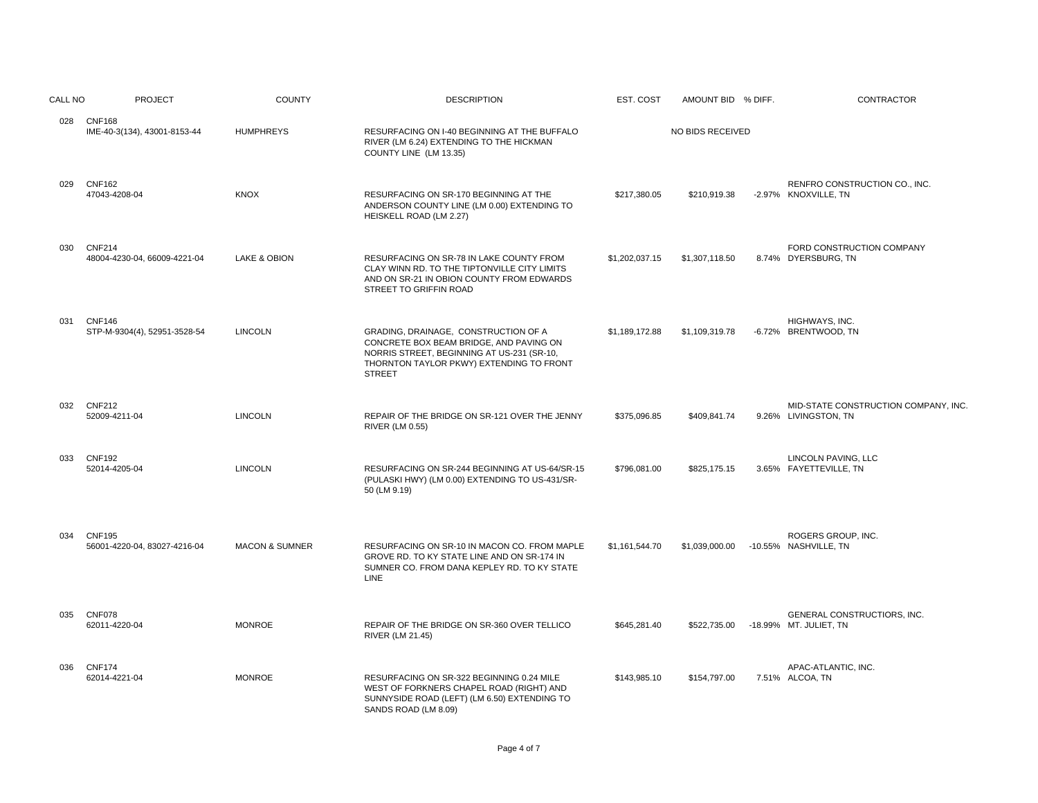| CALL NO | PROJECT | COUNTY | DESCRIPTION | EST. COST | AMOUNT BID | % DIFF. | CONTRACTOR |
|---|---|---|---|---|---|---|---|
| 028 | CNF168<br>IME-40-3(134), 43001-8153-44 | HUMPHREYS | RESURFACING ON I-40 BEGINNING AT THE BUFFALO RIVER (LM 6.24) EXTENDING TO THE HICKMAN COUNTY LINE (LM 13.35) | | NO BIDS RECEIVED | | |
| 029 | CNF162<br>47043-4208-04 | KNOX | RESURFACING ON SR-170 BEGINNING AT THE ANDERSON COUNTY LINE (LM 0.00) EXTENDING TO HEISKELL ROAD (LM 2.27) | $217,380.05 | $210,919.38 | -2.97% | RENFRO CONSTRUCTION CO., INC.<br>KNOXVILLE, TN |
| 030 | CNF214<br>48004-4230-04, 66009-4221-04 | LAKE & OBION | RESURFACING ON SR-78 IN LAKE COUNTY FROM CLAY WINN RD. TO THE TIPTONVILLE CITY LIMITS AND ON SR-21 IN OBION COUNTY FROM EDWARDS STREET TO GRIFFIN ROAD | $1,202,037.15 | $1,307,118.50 | 8.74% | FORD CONSTRUCTION COMPANY<br>DYERSBURG, TN |
| 031 | CNF146<br>STP-M-9304(4), 52951-3528-54 | LINCOLN | GRADING, DRAINAGE, CONSTRUCTION OF A CONCRETE BOX BEAM BRIDGE, AND PAVING ON NORRIS STREET, BEGINNING AT US-231 (SR-10, THORNTON TAYLOR PKWY) EXTENDING TO FRONT STREET | $1,189,172.88 | $1,109,319.78 | -6.72% | HIGHWAYS, INC.<br>BRENTWOOD, TN |
| 032 | CNF212<br>52009-4211-04 | LINCOLN | REPAIR OF THE BRIDGE ON SR-121 OVER THE JENNY RIVER (LM 0.55) | $375,096.85 | $409,841.74 | 9.26% | MID-STATE CONSTRUCTION COMPANY, INC.<br>LIVINGSTON, TN |
| 033 | CNF192<br>52014-4205-04 | LINCOLN | RESURFACING ON SR-244 BEGINNING AT US-64/SR-15 (PULASKI HWY) (LM 0.00) EXTENDING TO US-431/SR-50 (LM 9.19) | $796,081.00 | $825,175.15 | 3.65% | LINCOLN PAVING, LLC<br>FAYETTEVILLE, TN |
| 034 | CNF195<br>56001-4220-04, 83027-4216-04 | MACON & SUMNER | RESURFACING ON SR-10 IN MACON CO. FROM MAPLE GROVE RD. TO KY STATE LINE AND ON SR-174 IN SUMNER CO. FROM DANA KEPLEY RD. TO KY STATE LINE | $1,161,544.70 | $1,039,000.00 | -10.55% | ROGERS GROUP, INC.<br>NASHVILLE, TN |
| 035 | CNF078<br>62011-4220-04 | MONROE | REPAIR OF THE BRIDGE ON SR-360 OVER TELLICO RIVER (LM 21.45) | $645,281.40 | $522,735.00 | -18.99% | GENERAL CONSTRUCTIORS, INC.<br>MT. JULIET, TN |
| 036 | CNF174<br>62014-4221-04 | MONROE | RESURFACING ON SR-322 BEGINNING 0.24 MILE WEST OF FORKNERS CHAPEL ROAD (RIGHT) AND SUNNYSIDE ROAD (LEFT) (LM 6.50) EXTENDING TO SANDS ROAD (LM 8.09) | $143,985.10 | $154,797.00 | 7.51% | APAC-ATLANTIC, INC.<br>ALCOA, TN |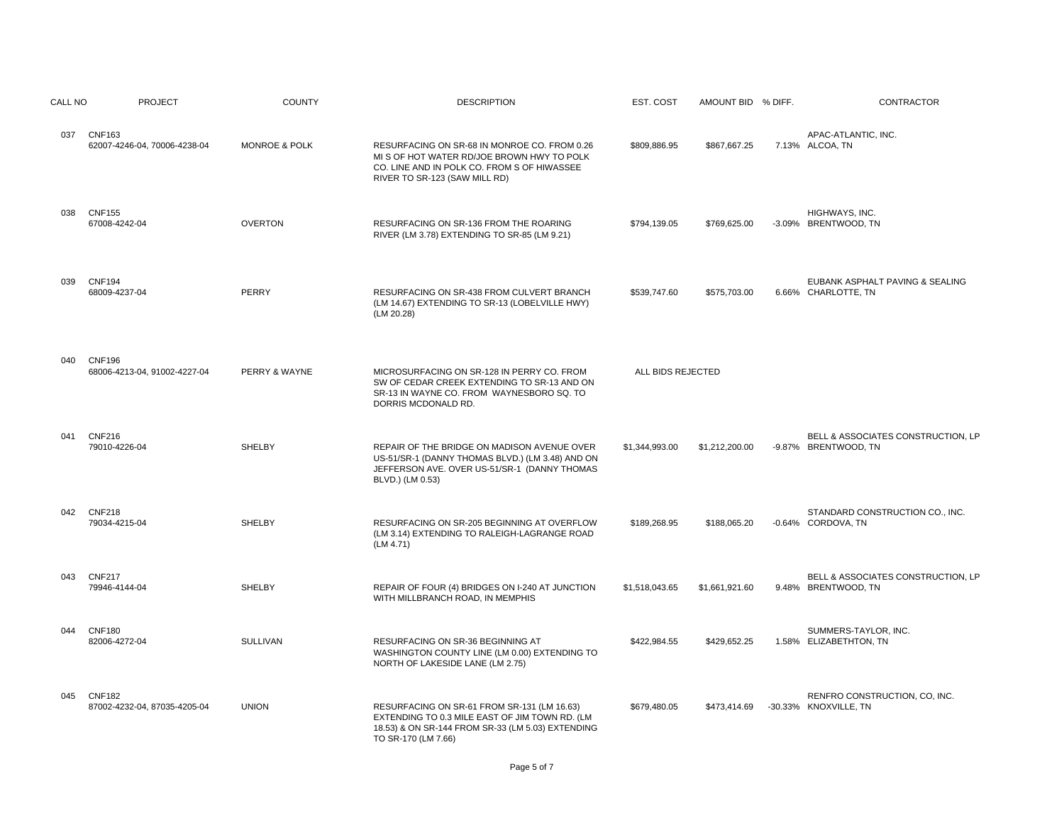| CALL NO | PROJECT | COUNTY | DESCRIPTION | EST. COST | AMOUNT BID | % DIFF. | CONTRACTOR |
|---|---|---|---|---|---|---|---|
| 037 | CNF163<br>62007-4246-04, 70006-4238-04 | MONROE & POLK | RESURFACING ON SR-68 IN MONROE CO. FROM 0.26 MI S OF HOT WATER RD/JOE BROWN HWY TO POLK CO. LINE AND IN POLK CO. FROM S OF HIWASSEE RIVER TO SR-123 (SAW MILL RD) | $809,886.95 | $867,667.25 | 7.13% | APAC-ATLANTIC, INC.<br>ALCOA, TN |
| 038 | CNF155<br>67008-4242-04 | OVERTON | RESURFACING ON SR-136 FROM THE ROARING RIVER (LM 3.78) EXTENDING TO SR-85 (LM 9.21) | $794,139.05 | $769,625.00 | -3.09% | HIGHWAYS, INC.<br>BRENTWOOD, TN |
| 039 | CNF194<br>68009-4237-04 | PERRY | RESURFACING ON SR-438 FROM CULVERT BRANCH (LM 14.67) EXTENDING TO SR-13 (LOBELVILLE HWY) (LM 20.28) | $539,747.60 | $575,703.00 | 6.66% | EUBANK ASPHALT PAVING & SEALING<br>CHARLOTTE, TN |
| 040 | CNF196<br>68006-4213-04, 91002-4227-04 | PERRY & WAYNE | MICROSURFACING ON SR-128 IN PERRY CO. FROM SW OF CEDAR CREEK EXTENDING TO SR-13 AND ON SR-13 IN WAYNE CO. FROM WAYNESBORO SQ. TO DORRIS MCDONALD RD. | ALL BIDS REJECTED | | | |
| 041 | CNF216<br>79010-4226-04 | SHELBY | REPAIR OF THE BRIDGE ON MADISON AVENUE OVER US-51/SR-1 (DANNY THOMAS BLVD.) (LM 3.48) AND ON JEFFERSON AVE. OVER US-51/SR-1 (DANNY THOMAS BLVD.) (LM 0.53) | $1,344,993.00 | $1,212,200.00 | -9.87% | BELL & ASSOCIATES CONSTRUCTION, LP<br>BRENTWOOD, TN |
| 042 | CNF218<br>79034-4215-04 | SHELBY | RESURFACING ON SR-205 BEGINNING AT OVERFLOW (LM 3.14) EXTENDING TO RALEIGH-LAGRANGE ROAD (LM 4.71) | $189,268.95 | $188,065.20 | -0.64% | STANDARD CONSTRUCTION CO., INC.<br>CORDOVA, TN |
| 043 | CNF217<br>79946-4144-04 | SHELBY | REPAIR OF FOUR (4) BRIDGES ON I-240 AT JUNCTION WITH MILLBRANCH ROAD, IN MEMPHIS | $1,518,043.65 | $1,661,921.60 | 9.48% | BELL & ASSOCIATES CONSTRUCTION, LP<br>BRENTWOOD, TN |
| 044 | CNF180<br>82006-4272-04 | SULLIVAN | RESURFACING ON SR-36 BEGINNING AT WASHINGTON COUNTY LINE (LM 0.00) EXTENDING TO NORTH OF LAKESIDE LANE (LM 2.75) | $422,984.55 | $429,652.25 | 1.58% | SUMMERS-TAYLOR, INC.<br>ELIZABETHTON, TN |
| 045 | CNF182<br>87002-4232-04, 87035-4205-04 | UNION | RESURFACING ON SR-61 FROM SR-131 (LM 16.63) EXTENDING TO 0.3 MILE EAST OF JIM TOWN RD. (LM 18.53) & ON SR-144 FROM SR-33 (LM 5.03) EXTENDING TO SR-170 (LM 7.66) | $679,480.05 | $473,414.69 | -30.33% | RENFRO CONSTRUCTION, CO, INC.<br>KNOXVILLE, TN |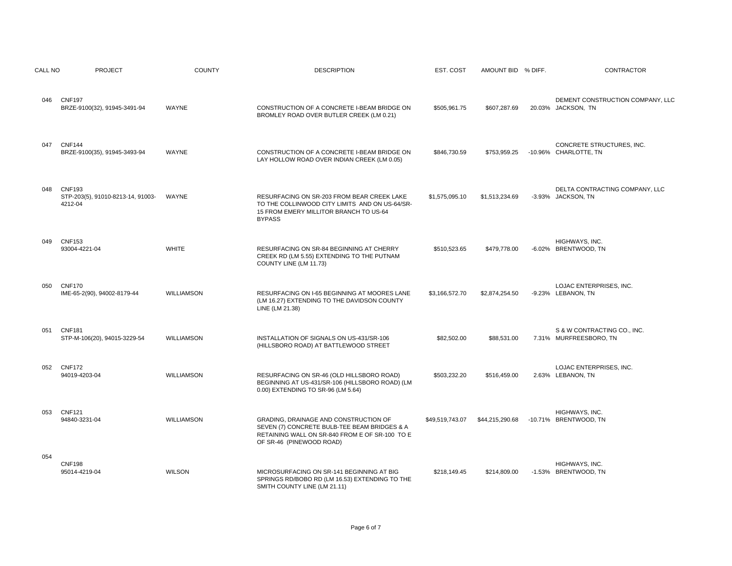| CALL NO | PROJECT | COUNTY | DESCRIPTION | EST. COST | AMOUNT BID | % DIFF. | CONTRACTOR |
|---|---|---|---|---|---|---|---|
| 046 | CNF197 BRZE-9100(32), 91945-3491-94 | WAYNE | CONSTRUCTION OF A CONCRETE I-BEAM BRIDGE ON BROMLEY ROAD OVER BUTLER CREEK (LM 0.21) | $505,961.75 | $607,287.69 | 20.03% | DEMENT CONSTRUCTION COMPANY, LLC JACKSON, TN |
| 047 | CNF144 BRZE-9100(35), 91945-3493-94 | WAYNE | CONSTRUCTION OF A CONCRETE I-BEAM BRIDGE ON LAY HOLLOW ROAD OVER INDIAN CREEK (LM 0.05) | $846,730.59 | $753,959.25 | -10.96% | CONCRETE STRUCTURES, INC. CHARLOTTE, TN |
| 048 | CNF193 STP-203(5), 91010-8213-14, 91003-4212-04 | WAYNE | RESURFACING ON SR-203 FROM BEAR CREEK LAKE TO THE COLLINWOOD CITY LIMITS AND ON US-64/SR-15 FROM EMERY MILLITOR BRANCH TO US-64 BYPASS | $1,575,095.10 | $1,513,234.69 | -3.93% | DELTA CONTRACTING COMPANY, LLC JACKSON, TN |
| 049 | CNF153 93004-4221-04 | WHITE | RESURFACING ON SR-84 BEGINNING AT CHERRY CREEK RD (LM 5.55) EXTENDING TO THE PUTNAM COUNTY LINE (LM 11.73) | $510,523.65 | $479,778.00 | -6.02% | HIGHWAYS, INC. BRENTWOOD, TN |
| 050 | CNF170 IME-65-2(90), 94002-8179-44 | WILLIAMSON | RESURFACING ON I-65 BEGINNING AT MOORES LANE (LM 16.27) EXTENDING TO THE DAVIDSON COUNTY LINE (LM 21.38) | $3,166,572.70 | $2,874,254.50 | -9.23% | LOJAC ENTERPRISES, INC. LEBANON, TN |
| 051 | CNF181 STP-M-106(20), 94015-3229-54 | WILLIAMSON | INSTALLATION OF SIGNALS ON US-431/SR-106 (HILLSBORO ROAD) AT BATTLEWOOD STREET | $82,502.00 | $88,531.00 | 7.31% | S & W CONTRACTING CO., INC. MURFREESBORO, TN |
| 052 | CNF172 94019-4203-04 | WILLIAMSON | RESURFACING ON SR-46 (OLD HILLSBORO ROAD) BEGINNING AT US-431/SR-106 (HILLSBORO ROAD) (LM 0.00) EXTENDING TO SR-96 (LM 5.64) | $503,232.20 | $516,459.00 | 2.63% | LOJAC ENTERPRISES, INC. LEBANON, TN |
| 053 | CNF121 94840-3231-04 | WILLIAMSON | GRADING, DRAINAGE AND CONSTRUCTION OF SEVEN (7) CONCRETE BULB-TEE BEAM BRIDGES & A RETAINING WALL ON SR-840 FROM E OF SR-100 TO E OF SR-46 (PINEWOOD ROAD) | $49,519,743.07 | $44,215,290.68 | -10.71% | HIGHWAYS, INC. BRENTWOOD, TN |
| 054 | CNF198 95014-4219-04 | WILSON | MICROSURFACING ON SR-141 BEGINNING AT BIG SPRINGS RD/BOBO RD (LM 16.53) EXTENDING TO THE SMITH COUNTY LINE (LM 21.11) | $218,149.45 | $214,809.00 | -1.53% | HIGHWAYS, INC. BRENTWOOD, TN |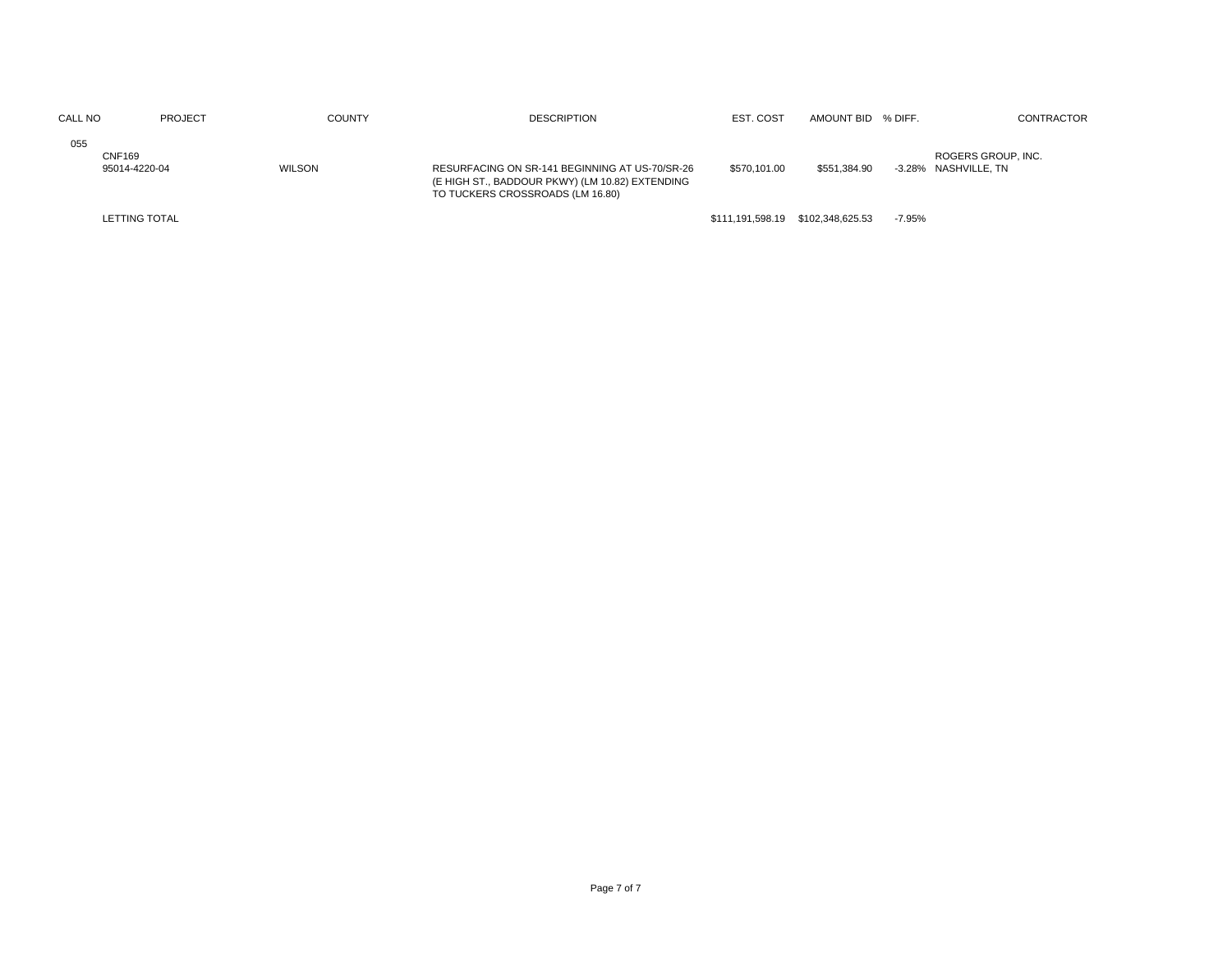| CALL NO | PROJECT | COUNTY | DESCRIPTION | EST. COST | AMOUNT BID | % DIFF. | CONTRACTOR |
|---|---|---|---|---|---|---|---|
| 055 | CNF169<br>95014-4220-04 | WILSON | RESURFACING ON SR-141 BEGINNING AT US-70/SR-26 (E HIGH ST., BADDOUR PKWY) (LM 10.82) EXTENDING TO TUCKERS CROSSROADS (LM 16.80) | $570,101.00 | $551,384.90 | -3.28% | ROGERS GROUP, INC.<br>NASHVILLE, TN |
| | LETTING TOTAL | | | $111,191,598.19 | $102,348,625.53 | -7.95% | |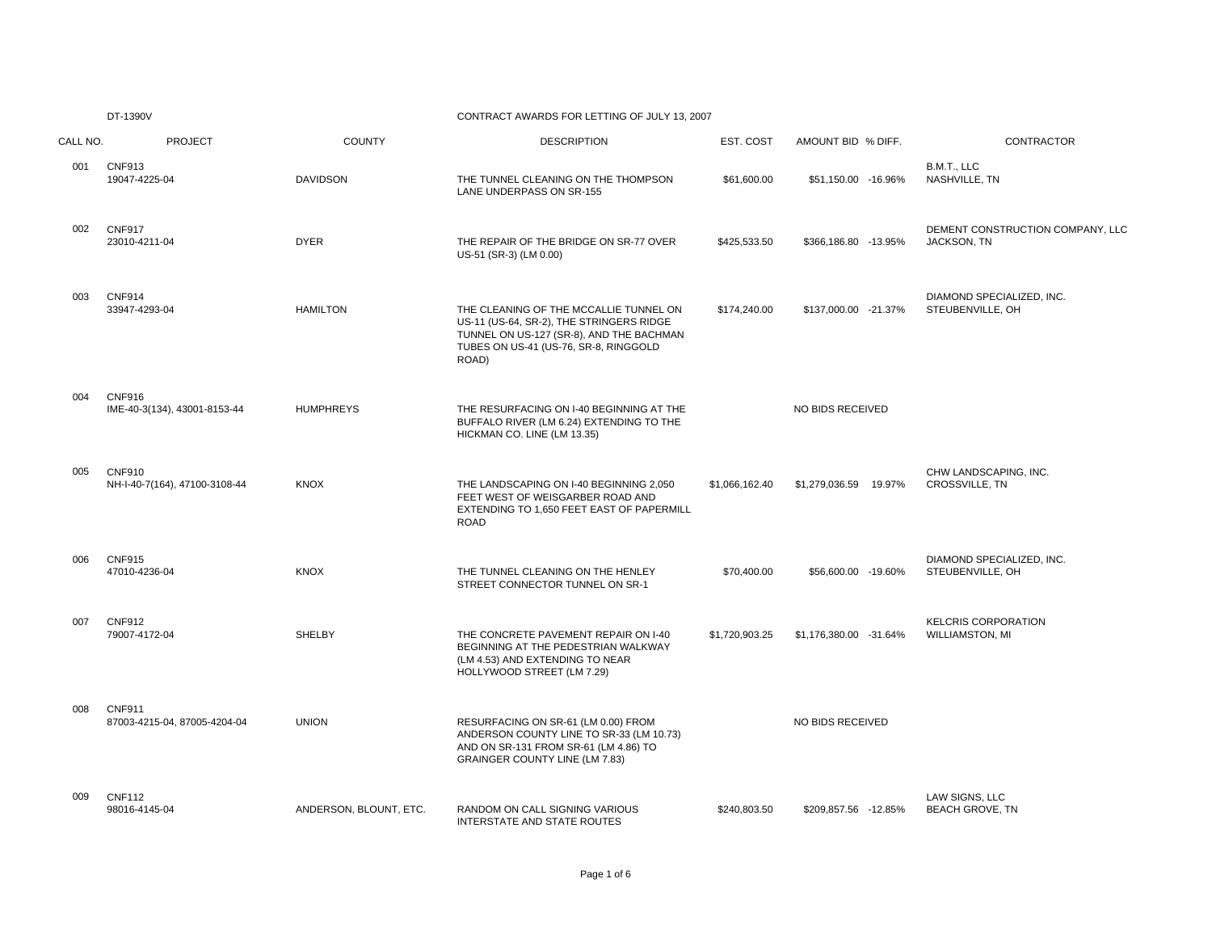DT-1390V

CONTRACT AWARDS FOR LETTING OF JULY 13, 2007

| CALL NO. | PROJECT | COUNTY | DESCRIPTION | EST. COST | AMOUNT BID | % DIFF. | CONTRACTOR |
|---|---|---|---|---|---|---|---|
| 001 | CNF913<br>19047-4225-04 | DAVIDSON | THE TUNNEL CLEANING ON THE THOMPSON LANE UNDERPASS ON SR-155 | $61,600.00 | $51,150.00 | -16.96% | B.M.T., LLC<br>NASHVILLE, TN |
| 002 | CNF917<br>23010-4211-04 | DYER | THE REPAIR OF THE BRIDGE ON SR-77 OVER US-51 (SR-3) (LM 0.00) | $425,533.50 | $366,186.80 | -13.95% | DEMENT CONSTRUCTION COMPANY, LLC<br>JACKSON, TN |
| 003 | CNF914<br>33947-4293-04 | HAMILTON | THE CLEANING OF THE MCCALLIE TUNNEL ON US-11 (US-64, SR-2), THE STRINGERS RIDGE TUNNEL ON US-127 (SR-8), AND THE BACHMAN TUBES ON US-41 (US-76, SR-8, RINGGOLD ROAD) | $174,240.00 | $137,000.00 | -21.37% | DIAMOND SPECIALIZED, INC.<br>STEUBENVILLE, OH |
| 004 | CNF916<br>IME-40-3(134), 43001-8153-44 | HUMPHREYS | THE RESURFACING ON I-40 BEGINNING AT THE BUFFALO RIVER (LM 6.24) EXTENDING TO THE HICKMAN CO. LINE (LM 13.35) | | NO BIDS RECEIVED | | |
| 005 | CNF910<br>NH-I-40-7(164), 47100-3108-44 | KNOX | THE LANDSCAPING ON I-40 BEGINNING 2,050 FEET WEST OF WEISGARBER ROAD AND EXTENDING TO 1,650 FEET EAST OF PAPERMILL ROAD | $1,066,162.40 | $1,279,036.59 | 19.97% | CHW LANDSCAPING, INC.<br>CROSSVILLE, TN |
| 006 | CNF915<br>47010-4236-04 | KNOX | THE TUNNEL CLEANING ON THE HENLEY STREET CONNECTOR TUNNEL ON SR-1 | $70,400.00 | $56,600.00 | -19.60% | DIAMOND SPECIALIZED, INC.<br>STEUBENVILLE, OH |
| 007 | CNF912<br>79007-4172-04 | SHELBY | THE CONCRETE PAVEMENT REPAIR ON I-40 BEGINNING AT THE PEDESTRIAN WALKWAY (LM 4.53) AND EXTENDING TO NEAR HOLLYWOOD STREET (LM 7.29) | $1,720,903.25 | $1,176,380.00 | -31.64% | KELCRIS CORPORATION<br>WILLIAMSTON, MI |
| 008 | CNF911<br>87003-4215-04, 87005-4204-04 | UNION | RESURFACING ON SR-61 (LM 0.00) FROM ANDERSON COUNTY LINE TO SR-33 (LM 10.73) AND ON SR-131 FROM SR-61 (LM 4.86) TO GRAINGER COUNTY LINE (LM 7.83) | | NO BIDS RECEIVED | | |
| 009 | CNF112<br>98016-4145-04 | ANDERSON, BLOUNT, ETC. | RANDOM ON CALL SIGNING VARIOUS INTERSTATE AND STATE ROUTES | $240,803.50 | $209,857.56 | -12.85% | LAW SIGNS, LLC<br>BEACH GROVE, TN |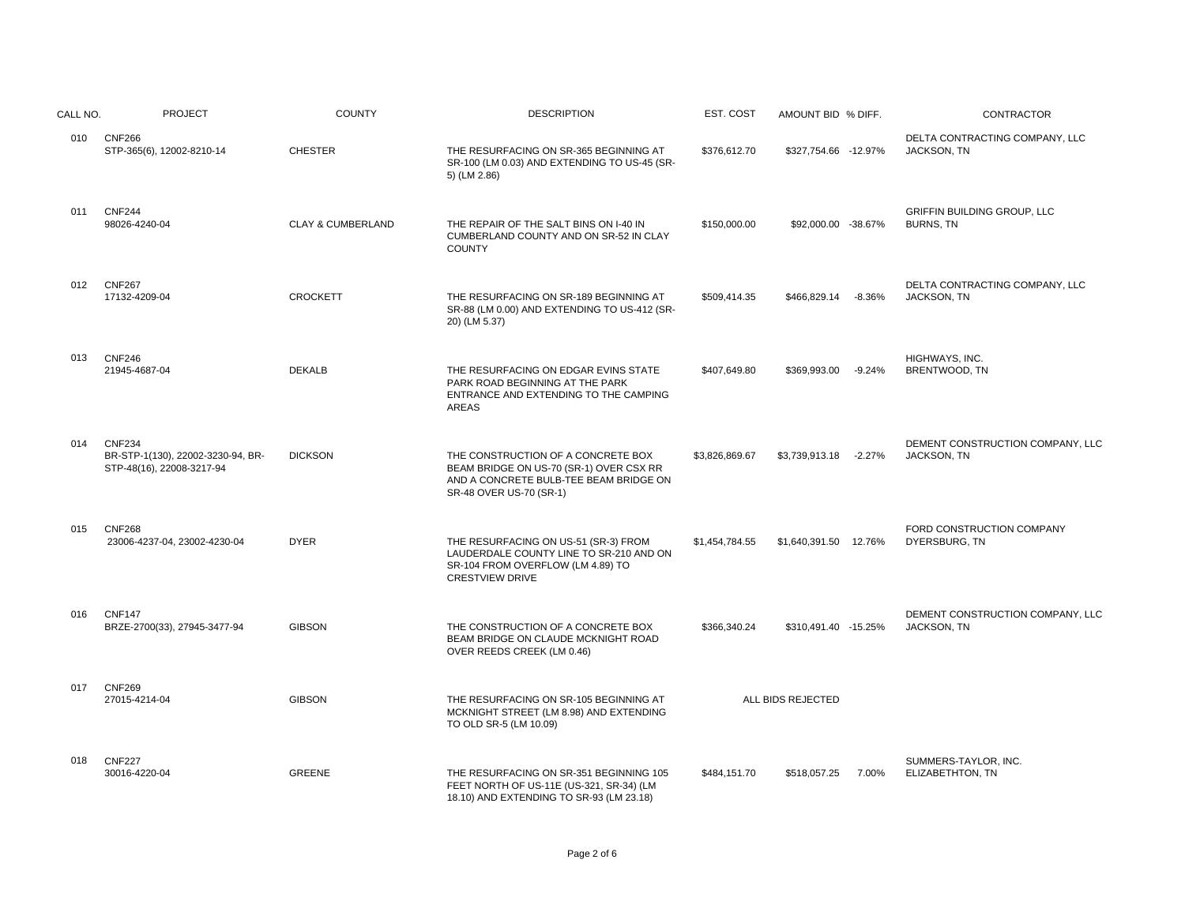| CALL NO. | PROJECT | COUNTY | DESCRIPTION | EST. COST | AMOUNT BID | % DIFF. | CONTRACTOR |
|---|---|---|---|---|---|---|---|
| 010 | CNF266<br>STP-365(6), 12002-8210-14 | CHESTER | THE RESURFACING ON SR-365 BEGINNING AT SR-100 (LM 0.03) AND EXTENDING TO US-45 (SR-5) (LM 2.86) | $376,612.70 | $327,754.66 | -12.97% | DELTA CONTRACTING COMPANY, LLC<br>JACKSON, TN |
| 011 | CNF244<br>98026-4240-04 | CLAY & CUMBERLAND | THE REPAIR OF THE SALT BINS ON I-40 IN CUMBERLAND COUNTY AND ON SR-52 IN CLAY COUNTY | $150,000.00 | $92,000.00 | -38.67% | GRIFFIN BUILDING GROUP, LLC<br>BURNS, TN |
| 012 | CNF267<br>17132-4209-04 | CROCKETT | THE RESURFACING ON SR-189 BEGINNING AT SR-88 (LM 0.00) AND EXTENDING TO US-412 (SR-20) (LM 5.37) | $509,414.35 | $466,829.14 | -8.36% | DELTA CONTRACTING COMPANY, LLC<br>JACKSON, TN |
| 013 | CNF246<br>21945-4687-04 | DEKALB | THE RESURFACING ON EDGAR EVINS STATE PARK ROAD BEGINNING AT THE PARK ENTRANCE AND EXTENDING TO THE CAMPING AREAS | $407,649.80 | $369,993.00 | -9.24% | HIGHWAYS, INC.<br>BRENTWOOD, TN |
| 014 | CNF234<br>BR-STP-1(130), 22002-3230-94, BR-STP-48(16), 22008-3217-94 | DICKSON | THE CONSTRUCTION OF A CONCRETE BOX BEAM BRIDGE ON US-70 (SR-1) OVER CSX RR AND A CONCRETE BULB-TEE BEAM BRIDGE ON SR-48 OVER US-70 (SR-1) | $3,826,869.67 | $3,739,913.18 | -2.27% | DEMENT CONSTRUCTION COMPANY, LLC<br>JACKSON, TN |
| 015 | CNF268<br>23006-4237-04, 23002-4230-04 | DYER | THE RESURFACING ON US-51 (SR-3) FROM LAUDERDALE COUNTY LINE TO SR-210 AND ON SR-104 FROM OVERFLOW (LM 4.89) TO CRESTVIEW DRIVE | $1,454,784.55 | $1,640,391.50 | 12.76% | FORD CONSTRUCTION COMPANY<br>DYERSBURG, TN |
| 016 | CNF147<br>BRZE-2700(33), 27945-3477-94 | GIBSON | THE CONSTRUCTION OF A CONCRETE BOX BEAM BRIDGE ON CLAUDE MCKNIGHT ROAD OVER REEDS CREEK (LM 0.46) | $366,340.24 | $310,491.40 | -15.25% | DEMENT CONSTRUCTION COMPANY, LLC<br>JACKSON, TN |
| 017 | CNF269<br>27015-4214-04 | GIBSON | THE RESURFACING ON SR-105 BEGINNING AT MCKNIGHT STREET (LM 8.98) AND EXTENDING TO OLD SR-5 (LM 10.09) | | ALL BIDS REJECTED | | |
| 018 | CNF227<br>30016-4220-04 | GREENE | THE RESURFACING ON SR-351 BEGINNING 105 FEET NORTH OF US-11E (US-321, SR-34) (LM 18.10) AND EXTENDING TO SR-93 (LM 23.18) | $484,151.70 | $518,057.25 | 7.00% | SUMMERS-TAYLOR, INC.<br>ELIZABETHTON, TN |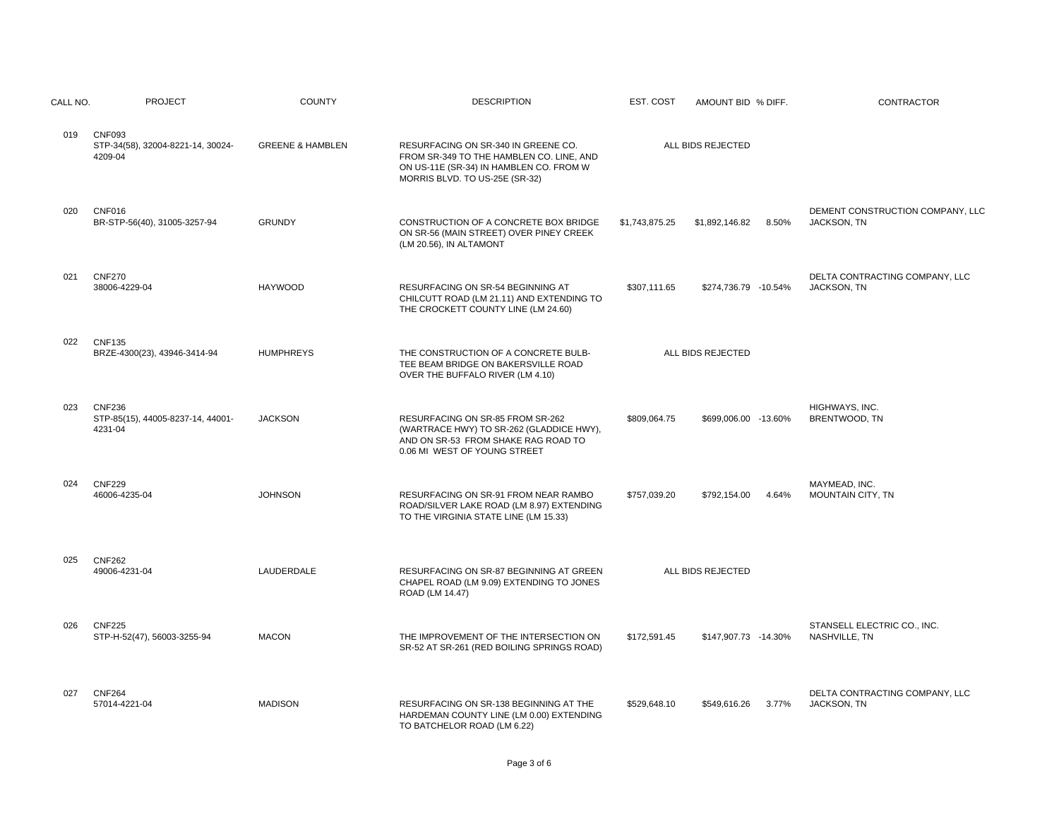| CALL NO. | PROJECT | COUNTY | DESCRIPTION | EST. COST | AMOUNT BID | % DIFF. | CONTRACTOR |
|---|---|---|---|---|---|---|---|
| 019 | CNF093<br>STP-34(58), 32004-8221-14, 30024-4209-04 | GREENE & HAMBLEN | RESURFACING ON SR-340 IN GREENE CO. FROM SR-349 TO THE HAMBLEN CO. LINE, AND ON US-11E (SR-34) IN HAMBLEN CO. FROM W MORRIS BLVD. TO US-25E (SR-32) | | ALL BIDS REJECTED | | |
| 020 | CNF016<br>BR-STP-56(40), 31005-3257-94 | GRUNDY | CONSTRUCTION OF A CONCRETE BOX BRIDGE ON SR-56 (MAIN STREET) OVER PINEY CREEK (LM 20.56), IN ALTAMONT | $1,743,875.25 | $1,892,146.82 | 8.50% | DEMENT CONSTRUCTION COMPANY, LLC<br>JACKSON, TN |
| 021 | CNF270<br>38006-4229-04 | HAYWOOD | RESURFACING ON SR-54 BEGINNING AT CHILCUTT ROAD (LM 21.11) AND EXTENDING TO THE CROCKETT COUNTY LINE (LM 24.60) | $307,111.65 | $274,736.79 | -10.54% | DELTA CONTRACTING COMPANY, LLC<br>JACKSON, TN |
| 022 | CNF135<br>BRZE-4300(23), 43946-3414-94 | HUMPHREYS | THE CONSTRUCTION OF A CONCRETE BULB-TEE BEAM BRIDGE ON BAKERSVILLE ROAD OVER THE BUFFALO RIVER (LM 4.10) | | ALL BIDS REJECTED | | |
| 023 | CNF236<br>STP-85(15), 44005-8237-14, 44001-4231-04 | JACKSON | RESURFACING ON SR-85 FROM SR-262 (WARTRACE HWY) TO SR-262 (GLADDICE HWY), AND ON SR-53 FROM SHAKE RAG ROAD TO 0.06 MI WEST OF YOUNG STREET | $809,064.75 | $699,006.00 | -13.60% | HIGHWAYS, INC.<br>BRENTWOOD, TN |
| 024 | CNF229<br>46006-4235-04 | JOHNSON | RESURFACING ON SR-91 FROM NEAR RAMBO ROAD/SILVER LAKE ROAD (LM 8.97) EXTENDING TO THE VIRGINIA STATE LINE (LM 15.33) | $757,039.20 | $792,154.00 | 4.64% | MAYMEAD, INC.<br>MOUNTAIN CITY, TN |
| 025 | CNF262<br>49006-4231-04 | LAUDERDALE | RESURFACING ON SR-87 BEGINNING AT GREEN CHAPEL ROAD (LM 9.09) EXTENDING TO JONES ROAD (LM 14.47) | | ALL BIDS REJECTED | | |
| 026 | CNF225<br>STP-H-52(47), 56003-3255-94 | MACON | THE IMPROVEMENT OF THE INTERSECTION ON SR-52 AT SR-261 (RED BOILING SPRINGS ROAD) | $172,591.45 | $147,907.73 | -14.30% | STANSELL ELECTRIC CO., INC.<br>NASHVILLE, TN |
| 027 | CNF264<br>57014-4221-04 | MADISON | RESURFACING ON SR-138 BEGINNING AT THE HARDEMAN COUNTY LINE (LM 0.00) EXTENDING TO BATCHELOR ROAD (LM 6.22) | $529,648.10 | $549,616.26 | 3.77% | DELTA CONTRACTING COMPANY, LLC<br>JACKSON, TN |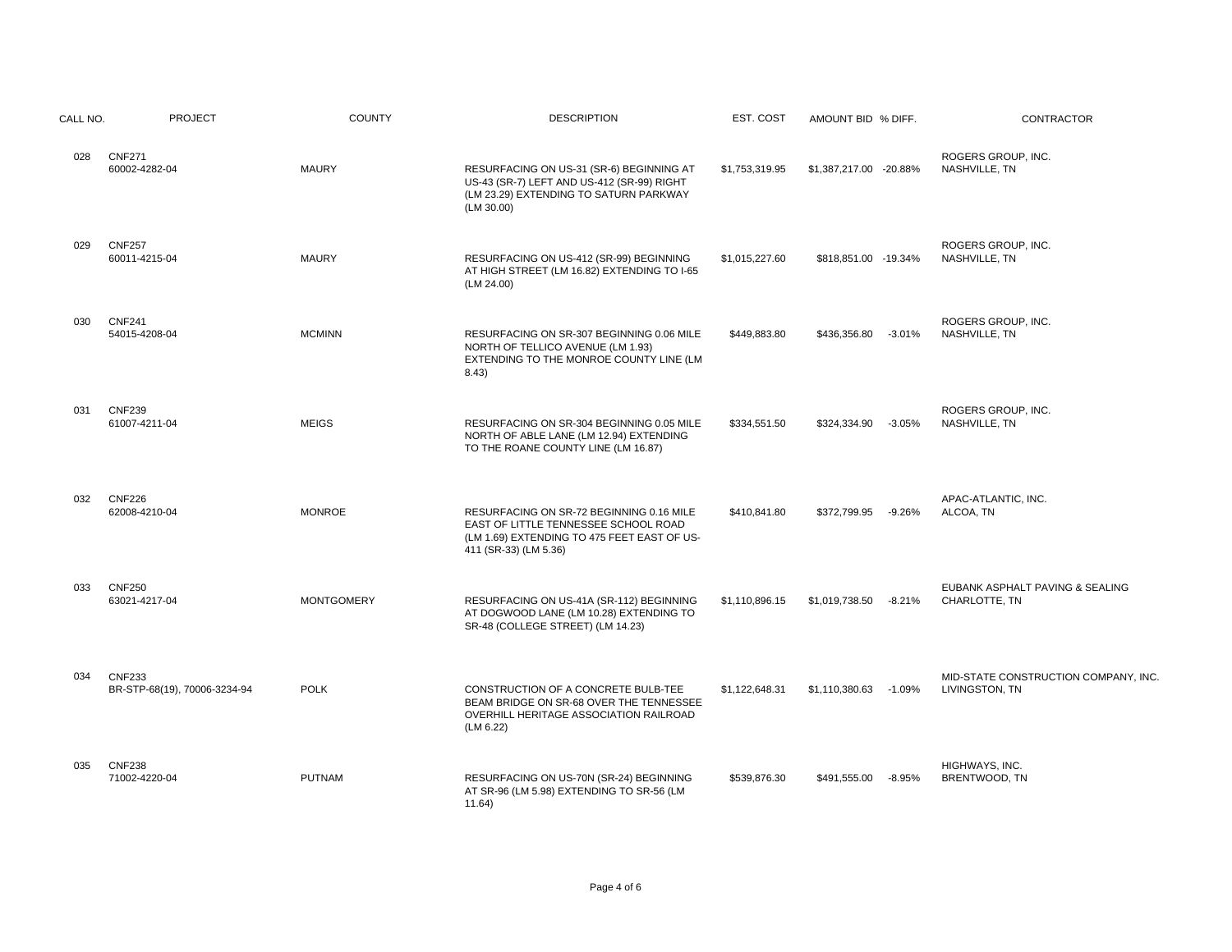| CALL NO. | PROJECT | COUNTY | DESCRIPTION | EST. COST | AMOUNT BID | % DIFF. | CONTRACTOR |
|---|---|---|---|---|---|---|---|
| 028 | CNF271<br>60002-4282-04 | MAURY | RESURFACING ON US-31 (SR-6) BEGINNING AT US-43 (SR-7) LEFT AND US-412 (SR-99) RIGHT (LM 23.29) EXTENDING TO SATURN PARKWAY (LM 30.00) | $1,753,319.95 | $1,387,217.00 | -20.88% | ROGERS GROUP, INC.<br>NASHVILLE, TN |
| 029 | CNF257<br>60011-4215-04 | MAURY | RESURFACING ON US-412 (SR-99) BEGINNING AT HIGH STREET (LM 16.82) EXTENDING TO I-65 (LM 24.00) | $1,015,227.60 | $818,851.00 | -19.34% | ROGERS GROUP, INC.<br>NASHVILLE, TN |
| 030 | CNF241<br>54015-4208-04 | MCMINN | RESURFACING ON SR-307 BEGINNING 0.06 MILE NORTH OF TELLICO AVENUE (LM 1.93) EXTENDING TO THE MONROE COUNTY LINE (LM 8.43) | $449,883.80 | $436,356.80 | -3.01% | ROGERS GROUP, INC.<br>NASHVILLE, TN |
| 031 | CNF239<br>61007-4211-04 | MEIGS | RESURFACING ON SR-304 BEGINNING 0.05 MILE NORTH OF ABLE LANE (LM 12.94) EXTENDING TO THE ROANE COUNTY LINE (LM 16.87) | $334,551.50 | $324,334.90 | -3.05% | ROGERS GROUP, INC.<br>NASHVILLE, TN |
| 032 | CNF226<br>62008-4210-04 | MONROE | RESURFACING ON SR-72 BEGINNING 0.16 MILE EAST OF LITTLE TENNESSEE SCHOOL ROAD (LM 1.69) EXTENDING TO 475 FEET EAST OF US-411 (SR-33) (LM 5.36) | $410,841.80 | $372,799.95 | -9.26% | APAC-ATLANTIC, INC.<br>ALCOA, TN |
| 033 | CNF250<br>63021-4217-04 | MONTGOMERY | RESURFACING ON US-41A (SR-112) BEGINNING AT DOGWOOD LANE (LM 10.28) EXTENDING TO SR-48 (COLLEGE STREET) (LM 14.23) | $1,110,896.15 | $1,019,738.50 | -8.21% | EUBANK ASPHALT PAVING & SEALING<br>CHARLOTTE, TN |
| 034 | CNF233<br>BR-STP-68(19), 70006-3234-94 | POLK | CONSTRUCTION OF A CONCRETE BULB-TEE BEAM BRIDGE ON SR-68 OVER THE TENNESSEE OVERHILL HERITAGE ASSOCIATION RAILROAD (LM 6.22) | $1,122,648.31 | $1,110,380.63 | -1.09% | MID-STATE CONSTRUCTION COMPANY, INC.<br>LIVINGSTON, TN |
| 035 | CNF238<br>71002-4220-04 | PUTNAM | RESURFACING ON US-70N (SR-24) BEGINNING AT SR-96 (LM 5.98) EXTENDING TO SR-56 (LM 11.64) | $539,876.30 | $491,555.00 | -8.95% | HIGHWAYS, INC.<br>BRENTWOOD, TN |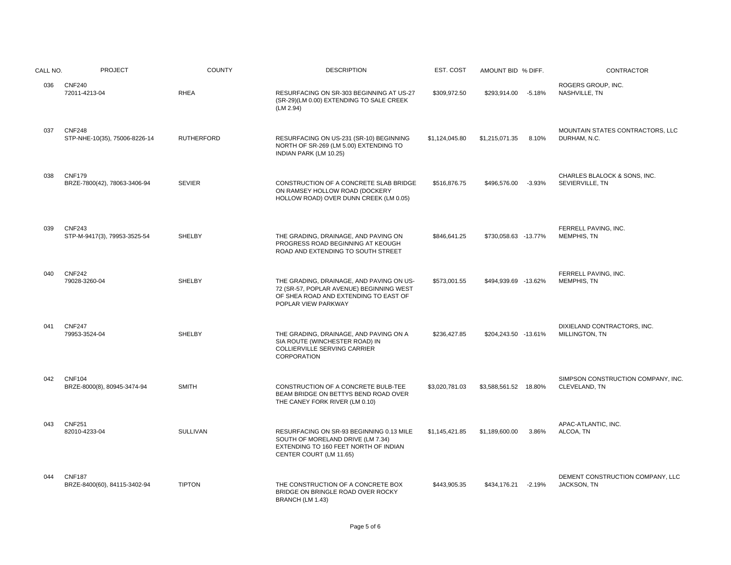| CALL NO. | PROJECT | COUNTY | DESCRIPTION | EST. COST | AMOUNT BID | % DIFF. | CONTRACTOR |
|---|---|---|---|---|---|---|---|
| 036 | CNF240<br>72011-4213-04 | RHEA | RESURFACING ON SR-303 BEGINNING AT US-27 (SR-29)(LM 0.00) EXTENDING TO SALE CREEK (LM 2.94) | $309,972.50 | $293,914.00 | -5.18% | ROGERS GROUP, INC.<br>NASHVILLE, TN |
| 037 | CNF248<br>STP-NHE-10(35), 75006-8226-14 | RUTHERFORD | RESURFACING ON US-231 (SR-10) BEGINNING NORTH OF SR-269 (LM 5.00) EXTENDING TO INDIAN PARK (LM 10.25) | $1,124,045.80 | $1,215,071.35 | 8.10% | MOUNTAIN STATES CONTRACTORS, LLC<br>DURHAM, N.C. |
| 038 | CNF179<br>BRZE-7800(42), 78063-3406-94 | SEVIER | CONSTRUCTION OF A CONCRETE SLAB BRIDGE ON RAMSEY HOLLOW ROAD (DOCKERY HOLLOW ROAD) OVER DUNN CREEK (LM 0.05) | $516,876.75 | $496,576.00 | -3.93% | CHARLES BLALOCK & SONS, INC.<br>SEVIERVILLE, TN |
| 039 | CNF243<br>STP-M-9417(3), 79953-3525-54 | SHELBY | THE GRADING, DRAINAGE, AND PAVING ON PROGRESS ROAD BEGINNING AT KEOUGH ROAD AND EXTENDING TO SOUTH STREET | $846,641.25 | $730,058.63 | -13.77% | FERRELL PAVING, INC.<br>MEMPHIS, TN |
| 040 | CNF242<br>79028-3260-04 | SHELBY | THE GRADING, DRAINAGE, AND PAVING ON US-72 (SR-57, POPLAR AVENUE) BEGINNING WEST OF SHEA ROAD AND EXTENDING TO EAST OF POPLAR VIEW PARKWAY | $573,001.55 | $494,939.69 | -13.62% | FERRELL PAVING, INC.<br>MEMPHIS, TN |
| 041 | CNF247<br>79953-3524-04 | SHELBY | THE GRADING, DRAINAGE, AND PAVING ON A SIA ROUTE (WINCHESTER ROAD) IN COLLIERVILLE SERVING CARRIER CORPORATION | $236,427.85 | $204,243.50 | -13.61% | DIXIELAND CONTRACTORS, INC.<br>MILLINGTON, TN |
| 042 | CNF104<br>BRZE-8000(8), 80945-3474-94 | SMITH | CONSTRUCTION OF A CONCRETE BULB-TEE BEAM BRIDGE ON BETTYS BEND ROAD OVER THE CANEY FORK RIVER (LM 0.10) | $3,020,781.03 | $3,588,561.52 | 18.80% | SIMPSON CONSTRUCTION COMPANY, INC.<br>CLEVELAND, TN |
| 043 | CNF251<br>82010-4233-04 | SULLIVAN | RESURFACING ON SR-93 BEGINNING 0.13 MILE SOUTH OF MORELAND DRIVE (LM 7.34) EXTENDING TO 160 FEET NORTH OF INDIAN CENTER COURT (LM 11.65) | $1,145,421.85 | $1,189,600.00 | 3.86% | APAC-ATLANTIC, INC.<br>ALCOA, TN |
| 044 | CNF187<br>BRZE-8400(60), 84115-3402-94 | TIPTON | THE CONSTRUCTION OF A CONCRETE BOX BRIDGE ON BRINGLE ROAD OVER ROCKY BRANCH (LM 1.43) | $443,905.35 | $434,176.21 | -2.19% | DEMENT CONSTRUCTION COMPANY, LLC<br>JACKSON, TN |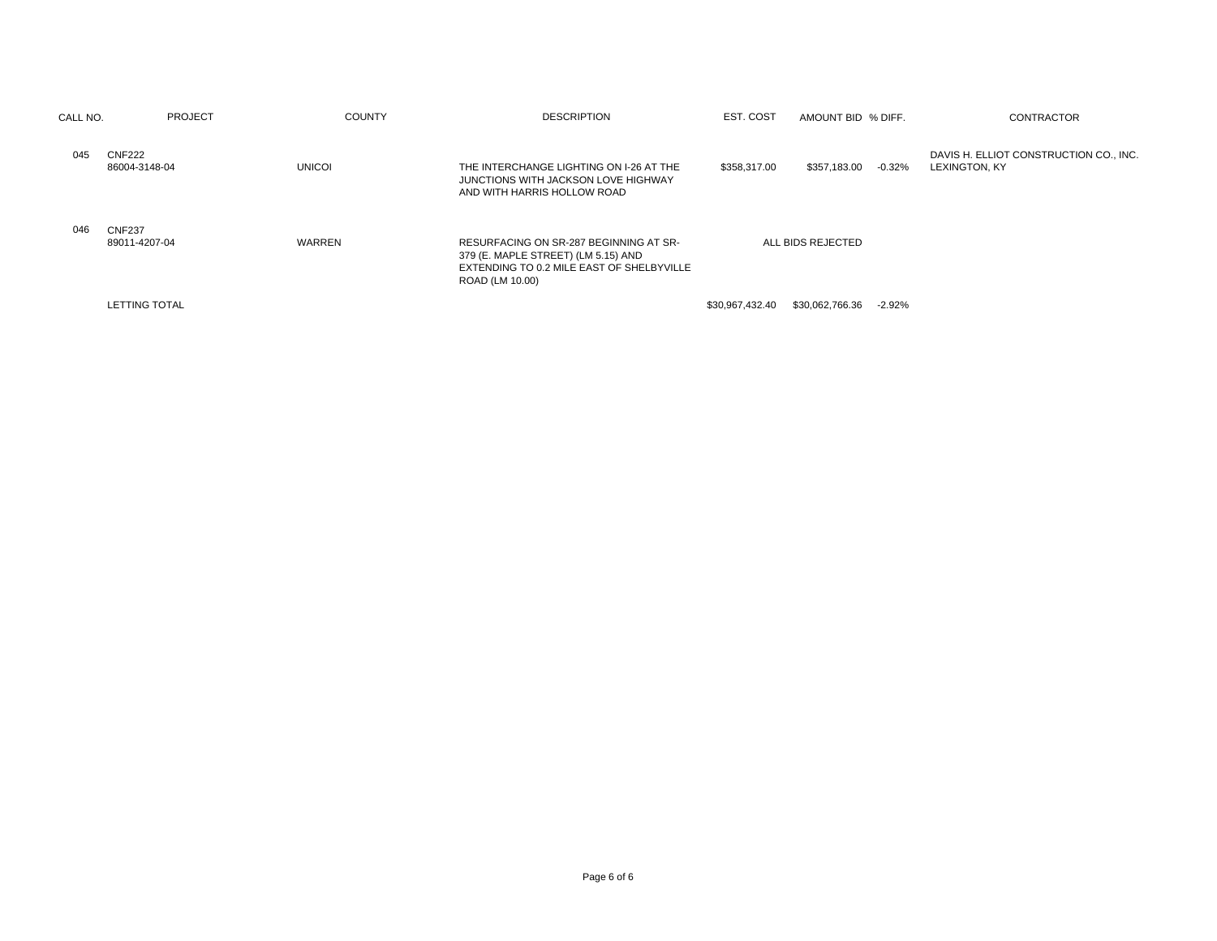| CALL NO. | PROJECT | COUNTY | DESCRIPTION | EST. COST | AMOUNT BID | % DIFF. | CONTRACTOR |
|---|---|---|---|---|---|---|---|
| 045 | CNF222<br>86004-3148-04 | UNICOI | THE INTERCHANGE LIGHTING ON I-26 AT THE JUNCTIONS WITH JACKSON LOVE HIGHWAY AND WITH HARRIS HOLLOW ROAD | $358,317.00 | $357,183.00 | -0.32% | DAVIS H. ELLIOT CONSTRUCTION CO., INC.<br>LEXINGTON, KY |
| 046 | CNF237<br>89011-4207-04 | WARREN | RESURFACING ON SR-287 BEGINNING AT SR-379 (E. MAPLE STREET) (LM 5.15) AND EXTENDING TO 0.2 MILE EAST OF SHELBYVILLE ROAD (LM 10.00) | | ALL BIDS REJECTED | | |
| | LETTING TOTAL | | | $30,967,432.40 | $30,062,766.36 | -2.92% | |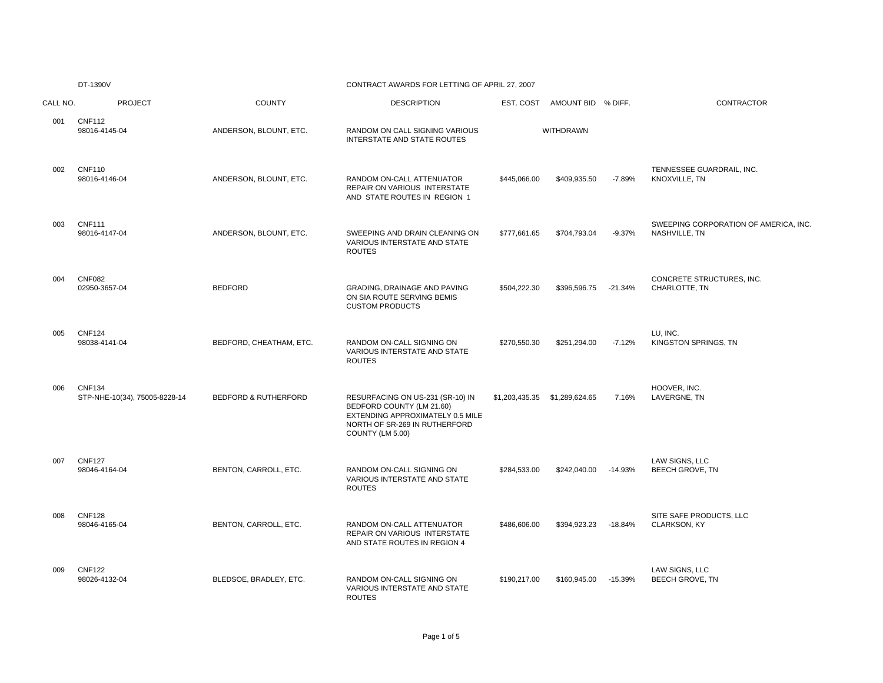DT-1390V

CONTRACT AWARDS FOR LETTING OF APRIL 27, 2007

| CALL NO. | PROJECT | COUNTY | DESCRIPTION | EST. COST | AMOUNT BID | % DIFF. | CONTRACTOR |
|---|---|---|---|---|---|---|---|
| 001 | CNF112 98016-4145-04 | ANDERSON, BLOUNT, ETC. | RANDOM ON CALL SIGNING VARIOUS INTERSTATE AND STATE ROUTES | | WITHDRAWN | | |
| 002 | CNF110 98016-4146-04 | ANDERSON, BLOUNT, ETC. | RANDOM ON-CALL ATTENUATOR REPAIR ON VARIOUS INTERSTATE AND STATE ROUTES IN REGION 1 | $445,066.00 | $409,935.50 | -7.89% | TENNESSEE GUARDRAIL, INC. KNOXVILLE, TN |
| 003 | CNF111 98016-4147-04 | ANDERSON, BLOUNT, ETC. | SWEEPING AND DRAIN CLEANING ON VARIOUS INTERSTATE AND STATE ROUTES | $777,661.65 | $704,793.04 | -9.37% | SWEEPING CORPORATION OF AMERICA, INC. NASHVILLE, TN |
| 004 | CNF082 02950-3657-04 | BEDFORD | GRADING, DRAINAGE AND PAVING ON SIA ROUTE SERVING BEMIS CUSTOM PRODUCTS | $504,222.30 | $396,596.75 | -21.34% | CONCRETE STRUCTURES, INC. CHARLOTTE, TN |
| 005 | CNF124 98038-4141-04 | BEDFORD, CHEATHAM, ETC. | RANDOM ON-CALL SIGNING ON VARIOUS INTERSTATE AND STATE ROUTES | $270,550.30 | $251,294.00 | -7.12% | LU, INC. KINGSTON SPRINGS, TN |
| 006 | CNF134 STP-NHE-10(34), 75005-8228-14 | BEDFORD & RUTHERFORD | RESURFACING ON US-231 (SR-10) IN BEDFORD COUNTY (LM 21.60) EXTENDING APPROXIMATELY 0.5 MILE NORTH OF SR-269 IN RUTHERFORD COUNTY (LM 5.00) | $1,203,435.35 | $1,289,624.65 | 7.16% | HOOVER, INC. LAVERGNE, TN |
| 007 | CNF127 98046-4164-04 | BENTON, CARROLL, ETC. | RANDOM ON-CALL SIGNING ON VARIOUS INTERSTATE AND STATE ROUTES | $284,533.00 | $242,040.00 | -14.93% | LAW SIGNS, LLC BEECH GROVE, TN |
| 008 | CNF128 98046-4165-04 | BENTON, CARROLL, ETC. | RANDOM ON-CALL ATTENUATOR REPAIR ON VARIOUS INTERSTATE AND STATE ROUTES IN REGION 4 | $486,606.00 | $394,923.23 | -18.84% | SITE SAFE PRODUCTS, LLC CLARKSON, KY |
| 009 | CNF122 98026-4132-04 | BLEDSOE, BRADLEY, ETC. | RANDOM ON-CALL SIGNING ON VARIOUS INTERSTATE AND STATE ROUTES | $190,217.00 | $160,945.00 | -15.39% | LAW SIGNS, LLC BEECH GROVE, TN |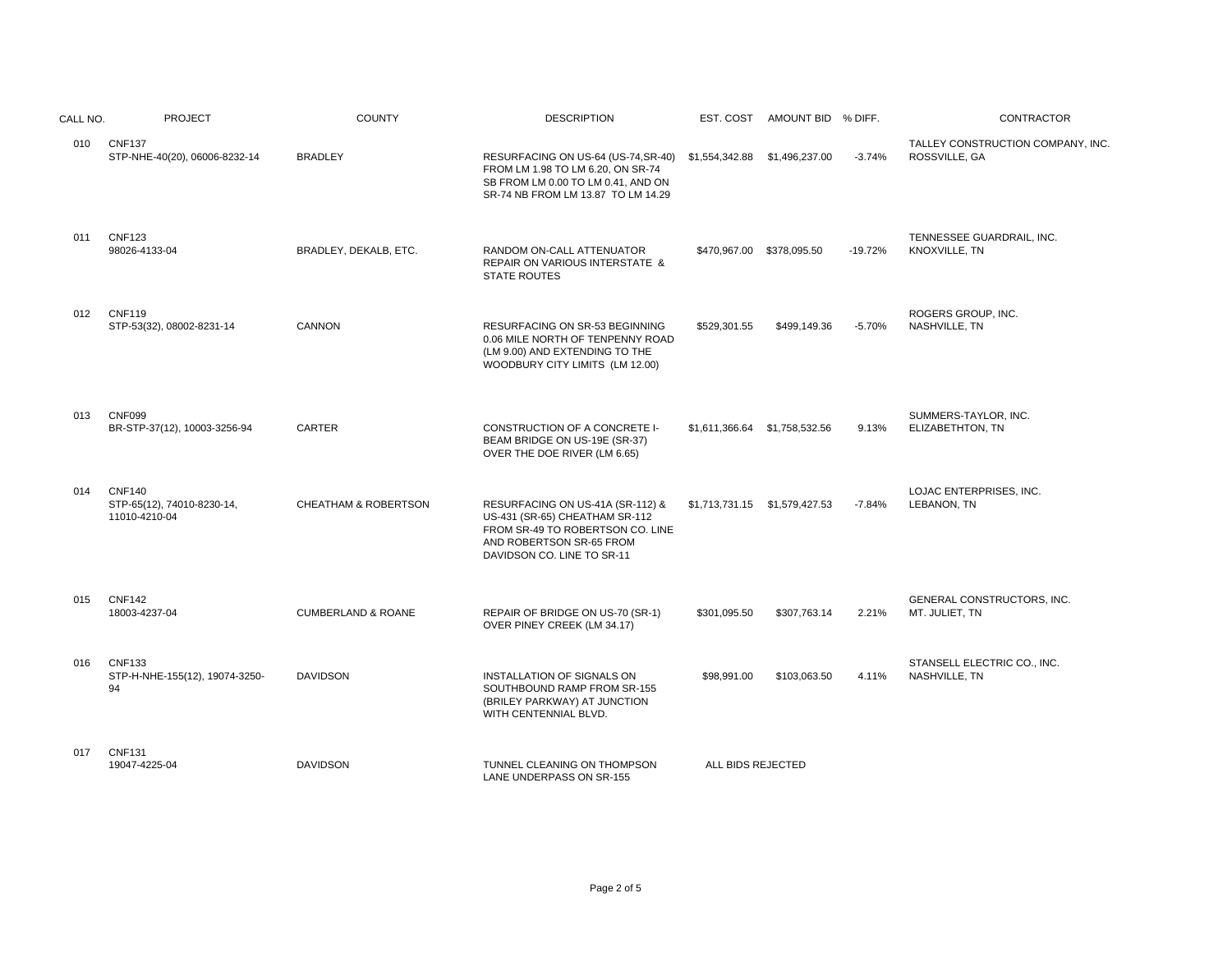| CALL NO. | PROJECT | COUNTY | DESCRIPTION | EST. COST | AMOUNT BID | % DIFF. | CONTRACTOR |
|---|---|---|---|---|---|---|---|
| 010 | CNF137<br>STP-NHE-40(20), 06006-8232-14 | BRADLEY | RESURFACING ON US-64 (US-74,SR-40) FROM LM 1.98 TO LM 6.20, ON SR-74 SB FROM LM 0.00 TO LM 0.41, AND ON SR-74 NB FROM LM 13.87 TO LM 14.29 | $1,554,342.88 | $1,496,237.00 | -3.74% | TALLEY CONSTRUCTION COMPANY, INC.<br>ROSSVILLE, GA |
| 011 | CNF123<br>98026-4133-04 | BRADLEY, DEKALB, ETC. | RANDOM ON-CALL ATTENUATOR REPAIR ON VARIOUS INTERSTATE & STATE ROUTES | $470,967.00 | $378,095.50 | -19.72% | TENNESSEE GUARDRAIL, INC.<br>KNOXVILLE, TN |
| 012 | CNF119<br>STP-53(32), 08002-8231-14 | CANNON | RESURFACING ON SR-53 BEGINNING 0.06 MILE NORTH OF TENPENNY ROAD (LM 9.00) AND EXTENDING TO THE WOODBURY CITY LIMITS (LM 12.00) | $529,301.55 | $499,149.36 | -5.70% | ROGERS GROUP, INC.<br>NASHVILLE, TN |
| 013 | CNF099<br>BR-STP-37(12), 10003-3256-94 | CARTER | CONSTRUCTION OF A CONCRETE I-BEAM BRIDGE ON US-19E (SR-37) OVER THE DOE RIVER (LM 6.65) | $1,611,366.64 | $1,758,532.56 | 9.13% | SUMMERS-TAYLOR, INC.<br>ELIZABETHTON, TN |
| 014 | CNF140<br>STP-65(12), 74010-8230-14, 11010-4210-04 | CHEATHAM & ROBERTSON | RESURFACING ON US-41A (SR-112) & US-431 (SR-65) CHEATHAM SR-112 FROM SR-49 TO ROBERTSON CO. LINE AND ROBERTSON SR-65 FROM DAVIDSON CO. LINE TO SR-11 | $1,713,731.15 | $1,579,427.53 | -7.84% | LOJAC ENTERPRISES, INC.<br>LEBANON, TN |
| 015 | CNF142<br>18003-4237-04 | CUMBERLAND & ROANE | REPAIR OF BRIDGE ON US-70 (SR-1) OVER PINEY CREEK (LM 34.17) | $301,095.50 | $307,763.14 | 2.21% | GENERAL CONSTRUCTORS, INC.<br>MT. JULIET, TN |
| 016 | CNF133<br>STP-H-NHE-155(12), 19074-3250-94 | DAVIDSON | INSTALLATION OF SIGNALS ON SOUTHBOUND RAMP FROM SR-155 (BRILEY PARKWAY) AT JUNCTION WITH CENTENNIAL BLVD. | $98,991.00 | $103,063.50 | 4.11% | STANSELL ELECTRIC CO., INC.<br>NASHVILLE, TN |
| 017 | CNF131<br>19047-4225-04 | DAVIDSON | TUNNEL CLEANING ON THOMPSON LANE UNDERPASS ON SR-155 | ALL BIDS REJECTED | | | |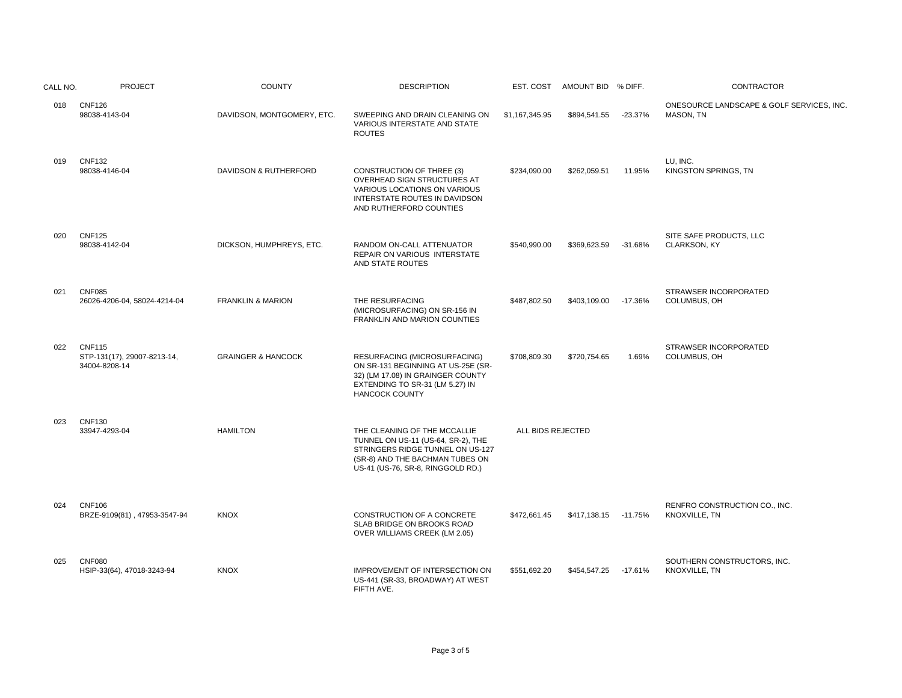| CALL NO. | PROJECT | COUNTY | DESCRIPTION | EST. COST | AMOUNT BID | % DIFF. | CONTRACTOR |
|---|---|---|---|---|---|---|---|
| 018 | CNF126<br>98038-4143-04 | DAVIDSON, MONTGOMERY, ETC. | SWEEPING AND DRAIN CLEANING ON VARIOUS INTERSTATE AND STATE ROUTES | $1,167,345.95 | $894,541.55 | -23.37% | ONESOURCE LANDSCAPE & GOLF SERVICES, INC.<br>MASON, TN |
| 019 | CNF132<br>98038-4146-04 | DAVIDSON & RUTHERFORD | CONSTRUCTION OF THREE (3) OVERHEAD SIGN STRUCTURES AT VARIOUS LOCATIONS ON VARIOUS INTERSTATE ROUTES IN DAVIDSON AND RUTHERFORD COUNTIES | $234,090.00 | $262,059.51 | 11.95% | LU, INC.<br>KINGSTON SPRINGS, TN |
| 020 | CNF125<br>98038-4142-04 | DICKSON, HUMPHREYS, ETC. | RANDOM ON-CALL ATTENUATOR REPAIR ON VARIOUS INTERSTATE AND STATE ROUTES | $540,990.00 | $369,623.59 | -31.68% | SITE SAFE PRODUCTS, LLC<br>CLARKSON, KY |
| 021 | CNF085<br>26026-4206-04, 58024-4214-04 | FRANKLIN & MARION | THE RESURFACING (MICROSURFACING) ON SR-156 IN FRANKLIN AND MARION COUNTIES | $487,802.50 | $403,109.00 | -17.36% | STRAWSER INCORPORATED<br>COLUMBUS, OH |
| 022 | CNF115<br>STP-131(17), 29007-8213-14, 34004-8208-14 | GRAINGER & HANCOCK | RESURFACING (MICROSURFACING) ON SR-131 BEGINNING AT US-25E (SR-32) (LM 17.08) IN GRAINGER COUNTY EXTENDING TO SR-31 (LM 5.27) IN HANCOCK COUNTY | $708,809.30 | $720,754.65 | 1.69% | STRAWSER INCORPORATED<br>COLUMBUS, OH |
| 023 | CNF130<br>33947-4293-04 | HAMILTON | THE CLEANING OF THE MCCALLIE TUNNEL ON US-11 (US-64, SR-2), THE STRINGERS RIDGE TUNNEL ON US-127 (SR-8) AND THE BACHMAN TUBES ON US-41 (US-76, SR-8, RINGGOLD RD.) | ALL BIDS REJECTED | | | |
| 024 | CNF106<br>BRZE-9109(81) , 47953-3547-94 | KNOX | CONSTRUCTION OF A CONCRETE SLAB BRIDGE ON BROOKS ROAD OVER WILLIAMS CREEK (LM 2.05) | $472,661.45 | $417,138.15 | -11.75% | RENFRO CONSTRUCTION CO., INC.<br>KNOXVILLE, TN |
| 025 | CNF080<br>HSIP-33(64), 47018-3243-94 | KNOX | IMPROVEMENT OF INTERSECTION ON US-441 (SR-33, BROADWAY) AT WEST FIFTH AVE. | $551,692.20 | $454,547.25 | -17.61% | SOUTHERN CONSTRUCTORS, INC.<br>KNOXVILLE, TN |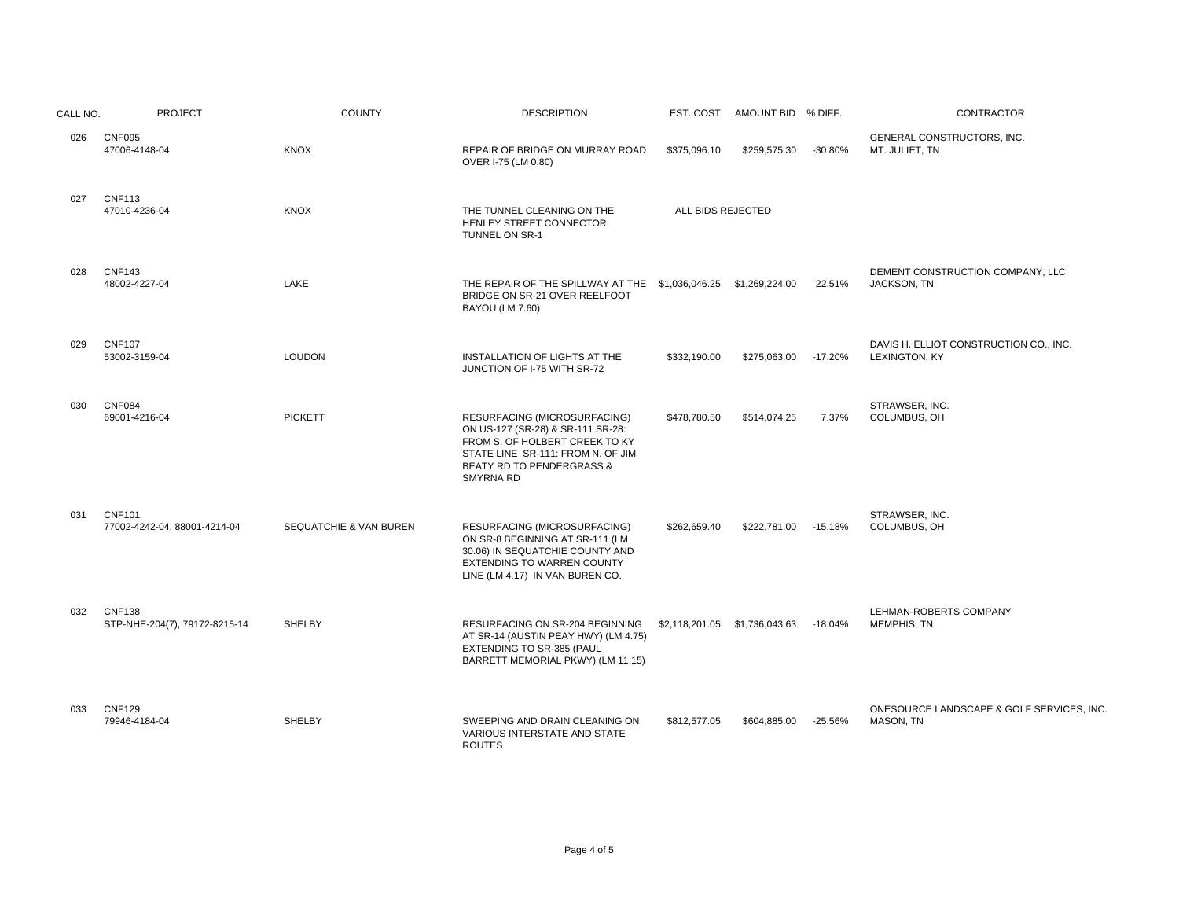| CALL NO. | PROJECT | COUNTY | DESCRIPTION | EST. COST | AMOUNT BID | % DIFF. | CONTRACTOR |
|---|---|---|---|---|---|---|---|
| 026 | CNF095<br>47006-4148-04 | KNOX | REPAIR OF BRIDGE ON MURRAY ROAD OVER I-75 (LM 0.80) | $375,096.10 | $259,575.30 | -30.80% | GENERAL CONSTRUCTORS, INC.<br>MT. JULIET, TN |
| 027 | CNF113<br>47010-4236-04 | KNOX | THE TUNNEL CLEANING ON THE HENLEY STREET CONNECTOR TUNNEL ON SR-1 | ALL BIDS REJECTED | | | |
| 028 | CNF143<br>48002-4227-04 | LAKE | THE REPAIR OF THE SPILLWAY AT THE BRIDGE ON SR-21 OVER REELFOOT BAYOU (LM 7.60) | $1,036,046.25 | $1,269,224.00 | 22.51% | DEMENT CONSTRUCTION COMPANY, LLC<br>JACKSON, TN |
| 029 | CNF107<br>53002-3159-04 | LOUDON | INSTALLATION OF LIGHTS AT THE JUNCTION OF I-75 WITH SR-72 | $332,190.00 | $275,063.00 | -17.20% | DAVIS H. ELLIOT CONSTRUCTION CO., INC.<br>LEXINGTON, KY |
| 030 | CNF084<br>69001-4216-04 | PICKETT | RESURFACING (MICROSURFACING) ON US-127 (SR-28) & SR-111 SR-28: FROM S. OF HOLBERT CREEK TO KY STATE LINE SR-111: FROM N. OF JIM BEATY RD TO PENDERGRASS & SMYRNA RD | $478,780.50 | $514,074.25 | 7.37% | STRAWSER, INC.<br>COLUMBUS, OH |
| 031 | CNF101<br>77002-4242-04, 88001-4214-04 | SEQUATCHIE & VAN BUREN | RESURFACING (MICROSURFACING) ON SR-8 BEGINNING AT SR-111 (LM 30.06) IN SEQUATCHIE COUNTY AND EXTENDING TO WARREN COUNTY LINE (LM 4.17) IN VAN BUREN CO. | $262,659.40 | $222,781.00 | -15.18% | STRAWSER, INC.<br>COLUMBUS, OH |
| 032 | CNF138<br>STP-NHE-204(7), 79172-8215-14 | SHELBY | RESURFACING ON SR-204 BEGINNING AT SR-14 (AUSTIN PEAY HWY) (LM 4.75) EXTENDING TO SR-385 (PAUL BARRETT MEMORIAL PKWY) (LM 11.15) | $2,118,201.05 | $1,736,043.63 | -18.04% | LEHMAN-ROBERTS COMPANY<br>MEMPHIS, TN |
| 033 | CNF129<br>79946-4184-04 | SHELBY | SWEEPING AND DRAIN CLEANING ON VARIOUS INTERSTATE AND STATE ROUTES | $812,577.05 | $604,885.00 | -25.56% | ONESOURCE LANDSCAPE & GOLF SERVICES, INC.<br>MASON, TN |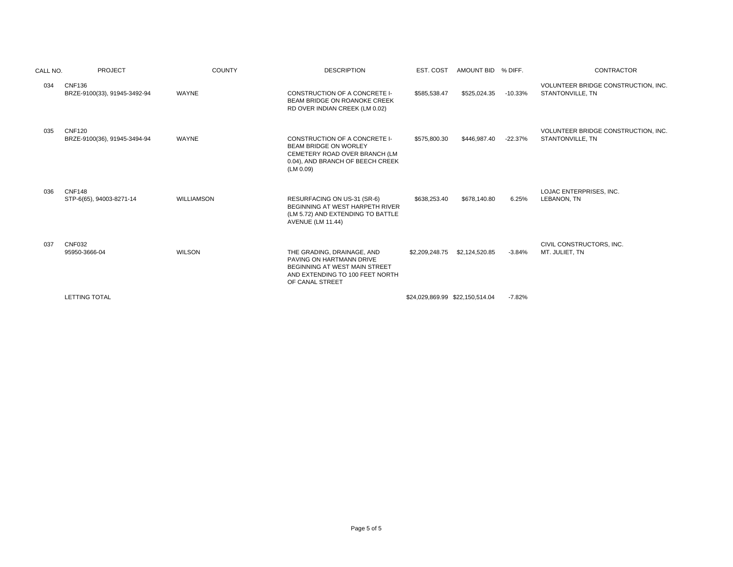| CALL NO. | PROJECT | COUNTY | DESCRIPTION | EST. COST | AMOUNT BID | % DIFF. | CONTRACTOR |
|---|---|---|---|---|---|---|---|
| 034 | CNF136<br>BRZE-9100(33), 91945-3492-94 | WAYNE | CONSTRUCTION OF A CONCRETE I-BEAM BRIDGE ON ROANOKE CREEK RD OVER INDIAN CREEK (LM 0.02) | $585,538.47 | $525,024.35 | -10.33% | VOLUNTEER BRIDGE CONSTRUCTION, INC.<br>STANTONVILLE, TN |
| 035 | CNF120<br>BRZE-9100(36), 91945-3494-94 | WAYNE | CONSTRUCTION OF A CONCRETE I-BEAM BRIDGE ON WORLEY CEMETERY ROAD OVER BRANCH (LM 0.04), AND BRANCH OF BEECH CREEK (LM 0.09) | $575,800.30 | $446,987.40 | -22.37% | VOLUNTEER BRIDGE CONSTRUCTION, INC.<br>STANTONVILLE, TN |
| 036 | CNF148<br>STP-6(65), 94003-8271-14 | WILLIAMSON | RESURFACING ON US-31 (SR-6) BEGINNING AT WEST HARPETH RIVER (LM 5.72) AND EXTENDING TO BATTLE AVENUE (LM 11.44) | $638,253.40 | $678,140.80 | 6.25% | LOJAC ENTERPRISES, INC.<br>LEBANON, TN |
| 037 | CNF032<br>95950-3666-04 | WILSON | THE GRADING, DRAINAGE, AND PAVING ON HARTMANN DRIVE BEGINNING AT WEST MAIN STREET AND EXTENDING TO 100 FEET NORTH OF CANAL STREET | $2,209,248.75 | $2,124,520.85 | -3.84% | CIVIL CONSTRUCTORS, INC.<br>MT. JULIET, TN |
| | LETTING TOTAL | | | $24,029,869.99 | $22,150,514.04 | -7.82% | |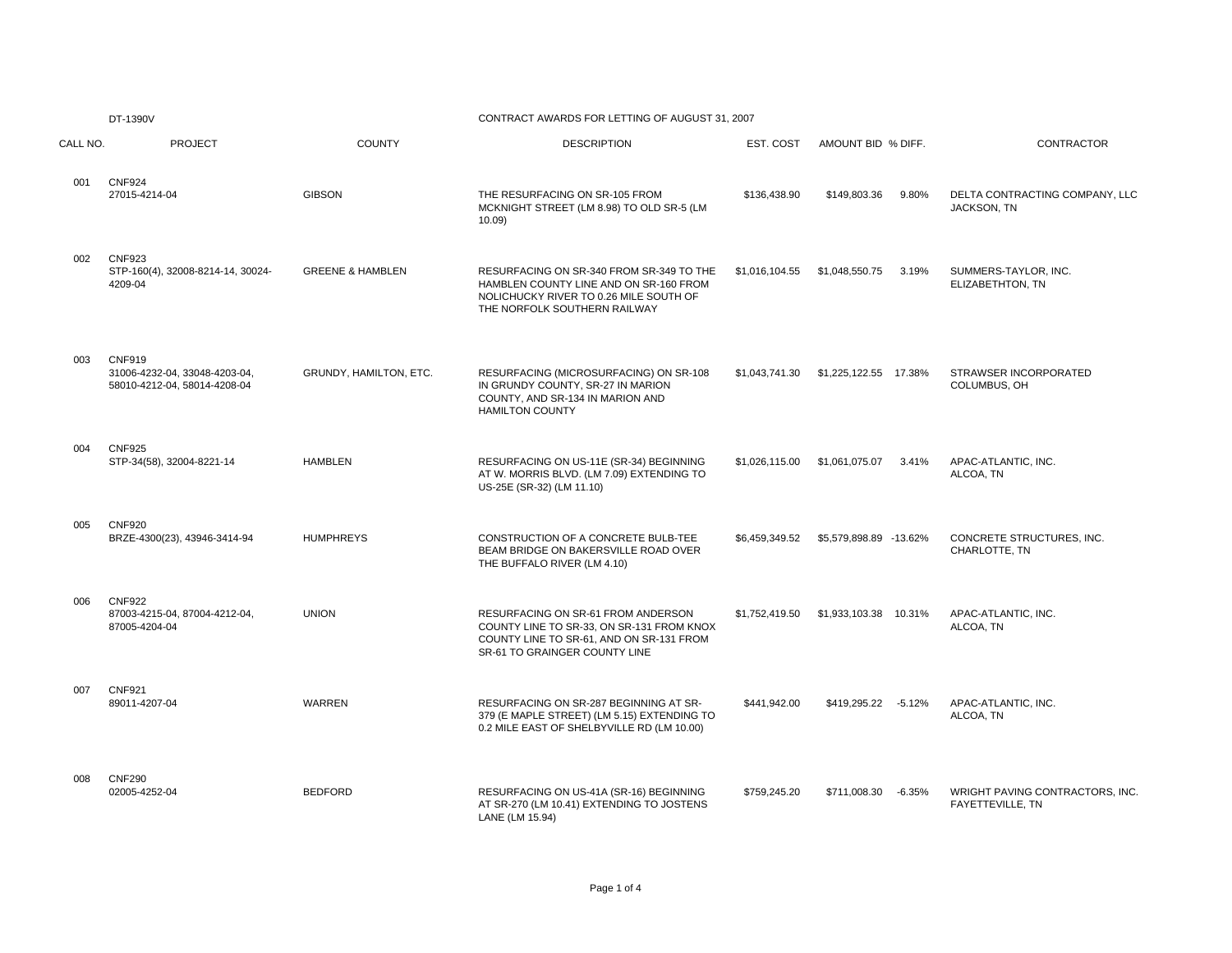DT-1390V

CONTRACT AWARDS FOR LETTING OF AUGUST 31, 2007

| CALL NO. | PROJECT | COUNTY | DESCRIPTION | EST. COST | AMOUNT BID | % DIFF. | CONTRACTOR |
|---|---|---|---|---|---|---|---|
| 001 | CNF924<br>27015-4214-04 | GIBSON | THE RESURFACING ON SR-105 FROM MCKNIGHT STREET (LM 8.98) TO OLD SR-5 (LM 10.09) | $136,438.90 | $149,803.36 | 9.80% | DELTA CONTRACTING COMPANY, LLC<br>JACKSON, TN |
| 002 | CNF923<br>STP-160(4), 32008-8214-14, 30024-4209-04 | GREENE & HAMBLEN | RESURFACING ON SR-340 FROM SR-349 TO THE HAMBLEN COUNTY LINE AND ON SR-160 FROM NOLICHUCKY RIVER TO 0.26 MILE SOUTH OF THE NORFOLK SOUTHERN RAILWAY | $1,016,104.55 | $1,048,550.75 | 3.19% | SUMMERS-TAYLOR, INC.<br>ELIZABETHTON, TN |
| 003 | CNF919<br>31006-4232-04, 33048-4203-04, 58010-4212-04, 58014-4208-04 | GRUNDY, HAMILTON, ETC. | RESURFACING (MICROSURFACING) ON SR-108 IN GRUNDY COUNTY, SR-27 IN MARION COUNTY, AND SR-134 IN MARION AND HAMILTON COUNTY | $1,043,741.30 | $1,225,122.55 | 17.38% | STRAWSER INCORPORATED<br>COLUMBUS, OH |
| 004 | CNF925<br>STP-34(58), 32004-8221-14 | HAMBLEN | RESURFACING ON US-11E (SR-34) BEGINNING AT W. MORRIS BLVD. (LM 7.09) EXTENDING TO US-25E (SR-32) (LM 11.10) | $1,026,115.00 | $1,061,075.07 | 3.41% | APAC-ATLANTIC, INC.<br>ALCOA, TN |
| 005 | CNF920<br>BRZE-4300(23), 43946-3414-94 | HUMPHREYS | CONSTRUCTION OF A CONCRETE BULB-TEE BEAM BRIDGE ON BAKERSVILLE ROAD OVER THE BUFFALO RIVER (LM 4.10) | $6,459,349.52 | $5,579,898.89 | -13.62% | CONCRETE STRUCTURES, INC.<br>CHARLOTTE, TN |
| 006 | CNF922<br>87003-4215-04, 87004-4212-04, 87005-4204-04 | UNION | RESURFACING ON SR-61 FROM ANDERSON COUNTY LINE TO SR-33, ON SR-131 FROM KNOX COUNTY LINE TO SR-61, AND ON SR-131 FROM SR-61 TO GRAINGER COUNTY LINE | $1,752,419.50 | $1,933,103.38 | 10.31% | APAC-ATLANTIC, INC.<br>ALCOA, TN |
| 007 | CNF921<br>89011-4207-04 | WARREN | RESURFACING ON SR-287 BEGINNING AT SR-379 (E MAPLE STREET) (LM 5.15) EXTENDING TO 0.2 MILE EAST OF SHELBYVILLE RD (LM 10.00) | $441,942.00 | $419,295.22 | -5.12% | APAC-ATLANTIC, INC.<br>ALCOA, TN |
| 008 | CNF290<br>02005-4252-04 | BEDFORD | RESURFACING ON US-41A (SR-16) BEGINNING AT SR-270 (LM 10.41) EXTENDING TO JOSTENS LANE (LM 15.94) | $759,245.20 | $711,008.30 | -6.35% | WRIGHT PAVING CONTRACTORS, INC.<br>FAYETTEVILLE, TN |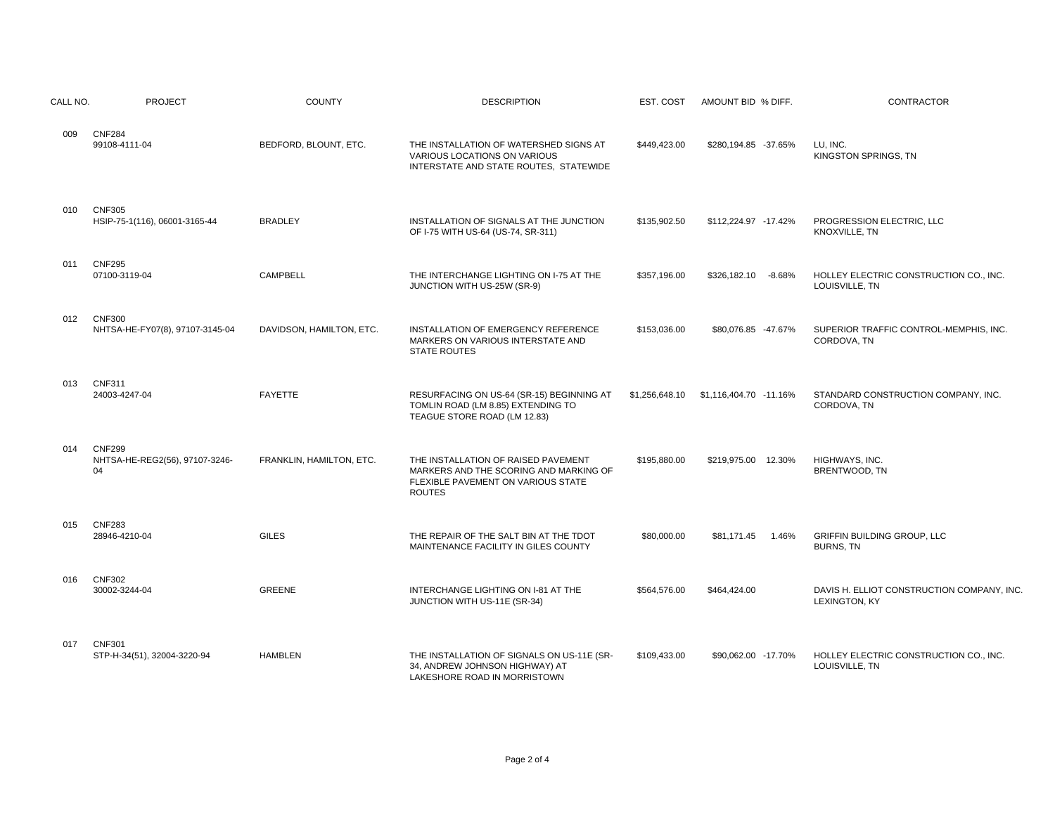| CALL NO. | PROJECT | COUNTY | DESCRIPTION | EST. COST | AMOUNT BID | % DIFF. | CONTRACTOR |
| --- | --- | --- | --- | --- | --- | --- | --- |
| 009 | CNF284<br>99108-4111-04 | BEDFORD, BLOUNT, ETC. | THE INSTALLATION OF WATERSHED SIGNS AT VARIOUS LOCATIONS ON VARIOUS INTERSTATE AND STATE ROUTES, STATEWIDE | $449,423.00 | $280,194.85 | -37.65% | LU, INC.<br>KINGSTON SPRINGS, TN |
| 010 | CNF305<br>HSIP-75-1(116), 06001-3165-44 | BRADLEY | INSTALLATION OF SIGNALS AT THE JUNCTION OF I-75 WITH US-64 (US-74, SR-311) | $135,902.50 | $112,224.97 | -17.42% | PROGRESSION ELECTRIC, LLC<br>KNOXVILLE, TN |
| 011 | CNF295<br>07100-3119-04 | CAMPBELL | THE INTERCHANGE LIGHTING ON I-75 AT THE JUNCTION WITH US-25W (SR-9) | $357,196.00 | $326,182.10 | -8.68% | HOLLEY ELECTRIC CONSTRUCTION CO., INC.<br>LOUISVILLE, TN |
| 012 | CNF300<br>NHTSA-HE-FY07(8), 97107-3145-04 | DAVIDSON, HAMILTON, ETC. | INSTALLATION OF EMERGENCY REFERENCE MARKERS ON VARIOUS INTERSTATE AND STATE ROUTES | $153,036.00 | $80,076.85 | -47.67% | SUPERIOR TRAFFIC CONTROL-MEMPHIS, INC.<br>CORDOVA, TN |
| 013 | CNF311<br>24003-4247-04 | FAYETTE | RESURFACING ON US-64 (SR-15) BEGINNING AT TOMLIN ROAD (LM 8.85) EXTENDING TO TEAGUE STORE ROAD (LM 12.83) | $1,256,648.10 | $1,116,404.70 | -11.16% | STANDARD CONSTRUCTION COMPANY, INC.<br>CORDOVA, TN |
| 014 | CNF299<br>NHTSA-HE-REG2(56), 97107-3246-04 | FRANKLIN, HAMILTON, ETC. | THE INSTALLATION OF RAISED PAVEMENT MARKERS AND THE SCORING AND MARKING OF FLEXIBLE PAVEMENT ON VARIOUS STATE ROUTES | $195,880.00 | $219,975.00 | 12.30% | HIGHWAYS, INC.<br>BRENTWOOD, TN |
| 015 | CNF283<br>28946-4210-04 | GILES | THE REPAIR OF THE SALT BIN AT THE TDOT MAINTENANCE FACILITY IN GILES COUNTY | $80,000.00 | $81,171.45 | 1.46% | GRIFFIN BUILDING GROUP, LLC<br>BURNS, TN |
| 016 | CNF302<br>30002-3244-04 | GREENE | INTERCHANGE LIGHTING ON I-81 AT THE JUNCTION WITH US-11E (SR-34) | $564,576.00 | $464,424.00 | | DAVIS H. ELLIOT CONSTRUCTION COMPANY, INC.<br>LEXINGTON, KY |
| 017 | CNF301<br>STP-H-34(51), 32004-3220-94 | HAMBLEN | THE INSTALLATION OF SIGNALS ON US-11E (SR-34, ANDREW JOHNSON HIGHWAY) AT LAKESHORE ROAD IN MORRISTOWN | $109,433.00 | $90,062.00 | -17.70% | HOLLEY ELECTRIC CONSTRUCTION CO., INC.<br>LOUISVILLE, TN |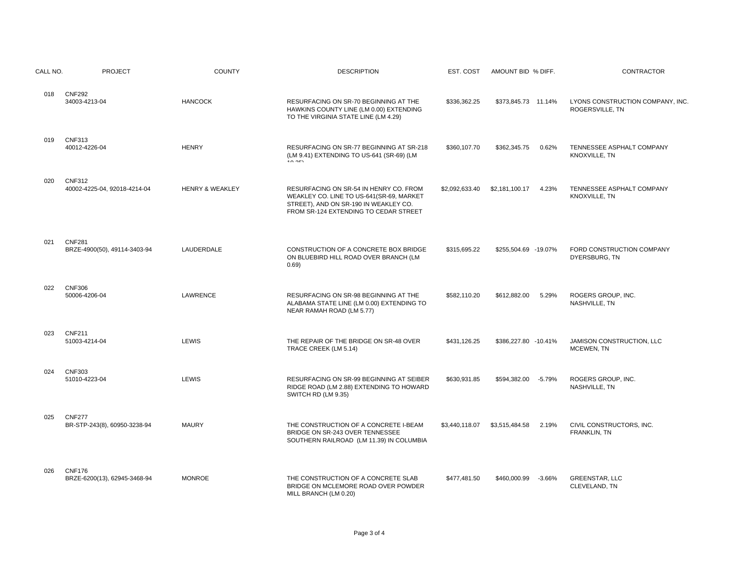| CALL NO. | PROJECT | COUNTY | DESCRIPTION | EST. COST | AMOUNT BID | % DIFF. | CONTRACTOR |
|---|---|---|---|---|---|---|---|
| 018 | CNF292<br>34003-4213-04 | HANCOCK | RESURFACING ON SR-70 BEGINNING AT THE HAWKINS COUNTY LINE (LM 0.00) EXTENDING TO THE VIRGINIA STATE LINE (LM 4.29) | $336,362.25 | $373,845.73 | 11.14% | LYONS CONSTRUCTION COMPANY, INC.<br>ROGERSVILLE, TN |
| 019 | CNF313<br>40012-4226-04 | HENRY | RESURFACING ON SR-77 BEGINNING AT SR-218 (LM 9.41) EXTENDING TO US-641 (SR-69) (LM 10.25) | $360,107.70 | $362,345.75 | 0.62% | TENNESSEE ASPHALT COMPANY<br>KNOXVILLE, TN |
| 020 | CNF312<br>40002-4225-04, 92018-4214-04 | HENRY & WEAKLEY | RESURFACING ON SR-54 IN HENRY CO. FROM WEAKLEY CO. LINE TO US-641(SR-69, MARKET STREET), AND ON SR-190 IN WEAKLEY CO. FROM SR-124 EXTENDING TO CEDAR STREET | $2,092,633.40 | $2,181,100.17 | 4.23% | TENNESSEE ASPHALT COMPANY<br>KNOXVILLE, TN |
| 021 | CNF281<br>BRZE-4900(50), 49114-3403-94 | LAUDERDALE | CONSTRUCTION OF A CONCRETE BOX BRIDGE ON BLUEBIRD HILL ROAD OVER BRANCH (LM 0.69) | $315,695.22 | $255,504.69 | -19.07% | FORD CONSTRUCTION COMPANY<br>DYERSBURG, TN |
| 022 | CNF306<br>50006-4206-04 | LAWRENCE | RESURFACING ON SR-98 BEGINNING AT THE ALABAMA STATE LINE (LM 0.00) EXTENDING TO NEAR RAMAH ROAD (LM 5.77) | $582,110.20 | $612,882.00 | 5.29% | ROGERS GROUP, INC.<br>NASHVILLE, TN |
| 023 | CNF211<br>51003-4214-04 | LEWIS | THE REPAIR OF THE BRIDGE ON SR-48 OVER TRACE CREEK (LM 5.14) | $431,126.25 | $386,227.80 | -10.41% | JAMISON CONSTRUCTION, LLC<br>MCEWEN, TN |
| 024 | CNF303<br>51010-4223-04 | LEWIS | RESURFACING ON SR-99 BEGINNING AT SEIBER RIDGE ROAD (LM 2.88) EXTENDING TO HOWARD SWITCH RD (LM 9.35) | $630,931.85 | $594,382.00 | -5.79% | ROGERS GROUP, INC.<br>NASHVILLE, TN |
| 025 | CNF277<br>BR-STP-243(8), 60950-3238-94 | MAURY | THE CONSTRUCTION OF A CONCRETE I-BEAM BRIDGE ON SR-243 OVER TENNESSEE SOUTHERN RAILROAD (LM 11.39) IN COLUMBIA | $3,440,118.07 | $3,515,484.58 | 2.19% | CIVIL CONSTRUCTORS, INC.<br>FRANKLIN, TN |
| 026 | CNF176<br>BRZE-6200(13), 62945-3468-94 | MONROE | THE CONSTRUCTION OF A CONCRETE SLAB BRIDGE ON MCLEMORE ROAD OVER POWDER MILL BRANCH (LM 0.20) | $477,481.50 | $460,000.99 | -3.66% | GREENSTAR, LLC<br>CLEVELAND, TN |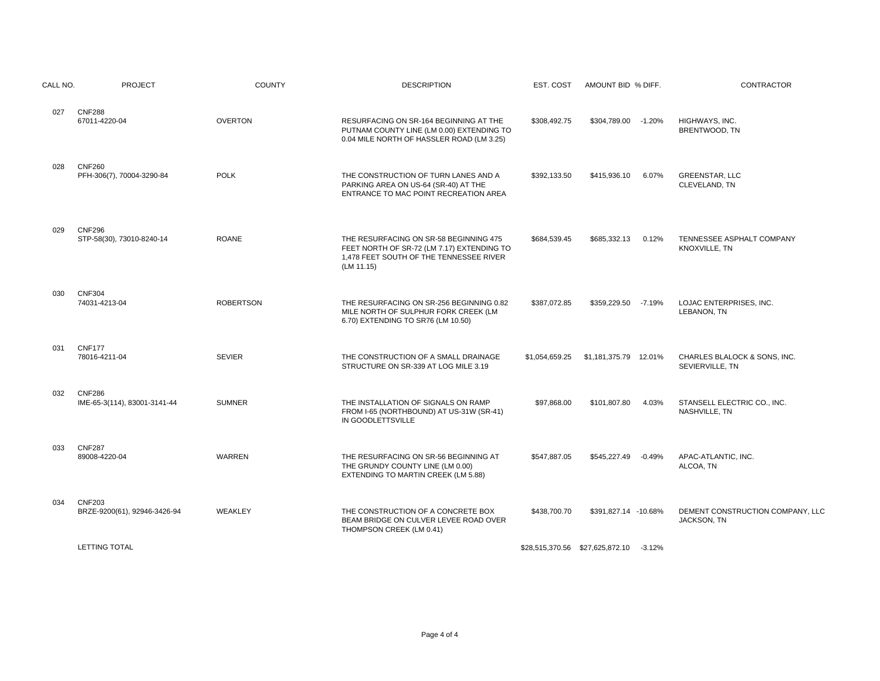| CALL NO. | PROJECT | COUNTY | DESCRIPTION | EST. COST | AMOUNT BID | % DIFF. | CONTRACTOR |
|---|---|---|---|---|---|---|---|
| 027 | CNF288 67011-4220-04 | OVERTON | RESURFACING ON SR-164 BEGINNING AT THE PUTNAM COUNTY LINE (LM 0.00) EXTENDING TO 0.04 MILE NORTH OF HASSLER ROAD (LM 3.25) | $308,492.75 | $304,789.00 | -1.20% | HIGHWAYS, INC. BRENTWOOD, TN |
| 028 | CNF260 PFH-306(7), 70004-3290-84 | POLK | THE CONSTRUCTION OF TURN LANES AND A PARKING AREA ON US-64 (SR-40) AT THE ENTRANCE TO MAC POINT RECREATION AREA | $392,133.50 | $415,936.10 | 6.07% | GREENSTAR, LLC CLEVELAND, TN |
| 029 | CNF296 STP-58(30), 73010-8240-14 | ROANE | THE RESURFACING ON SR-58 BEGINNING 475 FEET NORTH OF SR-72 (LM 7.17) EXTENDING TO 1,478 FEET SOUTH OF THE TENNESSEE RIVER (LM 11.15) | $684,539.45 | $685,332.13 | 0.12% | TENNESSEE ASPHALT COMPANY KNOXVILLE, TN |
| 030 | CNF304 74031-4213-04 | ROBERTSON | THE RESURFACING ON SR-256 BEGINNING 0.82 MILE NORTH OF SULPHUR FORK CREEK (LM 6.70) EXTENDING TO SR76 (LM 10.50) | $387,072.85 | $359,229.50 | -7.19% | LOJAC ENTERPRISES, INC. LEBANON, TN |
| 031 | CNF177 78016-4211-04 | SEVIER | THE CONSTRUCTION OF A SMALL DRAINAGE STRUCTURE ON SR-339 AT LOG MILE 3.19 | $1,054,659.25 | $1,181,375.79 | 12.01% | CHARLES BLALOCK & SONS, INC. SEVIERVILLE, TN |
| 032 | CNF286 IME-65-3(114), 83001-3141-44 | SUMNER | THE INSTALLATION OF SIGNALS ON RAMP FROM I-65 (NORTHBOUND) AT US-31W (SR-41) IN GOODLETTSVILLE | $97,868.00 | $101,807.80 | 4.03% | STANSELL ELECTRIC CO., INC. NASHVILLE, TN |
| 033 | CNF287 89008-4220-04 | WARREN | THE RESURFACING ON SR-56 BEGINNING AT THE GRUNDY COUNTY LINE (LM 0.00) EXTENDING TO MARTIN CREEK (LM 5.88) | $547,887.05 | $545,227.49 | -0.49% | APAC-ATLANTIC, INC. ALCOA, TN |
| 034 | CNF203 BRZE-9200(61), 92946-3426-94 | WEAKLEY | THE CONSTRUCTION OF A CONCRETE BOX BEAM BRIDGE ON CULVER LEVEE ROAD OVER THOMPSON CREEK (LM 0.41) | $438,700.70 | $391,827.14 | -10.68% | DEMENT CONSTRUCTION COMPANY, LLC JACKSON, TN |
| | LETTING TOTAL | | | $28,515,370.56 | $27,625,872.10 | -3.12% | |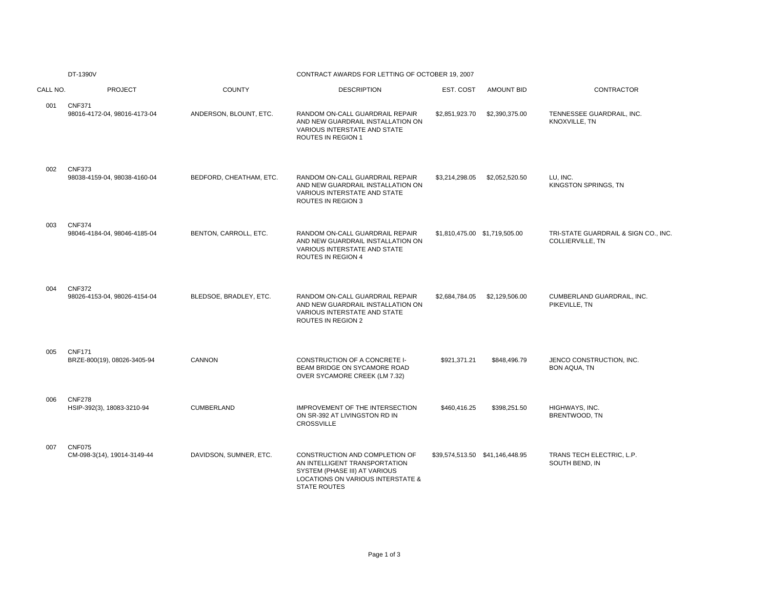DT-1390V

CONTRACT AWARDS FOR LETTING OF OCTOBER 19, 2007

| CALL NO. | PROJECT | COUNTY | DESCRIPTION | EST. COST | AMOUNT BID | CONTRACTOR |
|---|---|---|---|---|---|---|
| 001 | CNF371<br>98016-4172-04, 98016-4173-04 | ANDERSON, BLOUNT, ETC. | RANDOM ON-CALL GUARDRAIL REPAIR AND NEW GUARDRAIL INSTALLATION ON VARIOUS INTERSTATE AND STATE ROUTES IN REGION 1 | $2,851,923.70 | $2,390,375.00 | TENNESSEE GUARDRAIL, INC.<br>KNOXVILLE, TN |
| 002 | CNF373<br>98038-4159-04, 98038-4160-04 | BEDFORD, CHEATHAM, ETC. | RANDOM ON-CALL GUARDRAIL REPAIR AND NEW GUARDRAIL INSTALLATION ON VARIOUS INTERSTATE AND STATE ROUTES IN REGION 3 | $3,214,298.05 | $2,052,520.50 | LU, INC.<br>KINGSTON SPRINGS, TN |
| 003 | CNF374<br>98046-4184-04, 98046-4185-04 | BENTON, CARROLL, ETC. | RANDOM ON-CALL GUARDRAIL REPAIR AND NEW GUARDRAIL INSTALLATION ON VARIOUS INTERSTATE AND STATE ROUTES IN REGION 4 | $1,810,475.00 | $1,719,505.00 | TRI-STATE GUARDRAIL & SIGN CO., INC.<br>COLLIERVILLE, TN |
| 004 | CNF372<br>98026-4153-04, 98026-4154-04 | BLEDSOE, BRADLEY, ETC. | RANDOM ON-CALL GUARDRAIL REPAIR AND NEW GUARDRAIL INSTALLATION ON VARIOUS INTERSTATE AND STATE ROUTES IN REGION 2 | $2,684,784.05 | $2,129,506.00 | CUMBERLAND GUARDRAIL, INC.<br>PIKEVILLE, TN |
| 005 | CNF171<br>BRZE-800(19), 08026-3405-94 | CANNON | CONSTRUCTION OF A CONCRETE I-BEAM BRIDGE ON SYCAMORE ROAD OVER SYCAMORE CREEK (LM 7.32) | $921,371.21 | $848,496.79 | JENCO CONSTRUCTION, INC.<br>BON AQUA, TN |
| 006 | CNF278<br>HSIP-392(3), 18083-3210-94 | CUMBERLAND | IMPROVEMENT OF THE INTERSECTION ON SR-392 AT LIVINGSTON RD IN CROSSVILLE | $460,416.25 | $398,251.50 | HIGHWAYS, INC.<br>BRENTWOOD, TN |
| 007 | CNF075<br>CM-098-3(14), 19014-3149-44 | DAVIDSON, SUMNER, ETC. | CONSTRUCTION AND COMPLETION OF AN INTELLIGENT TRANSPORTATION SYSTEM (PHASE III) AT VARIOUS LOCATIONS ON VARIOUS INTERSTATE & STATE ROUTES | $39,574,513.50 | $41,146,448.95 | TRANS TECH ELECTRIC, L.P.<br>SOUTH BEND, IN |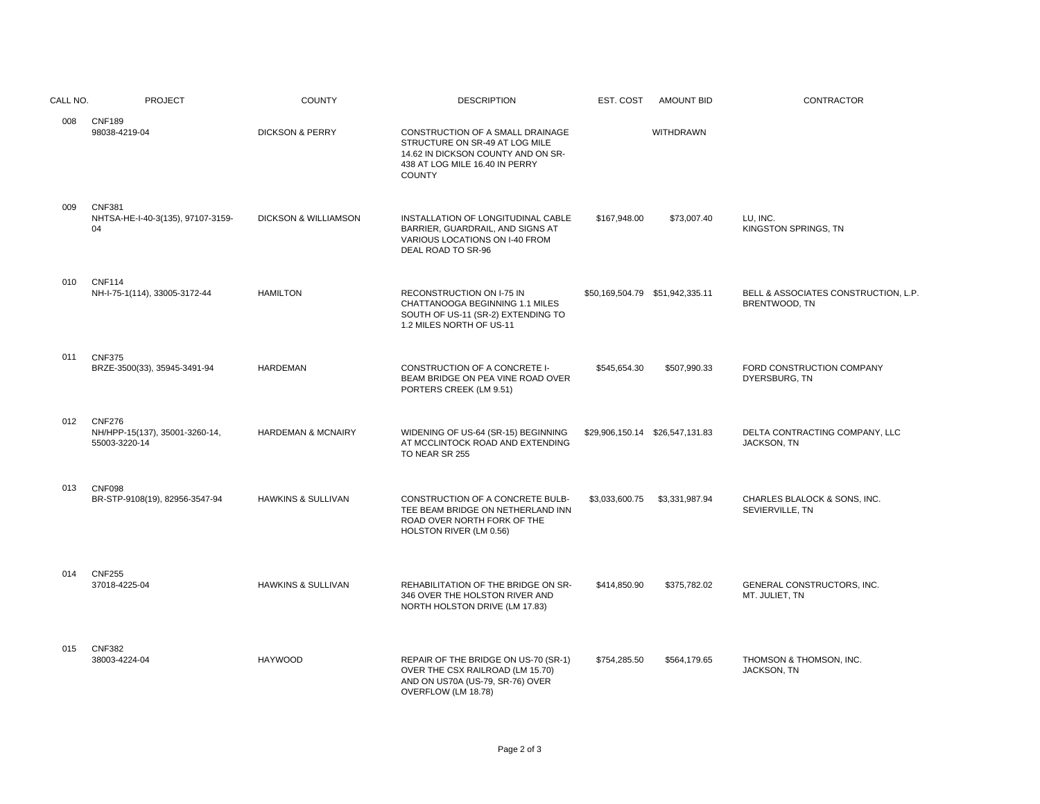| CALL NO. | PROJECT | COUNTY | DESCRIPTION | EST. COST | AMOUNT BID | CONTRACTOR |
|---|---|---|---|---|---|---|
| 008 | CNF189<br>98038-4219-04 | DICKSON & PERRY | CONSTRUCTION OF A SMALL DRAINAGE STRUCTURE ON SR-49 AT LOG MILE 14.62 IN DICKSON COUNTY AND ON SR-438 AT LOG MILE 16.40 IN PERRY COUNTY | | WITHDRAWN | |
| 009 | CNF381<br>NHTSA-HE-I-40-3(135), 97107-3159-04 | DICKSON & WILLIAMSON | INSTALLATION OF LONGITUDINAL CABLE BARRIER, GUARDRAIL, AND SIGNS AT VARIOUS LOCATIONS ON I-40 FROM DEAL ROAD TO SR-96 | $167,948.00 | $73,007.40 | LU, INC.<br>KINGSTON SPRINGS, TN |
| 010 | CNF114<br>NH-I-75-1(114), 33005-3172-44 | HAMILTON | RECONSTRUCTION ON I-75 IN CHATTANOOGA BEGINNING 1.1 MILES SOUTH OF US-11 (SR-2) EXTENDING TO 1.2 MILES NORTH OF US-11 | $50,169,504.79 | $51,942,335.11 | BELL & ASSOCIATES CONSTRUCTION, L.P.<br>BRENTWOOD, TN |
| 011 | CNF375<br>BRZE-3500(33), 35945-3491-94 | HARDEMAN | CONSTRUCTION OF A CONCRETE I-BEAM BRIDGE ON PEA VINE ROAD OVER PORTERS CREEK (LM 9.51) | $545,654.30 | $507,990.33 | FORD CONSTRUCTION COMPANY<br>DYERSBURG, TN |
| 012 | CNF276<br>NH/HPP-15(137), 35001-3260-14, 55003-3220-14 | HARDEMAN & MCNAIRY | WIDENING OF US-64 (SR-15) BEGINNING AT MCCLINTOCK ROAD AND EXTENDING TO NEAR SR 255 | $29,906,150.14 | $26,547,131.83 | DELTA CONTRACTING COMPANY, LLC<br>JACKSON, TN |
| 013 | CNF098<br>BR-STP-9108(19), 82956-3547-94 | HAWKINS & SULLIVAN | CONSTRUCTION OF A CONCRETE BULB-TEE BEAM BRIDGE ON NETHERLAND INN ROAD OVER NORTH FORK OF THE HOLSTON RIVER (LM 0.56) | $3,033,600.75 | $3,331,987.94 | CHARLES BLALOCK & SONS, INC.<br>SEVIERVILLE, TN |
| 014 | CNF255<br>37018-4225-04 | HAWKINS & SULLIVAN | REHABILITATION OF THE BRIDGE ON SR-346 OVER THE HOLSTON RIVER AND NORTH HOLSTON DRIVE (LM 17.83) | $414,850.90 | $375,782.02 | GENERAL CONSTRUCTORS, INC.<br>MT. JULIET, TN |
| 015 | CNF382<br>38003-4224-04 | HAYWOOD | REPAIR OF THE BRIDGE ON US-70 (SR-1) OVER THE CSX RAILROAD (LM 15.70) AND ON US70A (US-79, SR-76) OVER OVERFLOW (LM 18.78) | $754,285.50 | $564,179.65 | THOMSON & THOMSON, INC.<br>JACKSON, TN |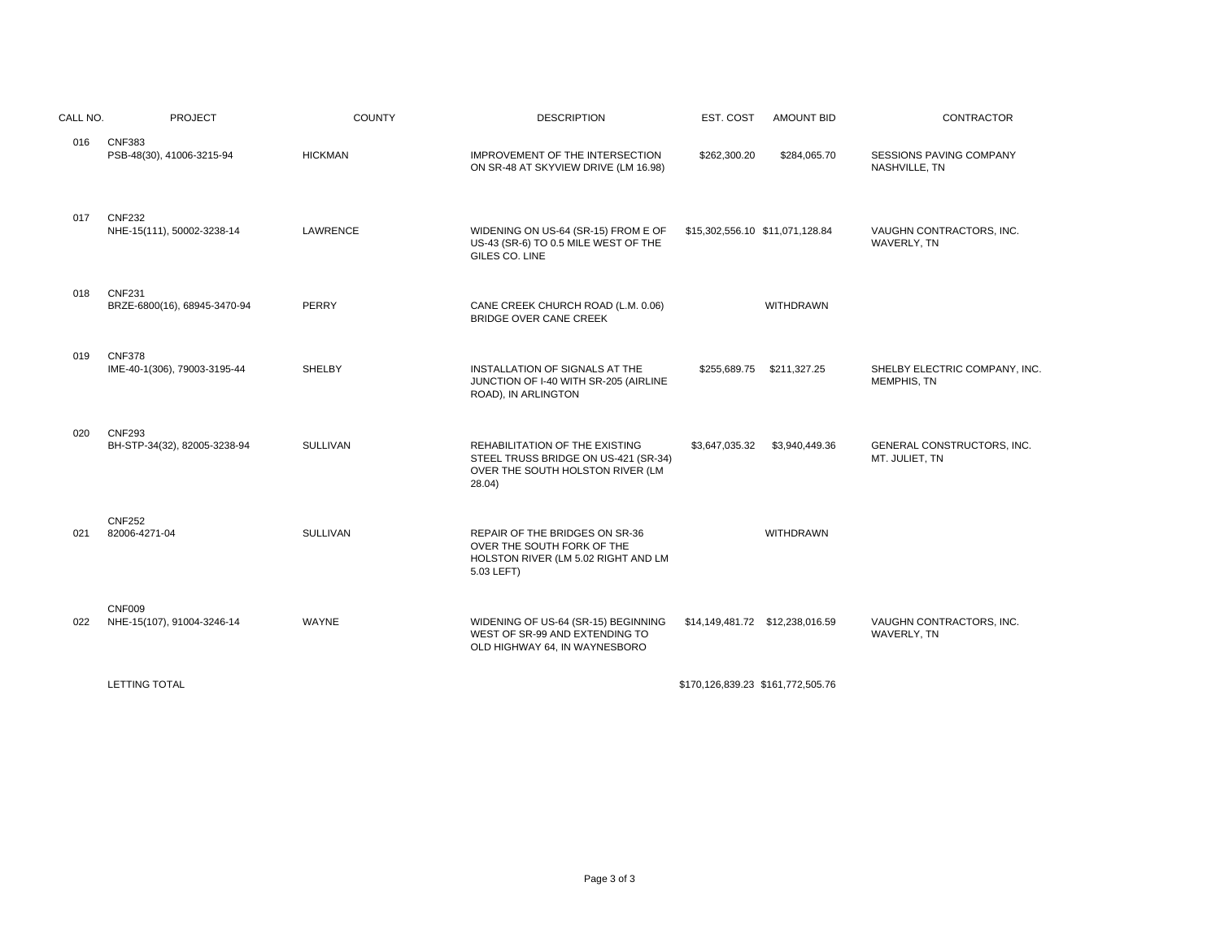| CALL NO. | PROJECT | COUNTY | DESCRIPTION | EST. COST | AMOUNT BID | CONTRACTOR |
|---|---|---|---|---|---|---|
| 016 | CNF383 PSB-48(30), 41006-3215-94 | HICKMAN | IMPROVEMENT OF THE INTERSECTION ON SR-48 AT SKYVIEW DRIVE (LM 16.98) | $262,300.20 | $284,065.70 | SESSIONS PAVING COMPANY NASHVILLE, TN |
| 017 | CNF232 NHE-15(111), 50002-3238-14 | LAWRENCE | WIDENING ON US-64 (SR-15) FROM E OF US-43 (SR-6) TO 0.5 MILE WEST OF THE GILES CO. LINE | $15,302,556.10 | $11,071,128.84 | VAUGHN CONTRACTORS, INC. WAVERLY, TN |
| 018 | CNF231 BRZE-6800(16), 68945-3470-94 | PERRY | CANE CREEK CHURCH ROAD (L.M. 0.06) BRIDGE OVER CANE CREEK | | WITHDRAWN | |
| 019 | CNF378 IME-40-1(306), 79003-3195-44 | SHELBY | INSTALLATION OF SIGNALS AT THE JUNCTION OF I-40 WITH SR-205 (AIRLINE ROAD), IN ARLINGTON | $255,689.75 | $211,327.25 | SHELBY ELECTRIC COMPANY, INC. MEMPHIS, TN |
| 020 | CNF293 BH-STP-34(32), 82005-3238-94 | SULLIVAN | REHABILITATION OF THE EXISTING STEEL TRUSS BRIDGE ON US-421 (SR-34) OVER THE SOUTH HOLSTON RIVER (LM 28.04) | $3,647,035.32 | $3,940,449.36 | GENERAL CONSTRUCTORS, INC. MT. JULIET, TN |
| 021 | CNF252 82006-4271-04 | SULLIVAN | REPAIR OF THE BRIDGES ON SR-36 OVER THE SOUTH FORK OF THE HOLSTON RIVER (LM 5.02 RIGHT AND LM 5.03 LEFT) | | WITHDRAWN | |
| 022 | CNF009 NHE-15(107), 91004-3246-14 | WAYNE | WIDENING OF US-64 (SR-15) BEGINNING WEST OF SR-99 AND EXTENDING TO OLD HIGHWAY 64, IN WAYNESBORO | $14,149,481.72 | $12,238,016.59 | VAUGHN CONTRACTORS, INC. WAVERLY, TN |
| | LETTING TOTAL | | | $170,126,839.23 | $161,772,505.76 | |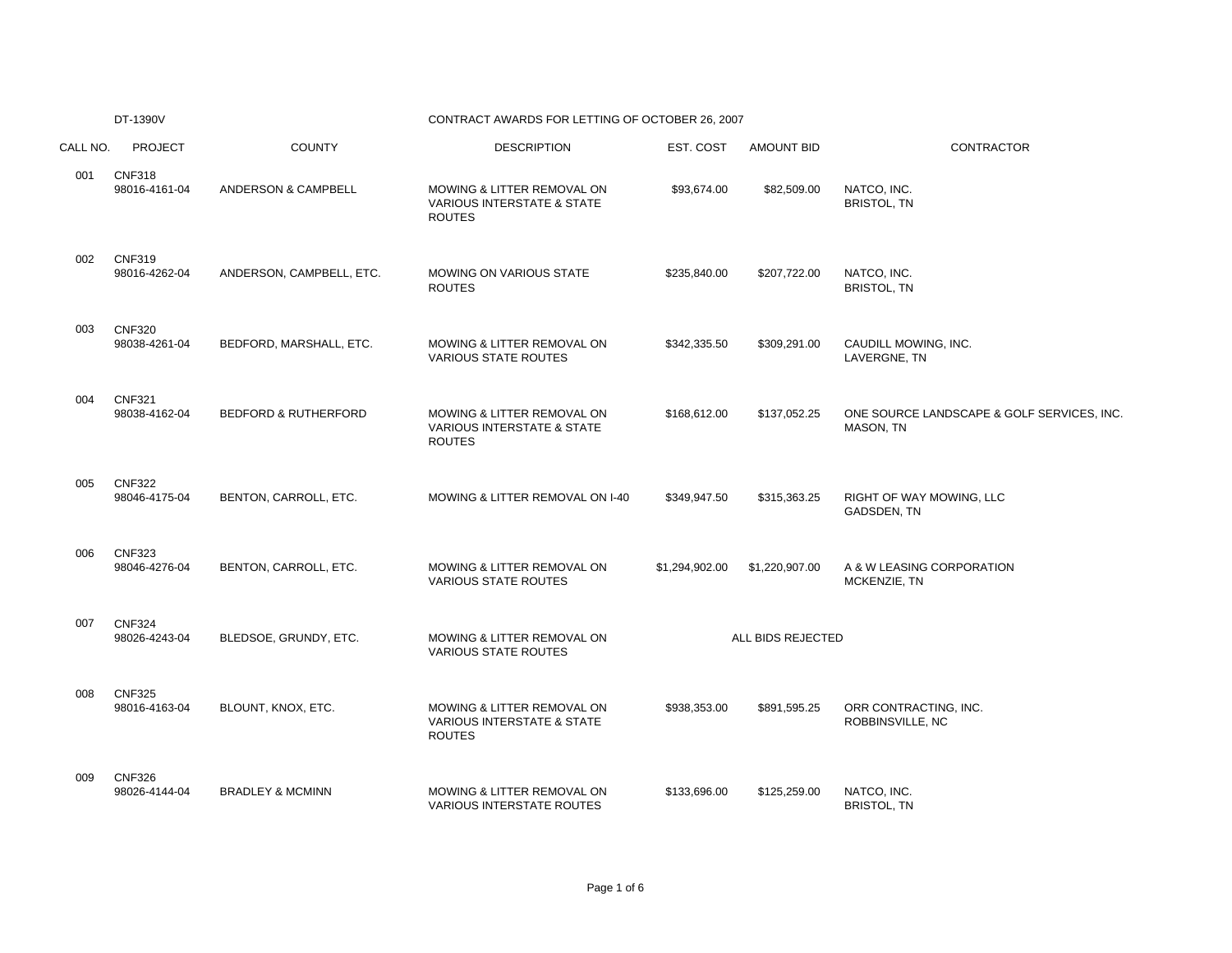DT-1390V

CONTRACT AWARDS FOR LETTING OF OCTOBER 26, 2007

| CALL NO. | PROJECT | COUNTY | DESCRIPTION | EST. COST | AMOUNT BID | CONTRACTOR |
|---|---|---|---|---|---|---|
| 001 | CNF318 98016-4161-04 | ANDERSON & CAMPBELL | MOWING & LITTER REMOVAL ON VARIOUS INTERSTATE & STATE ROUTES | $93,674.00 | $82,509.00 | NATCO, INC. BRISTOL, TN |
| 002 | CNF319 98016-4262-04 | ANDERSON, CAMPBELL, ETC. | MOWING ON VARIOUS STATE ROUTES | $235,840.00 | $207,722.00 | NATCO, INC. BRISTOL, TN |
| 003 | CNF320 98038-4261-04 | BEDFORD, MARSHALL, ETC. | MOWING & LITTER REMOVAL ON VARIOUS STATE ROUTES | $342,335.50 | $309,291.00 | CAUDILL MOWING, INC. LAVERGNE, TN |
| 004 | CNF321 98038-4162-04 | BEDFORD & RUTHERFORD | MOWING & LITTER REMOVAL ON VARIOUS INTERSTATE & STATE ROUTES | $168,612.00 | $137,052.25 | ONE SOURCE LANDSCAPE & GOLF SERVICES, INC. MASON, TN |
| 005 | CNF322 98046-4175-04 | BENTON, CARROLL, ETC. | MOWING & LITTER REMOVAL ON I-40 | $349,947.50 | $315,363.25 | RIGHT OF WAY MOWING, LLC GADSDEN, TN |
| 006 | CNF323 98046-4276-04 | BENTON, CARROLL, ETC. | MOWING & LITTER REMOVAL ON VARIOUS STATE ROUTES | $1,294,902.00 | $1,220,907.00 | A & W LEASING CORPORATION MCKENZIE, TN |
| 007 | CNF324 98026-4243-04 | BLEDSOE, GRUNDY, ETC. | MOWING & LITTER REMOVAL ON VARIOUS STATE ROUTES | ALL BIDS REJECTED | | |
| 008 | CNF325 98016-4163-04 | BLOUNT, KNOX, ETC. | MOWING & LITTER REMOVAL ON VARIOUS INTERSTATE & STATE ROUTES | $938,353.00 | $891,595.25 | ORR CONTRACTING, INC. ROBBINSVILLE, NC |
| 009 | CNF326 98026-4144-04 | BRADLEY & MCMINN | MOWING & LITTER REMOVAL ON VARIOUS INTERSTATE ROUTES | $133,696.00 | $125,259.00 | NATCO, INC. BRISTOL, TN |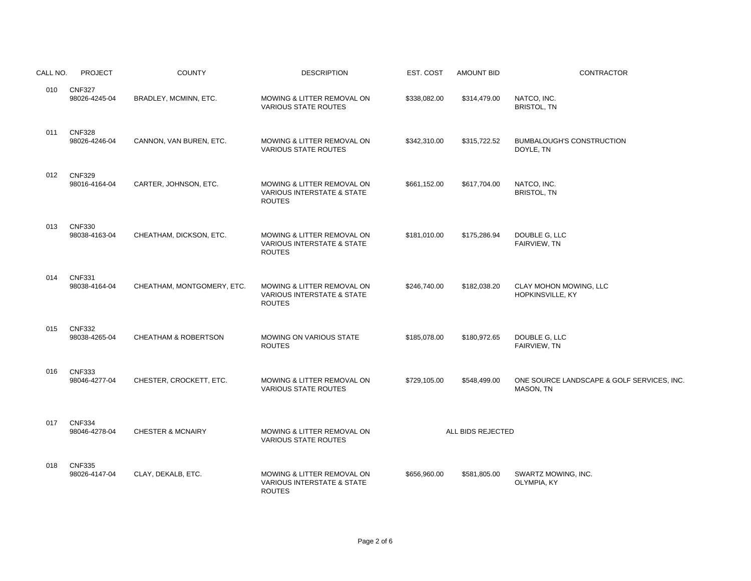| CALL NO. | PROJECT | COUNTY | DESCRIPTION | EST. COST | AMOUNT BID | CONTRACTOR |
|---|---|---|---|---|---|---|
| 010 | CNF327 98026-4245-04 | BRADLEY, MCMINN, ETC. | MOWING & LITTER REMOVAL ON VARIOUS STATE ROUTES | $338,082.00 | $314,479.00 | NATCO, INC. BRISTOL, TN |
| 011 | CNF328 98026-4246-04 | CANNON, VAN BUREN, ETC. | MOWING & LITTER REMOVAL ON VARIOUS STATE ROUTES | $342,310.00 | $315,722.52 | BUMBALOUGH'S CONSTRUCTION DOYLE, TN |
| 012 | CNF329 98016-4164-04 | CARTER, JOHNSON, ETC. | MOWING & LITTER REMOVAL ON VARIOUS INTERSTATE & STATE ROUTES | $661,152.00 | $617,704.00 | NATCO, INC. BRISTOL, TN |
| 013 | CNF330 98038-4163-04 | CHEATHAM, DICKSON, ETC. | MOWING & LITTER REMOVAL ON VARIOUS INTERSTATE & STATE ROUTES | $181,010.00 | $175,286.94 | DOUBLE G, LLC FAIRVIEW, TN |
| 014 | CNF331 98038-4164-04 | CHEATHAM, MONTGOMERY, ETC. | MOWING & LITTER REMOVAL ON VARIOUS INTERSTATE & STATE ROUTES | $246,740.00 | $182,038.20 | CLAY MOHON MOWING, LLC HOPKINSVILLE, KY |
| 015 | CNF332 98038-4265-04 | CHEATHAM & ROBERTSON | MOWING ON VARIOUS STATE ROUTES | $185,078.00 | $180,972.65 | DOUBLE G, LLC FAIRVIEW, TN |
| 016 | CNF333 98046-4277-04 | CHESTER, CROCKETT, ETC. | MOWING & LITTER REMOVAL ON VARIOUS STATE ROUTES | $729,105.00 | $548,499.00 | ONE SOURCE LANDSCAPE & GOLF SERVICES, INC. MASON, TN |
| 017 | CNF334 98046-4278-04 | CHESTER & MCNAIRY | MOWING & LITTER REMOVAL ON VARIOUS STATE ROUTES | | ALL BIDS REJECTED | |
| 018 | CNF335 98026-4147-04 | CLAY, DEKALB, ETC. | MOWING & LITTER REMOVAL ON VARIOUS INTERSTATE & STATE ROUTES | $656,960.00 | $581,805.00 | SWARTZ MOWING, INC. OLYMPIA, KY |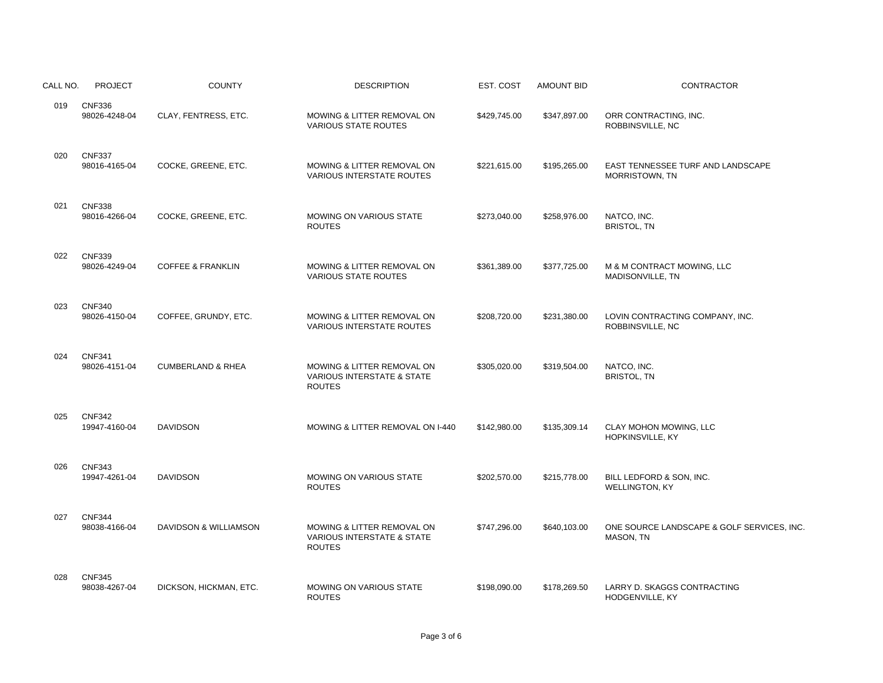| CALL NO. | PROJECT | COUNTY | DESCRIPTION | EST. COST | AMOUNT BID | CONTRACTOR |
|---|---|---|---|---|---|---|
| 019 | CNF336 98026-4248-04 | CLAY, FENTRESS, ETC. | MOWING & LITTER REMOVAL ON VARIOUS STATE ROUTES | $429,745.00 | $347,897.00 | ORR CONTRACTING, INC. ROBBINSVILLE, NC |
| 020 | CNF337 98016-4165-04 | COCKE, GREENE, ETC. | MOWING & LITTER REMOVAL ON VARIOUS INTERSTATE ROUTES | $221,615.00 | $195,265.00 | EAST TENNESSEE TURF AND LANDSCAPE MORRISTOWN, TN |
| 021 | CNF338 98016-4266-04 | COCKE, GREENE, ETC. | MOWING ON VARIOUS STATE ROUTES | $273,040.00 | $258,976.00 | NATCO, INC. BRISTOL, TN |
| 022 | CNF339 98026-4249-04 | COFFEE & FRANKLIN | MOWING & LITTER REMOVAL ON VARIOUS STATE ROUTES | $361,389.00 | $377,725.00 | M & M CONTRACT MOWING, LLC MADISONVILLE, TN |
| 023 | CNF340 98026-4150-04 | COFFEE, GRUNDY, ETC. | MOWING & LITTER REMOVAL ON VARIOUS INTERSTATE ROUTES | $208,720.00 | $231,380.00 | LOVIN CONTRACTING COMPANY, INC. ROBBINSVILLE, NC |
| 024 | CNF341 98026-4151-04 | CUMBERLAND & RHEA | MOWING & LITTER REMOVAL ON VARIOUS INTERSTATE & STATE ROUTES | $305,020.00 | $319,504.00 | NATCO, INC. BRISTOL, TN |
| 025 | CNF342 19947-4160-04 | DAVIDSON | MOWING & LITTER REMOVAL ON I-440 | $142,980.00 | $135,309.14 | CLAY MOHON MOWING, LLC HOPKINSVILLE, KY |
| 026 | CNF343 19947-4261-04 | DAVIDSON | MOWING ON VARIOUS STATE ROUTES | $202,570.00 | $215,778.00 | BILL LEDFORD & SON, INC. WELLINGTON, KY |
| 027 | CNF344 98038-4166-04 | DAVIDSON & WILLIAMSON | MOWING & LITTER REMOVAL ON VARIOUS INTERSTATE & STATE ROUTES | $747,296.00 | $640,103.00 | ONE SOURCE LANDSCAPE & GOLF SERVICES, INC. MASON, TN |
| 028 | CNF345 98038-4267-04 | DICKSON, HICKMAN, ETC. | MOWING ON VARIOUS STATE ROUTES | $198,090.00 | $178,269.50 | LARRY D. SKAGGS CONTRACTING HODGENVILLE, KY |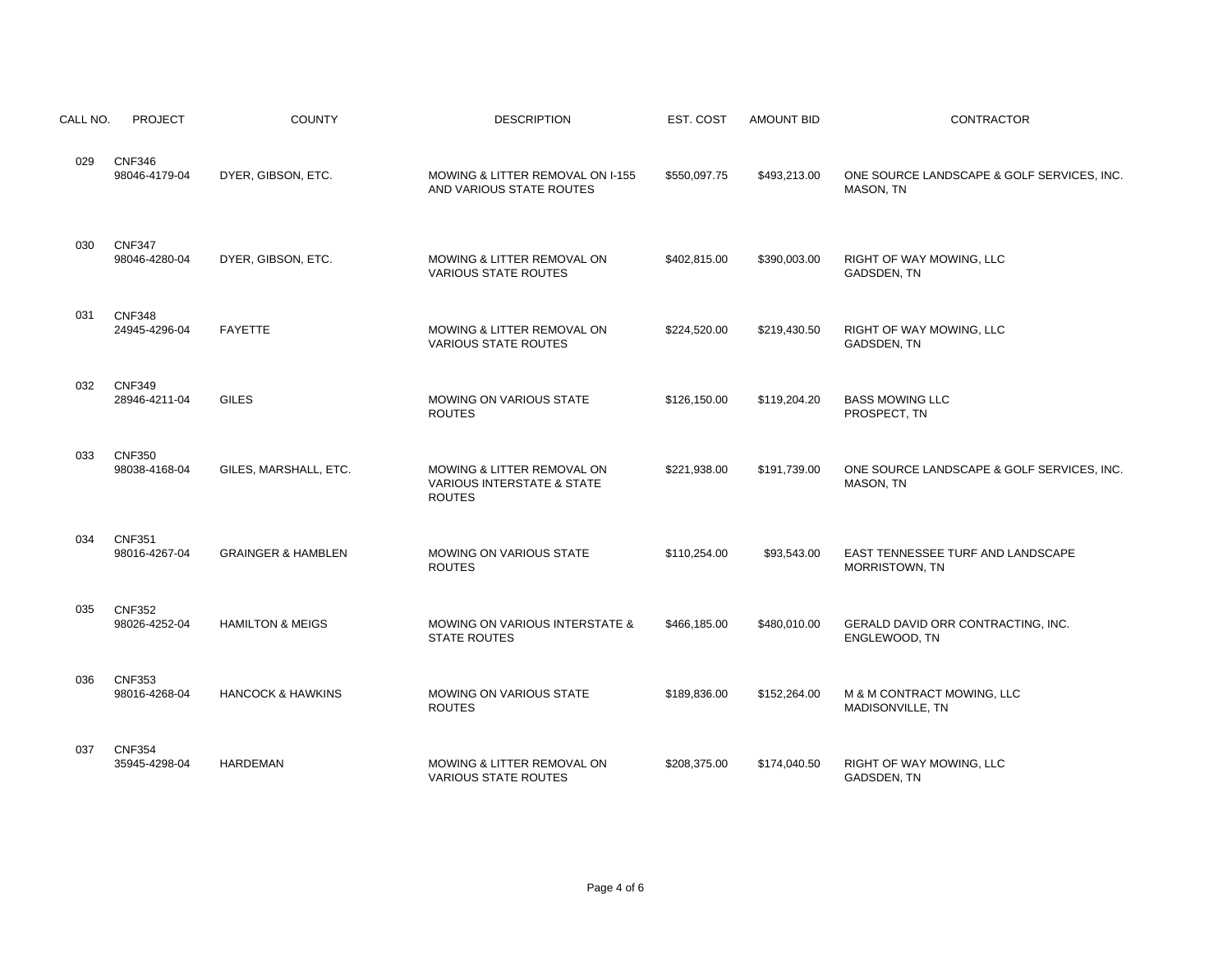| CALL NO. | PROJECT | COUNTY | DESCRIPTION | EST. COST | AMOUNT BID | CONTRACTOR |
|---|---|---|---|---|---|---|
| 029 | CNF346<br>98046-4179-04 | DYER, GIBSON, ETC. | MOWING & LITTER REMOVAL ON I-155 AND VARIOUS STATE ROUTES | $550,097.75 | $493,213.00 | ONE SOURCE LANDSCAPE & GOLF SERVICES, INC.<br>MASON, TN |
| 030 | CNF347<br>98046-4280-04 | DYER, GIBSON, ETC. | MOWING & LITTER REMOVAL ON VARIOUS STATE ROUTES | $402,815.00 | $390,003.00 | RIGHT OF WAY MOWING, LLC<br>GADSDEN, TN |
| 031 | CNF348<br>24945-4296-04 | FAYETTE | MOWING & LITTER REMOVAL ON VARIOUS STATE ROUTES | $224,520.00 | $219,430.50 | RIGHT OF WAY MOWING, LLC<br>GADSDEN, TN |
| 032 | CNF349<br>28946-4211-04 | GILES | MOWING ON VARIOUS STATE ROUTES | $126,150.00 | $119,204.20 | BASS MOWING LLC<br>PROSPECT, TN |
| 033 | CNF350<br>98038-4168-04 | GILES, MARSHALL, ETC. | MOWING & LITTER REMOVAL ON VARIOUS INTERSTATE & STATE ROUTES | $221,938.00 | $191,739.00 | ONE SOURCE LANDSCAPE & GOLF SERVICES, INC.<br>MASON, TN |
| 034 | CNF351<br>98016-4267-04 | GRAINGER & HAMBLEN | MOWING ON VARIOUS STATE ROUTES | $110,254.00 | $93,543.00 | EAST TENNESSEE TURF AND LANDSCAPE<br>MORRISTOWN, TN |
| 035 | CNF352<br>98026-4252-04 | HAMILTON & MEIGS | MOWING ON VARIOUS INTERSTATE & STATE ROUTES | $466,185.00 | $480,010.00 | GERALD DAVID ORR CONTRACTING, INC.<br>ENGLEWOOD, TN |
| 036 | CNF353<br>98016-4268-04 | HANCOCK & HAWKINS | MOWING ON VARIOUS STATE ROUTES | $189,836.00 | $152,264.00 | M & M CONTRACT MOWING, LLC<br>MADISONVILLE, TN |
| 037 | CNF354<br>35945-4298-04 | HARDEMAN | MOWING & LITTER REMOVAL ON VARIOUS STATE ROUTES | $208,375.00 | $174,040.50 | RIGHT OF WAY MOWING, LLC<br>GADSDEN, TN |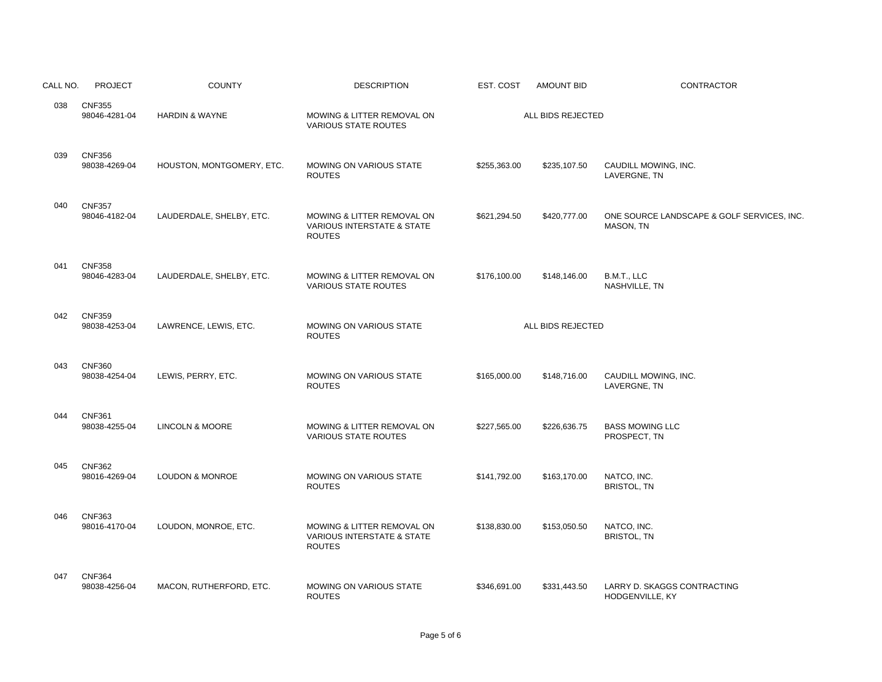| CALL NO. | PROJECT | COUNTY | DESCRIPTION | EST. COST | AMOUNT BID | CONTRACTOR |
|---|---|---|---|---|---|---|
| 038 | CNF355 98046-4281-04 | HARDIN & WAYNE | MOWING & LITTER REMOVAL ON VARIOUS STATE ROUTES | ALL BIDS REJECTED | | |
| 039 | CNF356 98038-4269-04 | HOUSTON, MONTGOMERY, ETC. | MOWING ON VARIOUS STATE ROUTES | $255,363.00 | $235,107.50 | CAUDILL MOWING, INC. LAVERGNE, TN |
| 040 | CNF357 98046-4182-04 | LAUDERDALE, SHELBY, ETC. | MOWING & LITTER REMOVAL ON VARIOUS INTERSTATE & STATE ROUTES | $621,294.50 | $420,777.00 | ONE SOURCE LANDSCAPE & GOLF SERVICES, INC. MASON, TN |
| 041 | CNF358 98046-4283-04 | LAUDERDALE, SHELBY, ETC. | MOWING & LITTER REMOVAL ON VARIOUS STATE ROUTES | $176,100.00 | $148,146.00 | B.M.T., LLC NASHVILLE, TN |
| 042 | CNF359 98038-4253-04 | LAWRENCE, LEWIS, ETC. | MOWING ON VARIOUS STATE ROUTES | ALL BIDS REJECTED | | |
| 043 | CNF360 98038-4254-04 | LEWIS, PERRY, ETC. | MOWING ON VARIOUS STATE ROUTES | $165,000.00 | $148,716.00 | CAUDILL MOWING, INC. LAVERGNE, TN |
| 044 | CNF361 98038-4255-04 | LINCOLN & MOORE | MOWING & LITTER REMOVAL ON VARIOUS STATE ROUTES | $227,565.00 | $226,636.75 | BASS MOWING LLC PROSPECT, TN |
| 045 | CNF362 98016-4269-04 | LOUDON & MONROE | MOWING ON VARIOUS STATE ROUTES | $141,792.00 | $163,170.00 | NATCO, INC. BRISTOL, TN |
| 046 | CNF363 98016-4170-04 | LOUDON, MONROE, ETC. | MOWING & LITTER REMOVAL ON VARIOUS INTERSTATE & STATE ROUTES | $138,830.00 | $153,050.50 | NATCO, INC. BRISTOL, TN |
| 047 | CNF364 98038-4256-04 | MACON, RUTHERFORD, ETC. | MOWING ON VARIOUS STATE ROUTES | $346,691.00 | $331,443.50 | LARRY D. SKAGGS CONTRACTING HODGENVILLE, KY |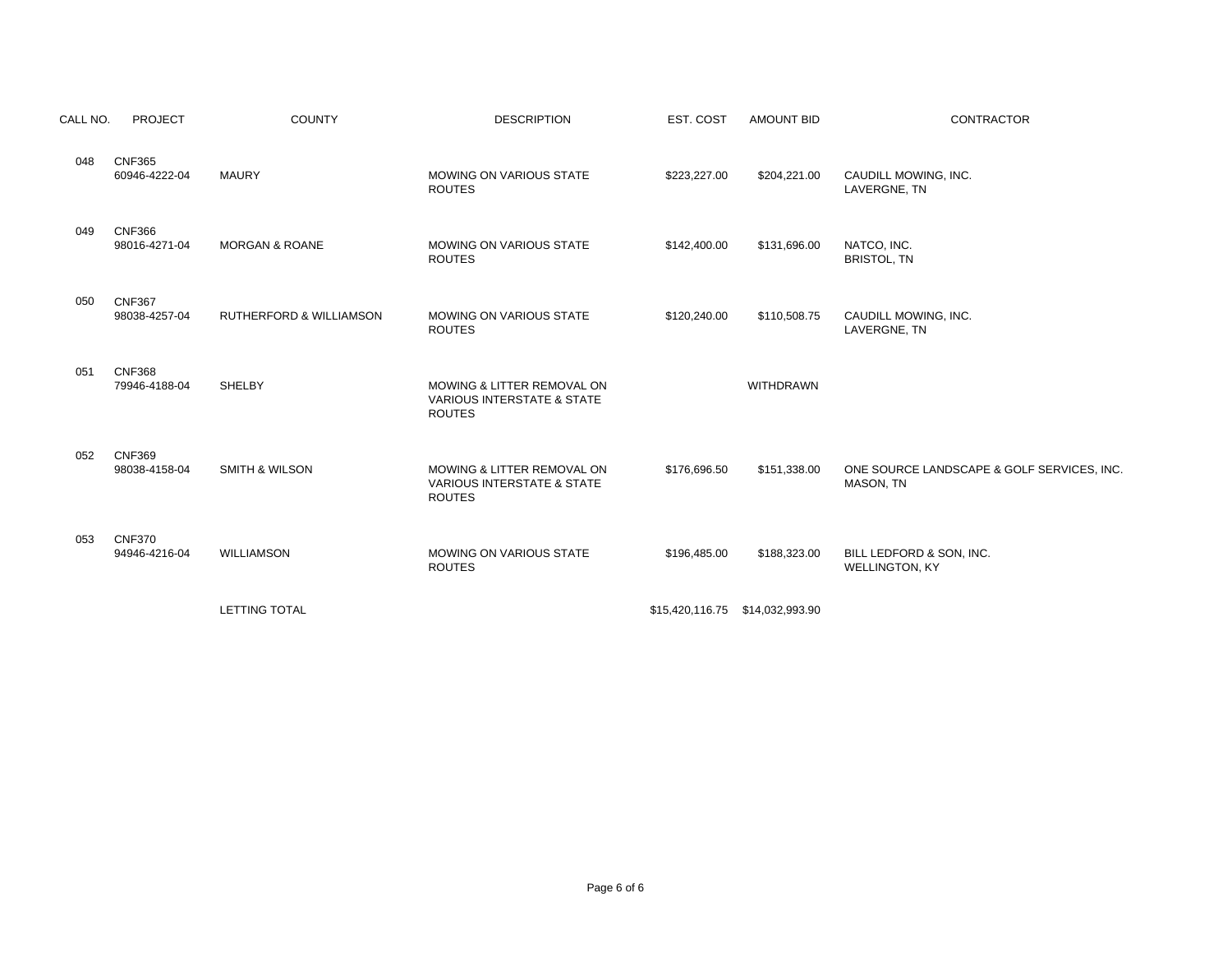| CALL NO. | PROJECT | COUNTY | DESCRIPTION | EST. COST | AMOUNT BID | CONTRACTOR |
|---|---|---|---|---|---|---|
| 048 | CNF365<br>60946-4222-04 | MAURY | MOWING ON VARIOUS STATE ROUTES | $223,227.00 | $204,221.00 | CAUDILL MOWING, INC.<br>LAVERGNE, TN |
| 049 | CNF366<br>98016-4271-04 | MORGAN & ROANE | MOWING ON VARIOUS STATE ROUTES | $142,400.00 | $131,696.00 | NATCO, INC.<br>BRISTOL, TN |
| 050 | CNF367<br>98038-4257-04 | RUTHERFORD & WILLIAMSON | MOWING ON VARIOUS STATE ROUTES | $120,240.00 | $110,508.75 | CAUDILL MOWING, INC.<br>LAVERGNE, TN |
| 051 | CNF368<br>79946-4188-04 | SHELBY | MOWING & LITTER REMOVAL ON VARIOUS INTERSTATE & STATE ROUTES | | WITHDRAWN | |
| 052 | CNF369<br>98038-4158-04 | SMITH & WILSON | MOWING & LITTER REMOVAL ON VARIOUS INTERSTATE & STATE ROUTES | $176,696.50 | $151,338.00 | ONE SOURCE LANDSCAPE & GOLF SERVICES, INC.<br>MASON, TN |
| 053 | CNF370<br>94946-4216-04 | WILLIAMSON | MOWING ON VARIOUS STATE ROUTES | $196,485.00 | $188,323.00 | BILL LEDFORD & SON, INC.<br>WELLINGTON, KY |
| | | LETTING TOTAL | | $15,420,116.75 | $14,032,993.90 | |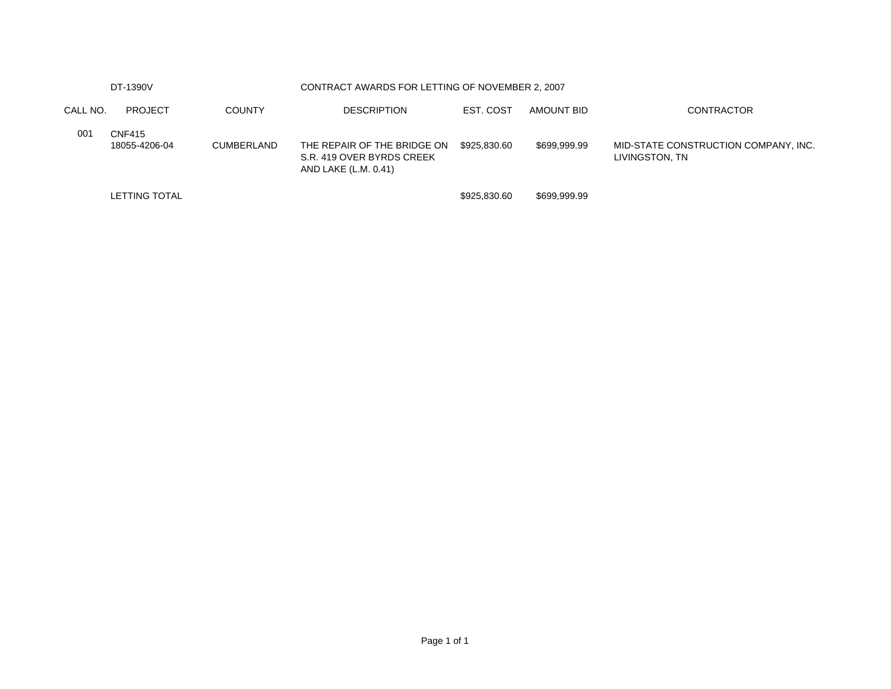DT-1390V

CONTRACT AWARDS FOR LETTING OF NOVEMBER 2, 2007

| CALL NO. | PROJECT | COUNTY | DESCRIPTION | EST. COST | AMOUNT BID | CONTRACTOR |
|---|---|---|---|---|---|---|
| 001 | CNF415 18055-4206-04 | CUMBERLAND | THE REPAIR OF THE BRIDGE ON S.R. 419 OVER BYRDS CREEK AND LAKE (L.M. 0.41) | $925,830.60 | $699,999.99 | MID-STATE CONSTRUCTION COMPANY, INC. LIVINGSTON, TN |
| | LETTING TOTAL | | | $925,830.60 | $699,999.99 | |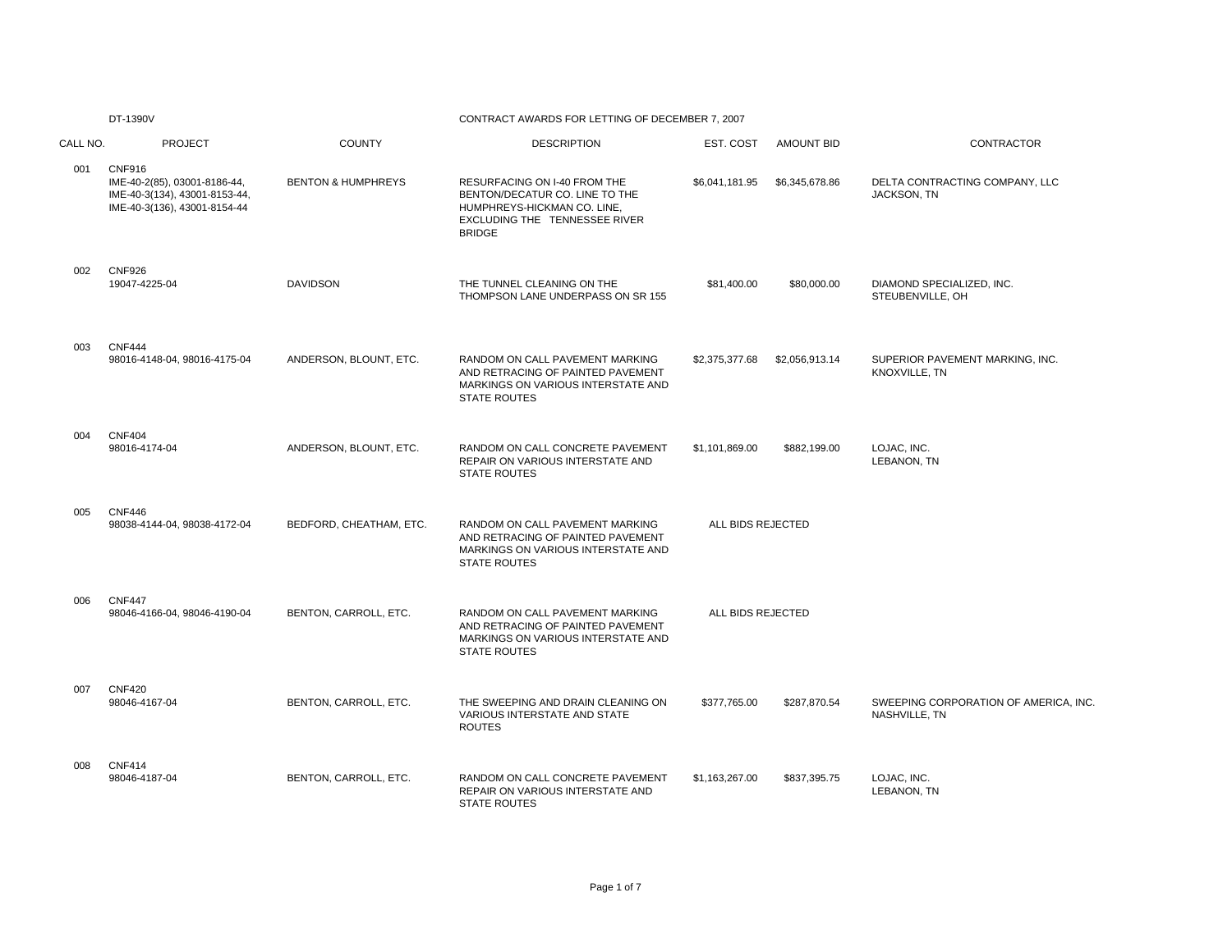DT-1390V

CONTRACT AWARDS FOR LETTING OF DECEMBER 7, 2007

| CALL NO. | PROJECT | COUNTY | DESCRIPTION | EST. COST | AMOUNT BID | CONTRACTOR |
|---|---|---|---|---|---|---|
| 001 | CNF916<br>IME-40-2(85), 03001-8186-44, IME-40-3(134), 43001-8153-44, IME-40-3(136), 43001-8154-44 | BENTON & HUMPHREYS | RESURFACING ON I-40 FROM THE BENTON/DECATUR CO. LINE TO THE HUMPHREYS-HICKMAN CO. LINE, EXCLUDING THE TENNESSEE RIVER BRIDGE | $6,041,181.95 | $6,345,678.86 | DELTA CONTRACTING COMPANY, LLC<br>JACKSON, TN |
| 002 | CNF926<br>19047-4225-04 | DAVIDSON | THE TUNNEL CLEANING ON THE THOMPSON LANE UNDERPASS ON SR 155 | $81,400.00 | $80,000.00 | DIAMOND SPECIALIZED, INC.<br>STEUBENVILLE, OH |
| 003 | CNF444<br>98016-4148-04, 98016-4175-04 | ANDERSON, BLOUNT, ETC. | RANDOM ON CALL PAVEMENT MARKING AND RETRACING OF PAINTED PAVEMENT MARKINGS ON VARIOUS INTERSTATE AND STATE ROUTES | $2,375,377.68 | $2,056,913.14 | SUPERIOR PAVEMENT MARKING, INC.<br>KNOXVILLE, TN |
| 004 | CNF404<br>98016-4174-04 | ANDERSON, BLOUNT, ETC. | RANDOM ON CALL CONCRETE PAVEMENT REPAIR ON VARIOUS INTERSTATE AND STATE ROUTES | $1,101,869.00 | $882,199.00 | LOJAC, INC.<br>LEBANON, TN |
| 005 | CNF446<br>98038-4144-04, 98038-4172-04 | BEDFORD, CHEATHAM, ETC. | RANDOM ON CALL PAVEMENT MARKING AND RETRACING OF PAINTED PAVEMENT MARKINGS ON VARIOUS INTERSTATE AND STATE ROUTES | ALL BIDS REJECTED | | |
| 006 | CNF447<br>98046-4166-04, 98046-4190-04 | BENTON, CARROLL, ETC. | RANDOM ON CALL PAVEMENT MARKING AND RETRACING OF PAINTED PAVEMENT MARKINGS ON VARIOUS INTERSTATE AND STATE ROUTES | ALL BIDS REJECTED | | |
| 007 | CNF420<br>98046-4167-04 | BENTON, CARROLL, ETC. | THE SWEEPING AND DRAIN CLEANING ON VARIOUS INTERSTATE AND STATE ROUTES | $377,765.00 | $287,870.54 | SWEEPING CORPORATION OF AMERICA, INC.<br>NASHVILLE, TN |
| 008 | CNF414<br>98046-4187-04 | BENTON, CARROLL, ETC. | RANDOM ON CALL CONCRETE PAVEMENT REPAIR ON VARIOUS INTERSTATE AND STATE ROUTES | $1,163,267.00 | $837,395.75 | LOJAC, INC.<br>LEBANON, TN |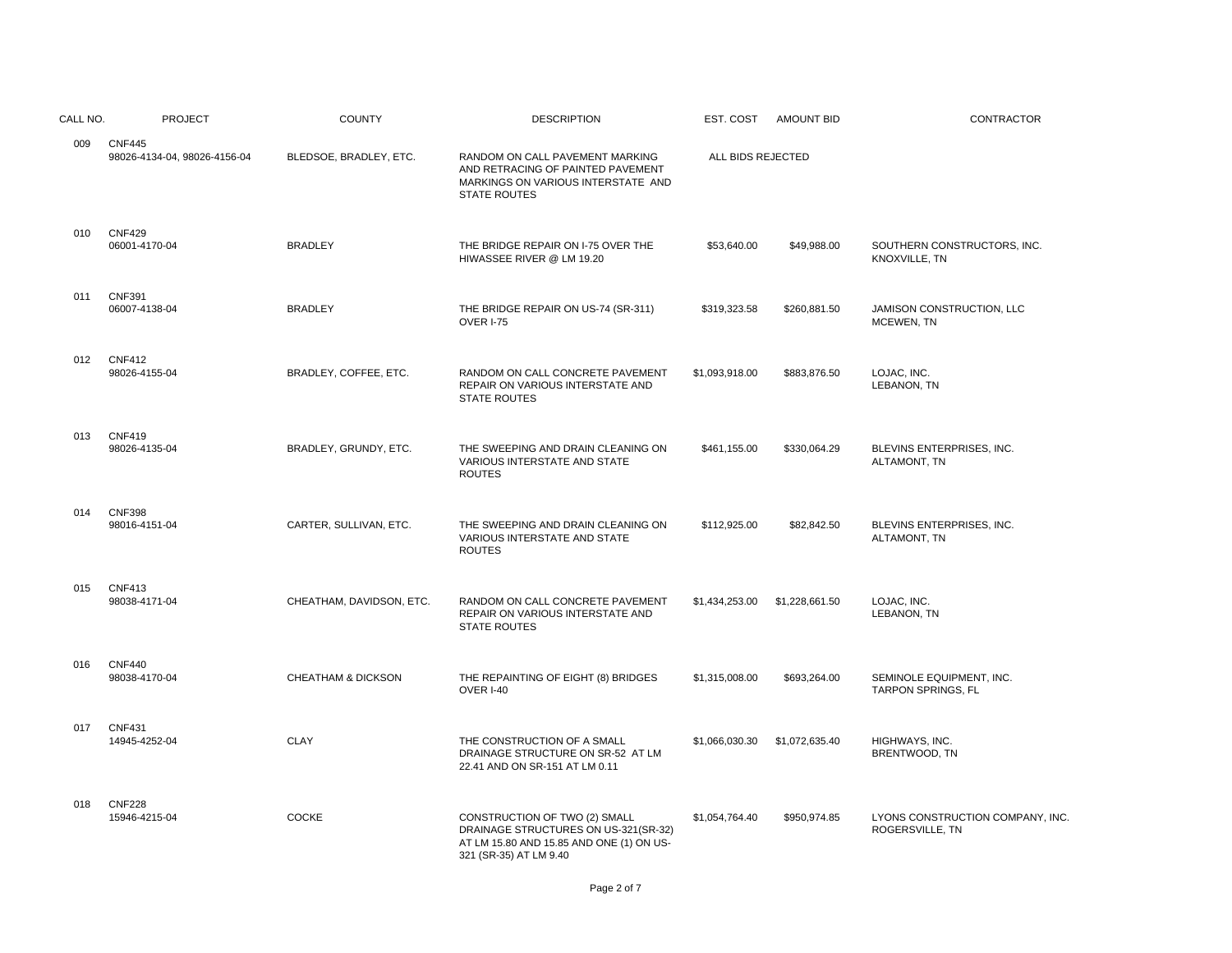| CALL NO. | PROJECT | COUNTY | DESCRIPTION | EST. COST | AMOUNT BID | CONTRACTOR |
|---|---|---|---|---|---|---|
| 009 | CNF445<br>98026-4134-04, 98026-4156-04 | BLEDSOE, BRADLEY, ETC. | RANDOM ON CALL PAVEMENT MARKING AND RETRACING OF PAINTED PAVEMENT MARKINGS ON VARIOUS INTERSTATE AND STATE ROUTES | ALL BIDS REJECTED | | |
| 010 | CNF429<br>06001-4170-04 | BRADLEY | THE BRIDGE REPAIR ON I-75 OVER THE HIWASSEE RIVER @ LM 19.20 | $53,640.00 | $49,988.00 | SOUTHERN CONSTRUCTORS, INC.<br>KNOXVILLE, TN |
| 011 | CNF391<br>06007-4138-04 | BRADLEY | THE BRIDGE REPAIR ON US-74 (SR-311) OVER I-75 | $319,323.58 | $260,881.50 | JAMISON CONSTRUCTION, LLC<br>MCEWEN, TN |
| 012 | CNF412<br>98026-4155-04 | BRADLEY, COFFEE, ETC. | RANDOM ON CALL CONCRETE PAVEMENT REPAIR ON VARIOUS INTERSTATE AND STATE ROUTES | $1,093,918.00 | $883,876.50 | LOJAC, INC.<br>LEBANON, TN |
| 013 | CNF419<br>98026-4135-04 | BRADLEY, GRUNDY, ETC. | THE SWEEPING AND DRAIN CLEANING ON VARIOUS INTERSTATE AND STATE ROUTES | $461,155.00 | $330,064.29 | BLEVINS ENTERPRISES, INC.<br>ALTAMONT, TN |
| 014 | CNF398<br>98016-4151-04 | CARTER, SULLIVAN, ETC. | THE SWEEPING AND DRAIN CLEANING ON VARIOUS INTERSTATE AND STATE ROUTES | $112,925.00 | $82,842.50 | BLEVINS ENTERPRISES, INC.<br>ALTAMONT, TN |
| 015 | CNF413<br>98038-4171-04 | CHEATHAM, DAVIDSON, ETC. | RANDOM ON CALL CONCRETE PAVEMENT REPAIR ON VARIOUS INTERSTATE AND STATE ROUTES | $1,434,253.00 | $1,228,661.50 | LOJAC, INC.<br>LEBANON, TN |
| 016 | CNF440<br>98038-4170-04 | CHEATHAM & DICKSON | THE REPAINTING OF EIGHT (8) BRIDGES OVER I-40 | $1,315,008.00 | $693,264.00 | SEMINOLE EQUIPMENT, INC.<br>TARPON SPRINGS, FL |
| 017 | CNF431<br>14945-4252-04 | CLAY | THE CONSTRUCTION OF A SMALL DRAINAGE STRUCTURE ON SR-52 AT LM 22.41 AND ON SR-151 AT LM 0.11 | $1,066,030.30 | $1,072,635.40 | HIGHWAYS, INC.<br>BRENTWOOD, TN |
| 018 | CNF228<br>15946-4215-04 | COCKE | CONSTRUCTION OF TWO (2) SMALL DRAINAGE STRUCTURES ON US-321(SR-32) AT LM 15.80 AND 15.85 AND ONE (1) ON US-321 (SR-35) AT LM 9.40 | $1,054,764.40 | $950,974.85 | LYONS CONSTRUCTION COMPANY, INC.<br>ROGERSVILLE, TN |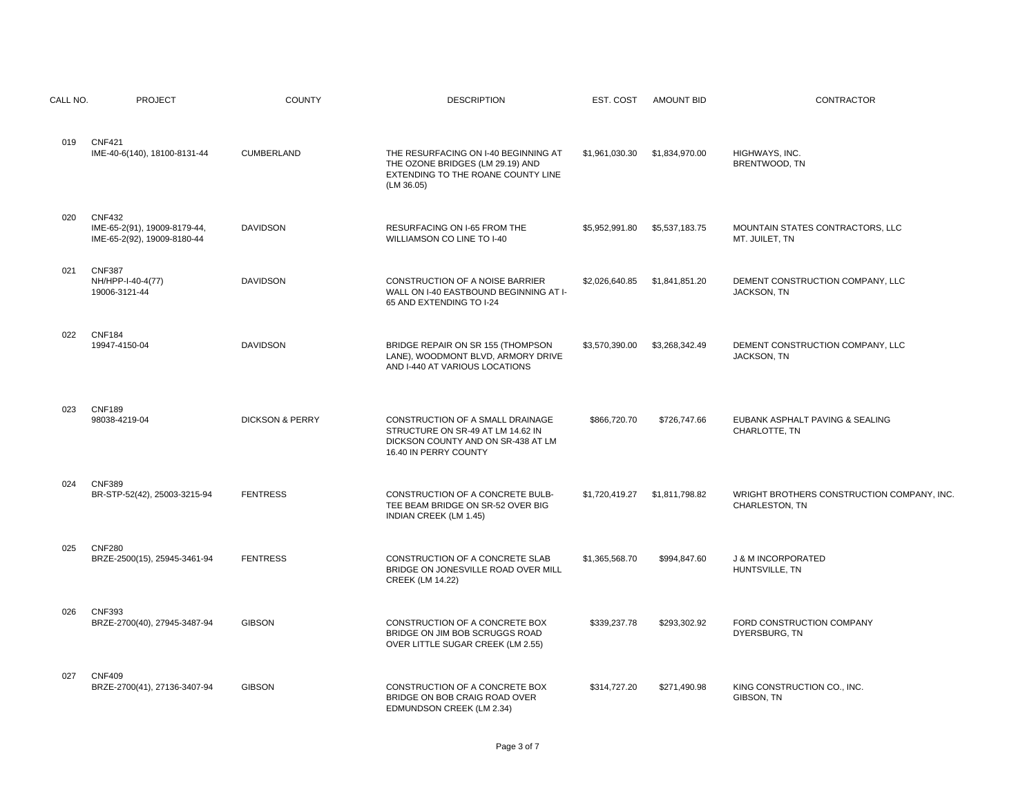| CALL NO. | PROJECT | COUNTY | DESCRIPTION | EST. COST | AMOUNT BID | CONTRACTOR |
|---|---|---|---|---|---|---|
| 019 | CNF421<br>IME-40-6(140), 18100-8131-44 | CUMBERLAND | THE RESURFACING ON I-40 BEGINNING AT THE OZONE BRIDGES (LM 29.19) AND EXTENDING TO THE ROANE COUNTY LINE (LM 36.05) | $1,961,030.30 | $1,834,970.00 | HIGHWAYS, INC.<br>BRENTWOOD, TN |
| 020 | CNF432<br>IME-65-2(91), 19009-8179-44, IME-65-2(92), 19009-8180-44 | DAVIDSON | RESURFACING ON I-65 FROM THE WILLIAMSON CO LINE TO I-40 | $5,952,991.80 | $5,537,183.75 | MOUNTAIN STATES CONTRACTORS, LLC<br>MT. JUILET, TN |
| 021 | CNF387<br>NH/HPP-I-40-4(77)<br>19006-3121-44 | DAVIDSON | CONSTRUCTION OF A NOISE BARRIER WALL ON I-40 EASTBOUND BEGINNING AT I-65 AND EXTENDING TO I-24 | $2,026,640.85 | $1,841,851.20 | DEMENT CONSTRUCTION COMPANY, LLC<br>JACKSON, TN |
| 022 | CNF184<br>19947-4150-04 | DAVIDSON | BRIDGE REPAIR ON SR 155 (THOMPSON LANE), WOODMONT BLVD, ARMORY DRIVE AND I-440 AT VARIOUS LOCATIONS | $3,570,390.00 | $3,268,342.49 | DEMENT CONSTRUCTION COMPANY, LLC<br>JACKSON, TN |
| 023 | CNF189<br>98038-4219-04 | DICKSON & PERRY | CONSTRUCTION OF A SMALL DRAINAGE STRUCTURE ON SR-49 AT LM 14.62 IN DICKSON COUNTY AND ON SR-438 AT LM 16.40 IN PERRY COUNTY | $866,720.70 | $726,747.66 | EUBANK ASPHALT PAVING & SEALING<br>CHARLOTTE, TN |
| 024 | CNF389<br>BR-STP-52(42), 25003-3215-94 | FENTRESS | CONSTRUCTION OF A CONCRETE BULB-TEE BEAM BRIDGE ON SR-52 OVER BIG INDIAN CREEK (LM 1.45) | $1,720,419.27 | $1,811,798.82 | WRIGHT BROTHERS CONSTRUCTION COMPANY, INC.<br>CHARLESTON, TN |
| 025 | CNF280<br>BRZE-2500(15), 25945-3461-94 | FENTRESS | CONSTRUCTION OF A CONCRETE SLAB BRIDGE ON JONESVILLE ROAD OVER MILL CREEK (LM 14.22) | $1,365,568.70 | $994,847.60 | J & M INCORPORATED<br>HUNTSVILLE, TN |
| 026 | CNF393<br>BRZE-2700(40), 27945-3487-94 | GIBSON | CONSTRUCTION OF A CONCRETE BOX BRIDGE ON JIM BOB SCRUGGS ROAD OVER LITTLE SUGAR CREEK (LM 2.55) | $339,237.78 | $293,302.92 | FORD CONSTRUCTION COMPANY<br>DYERSBURG, TN |
| 027 | CNF409<br>BRZE-2700(41), 27136-3407-94 | GIBSON | CONSTRUCTION OF A CONCRETE BOX BRIDGE ON BOB CRAIG ROAD OVER EDMUNDSON CREEK (LM 2.34) | $314,727.20 | $271,490.98 | KING CONSTRUCTION CO., INC.<br>GIBSON, TN |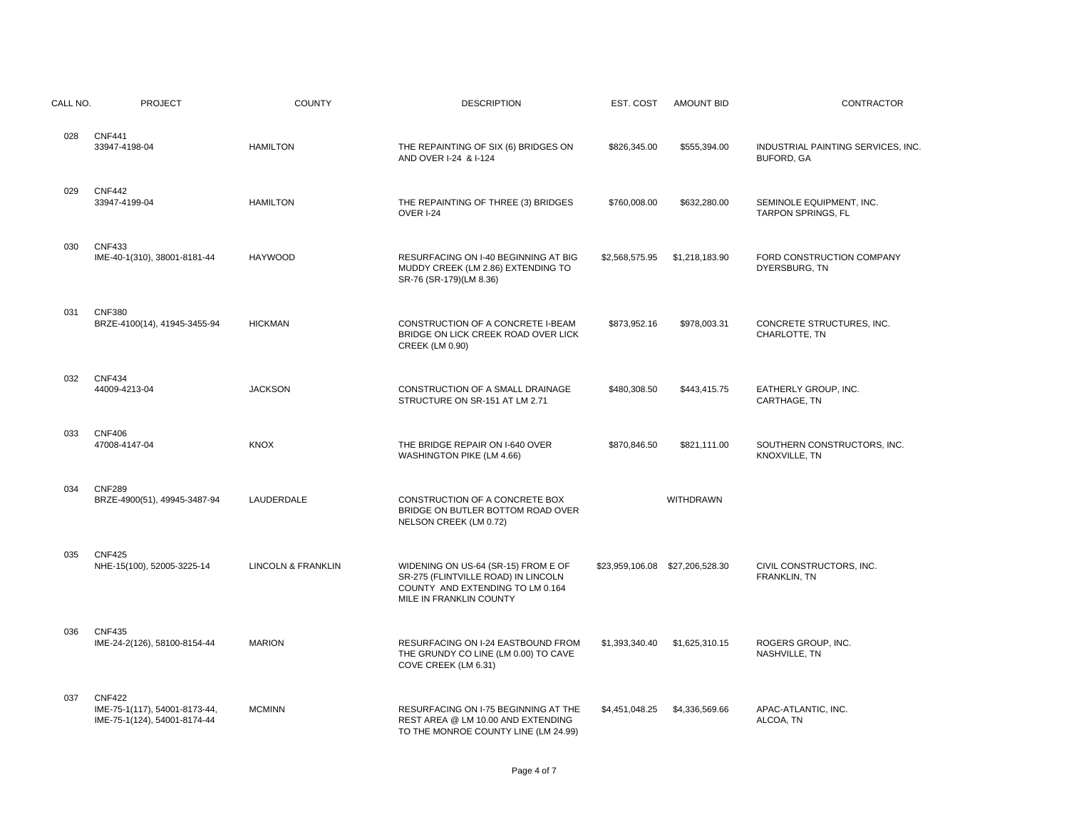| CALL NO. | PROJECT | COUNTY | DESCRIPTION | EST. COST | AMOUNT BID | CONTRACTOR |
|---|---|---|---|---|---|---|
| 028 | CNF441<br>33947-4198-04 | HAMILTON | THE REPAINTING OF SIX (6) BRIDGES ON AND OVER I-24 & I-124 | $826,345.00 | $555,394.00 | INDUSTRIAL PAINTING SERVICES, INC.<br>BUFORD, GA |
| 029 | CNF442<br>33947-4199-04 | HAMILTON | THE REPAINTING OF THREE (3) BRIDGES OVER I-24 | $760,008.00 | $632,280.00 | SEMINOLE EQUIPMENT, INC.<br>TARPON SPRINGS, FL |
| 030 | CNF433<br>IME-40-1(310), 38001-8181-44 | HAYWOOD | RESURFACING ON I-40 BEGINNING AT BIG MUDDY CREEK (LM 2.86) EXTENDING TO SR-76 (SR-179)(LM 8.36) | $2,568,575.95 | $1,218,183.90 | FORD CONSTRUCTION COMPANY<br>DYERSBURG, TN |
| 031 | CNF380<br>BRZE-4100(14), 41945-3455-94 | HICKMAN | CONSTRUCTION OF A CONCRETE I-BEAM BRIDGE ON LICK CREEK ROAD OVER LICK CREEK (LM 0.90) | $873,952.16 | $978,003.31 | CONCRETE STRUCTURES, INC.<br>CHARLOTTE, TN |
| 032 | CNF434<br>44009-4213-04 | JACKSON | CONSTRUCTION OF A SMALL DRAINAGE STRUCTURE ON SR-151 AT LM 2.71 | $480,308.50 | $443,415.75 | EATHERLY GROUP, INC.<br>CARTHAGE, TN |
| 033 | CNF406<br>47008-4147-04 | KNOX | THE BRIDGE REPAIR ON I-640 OVER WASHINGTON PIKE (LM 4.66) | $870,846.50 | $821,111.00 | SOUTHERN CONSTRUCTORS, INC.<br>KNOXVILLE, TN |
| 034 | CNF289<br>BRZE-4900(51), 49945-3487-94 | LAUDERDALE | CONSTRUCTION OF A CONCRETE BOX BRIDGE ON BUTLER BOTTOM ROAD OVER NELSON CREEK (LM 0.72) | | WITHDRAWN | |
| 035 | CNF425<br>NHE-15(100), 52005-3225-14 | LINCOLN & FRANKLIN | WIDENING ON US-64 (SR-15) FROM E OF SR-275 (FLINTVILLE ROAD) IN LINCOLN COUNTY AND EXTENDING TO LM 0.164 MILE IN FRANKLIN COUNTY | $23,959,106.08 | $27,206,528.30 | CIVIL CONSTRUCTORS, INC.<br>FRANKLIN, TN |
| 036 | CNF435<br>IME-24-2(126), 58100-8154-44 | MARION | RESURFACING ON I-24 EASTBOUND FROM THE GRUNDY CO LINE (LM 0.00) TO CAVE COVE CREEK (LM 6.31) | $1,393,340.40 | $1,625,310.15 | ROGERS GROUP, INC.<br>NASHVILLE, TN |
| 037 | CNF422<br>IME-75-1(117), 54001-8173-44,<br>IME-75-1(124), 54001-8174-44 | MCMINN | RESURFACING ON I-75 BEGINNING AT THE REST AREA @ LM 10.00 AND EXTENDING TO THE MONROE COUNTY LINE (LM 24.99) | $4,451,048.25 | $4,336,569.66 | APAC-ATLANTIC, INC.<br>ALCOA, TN |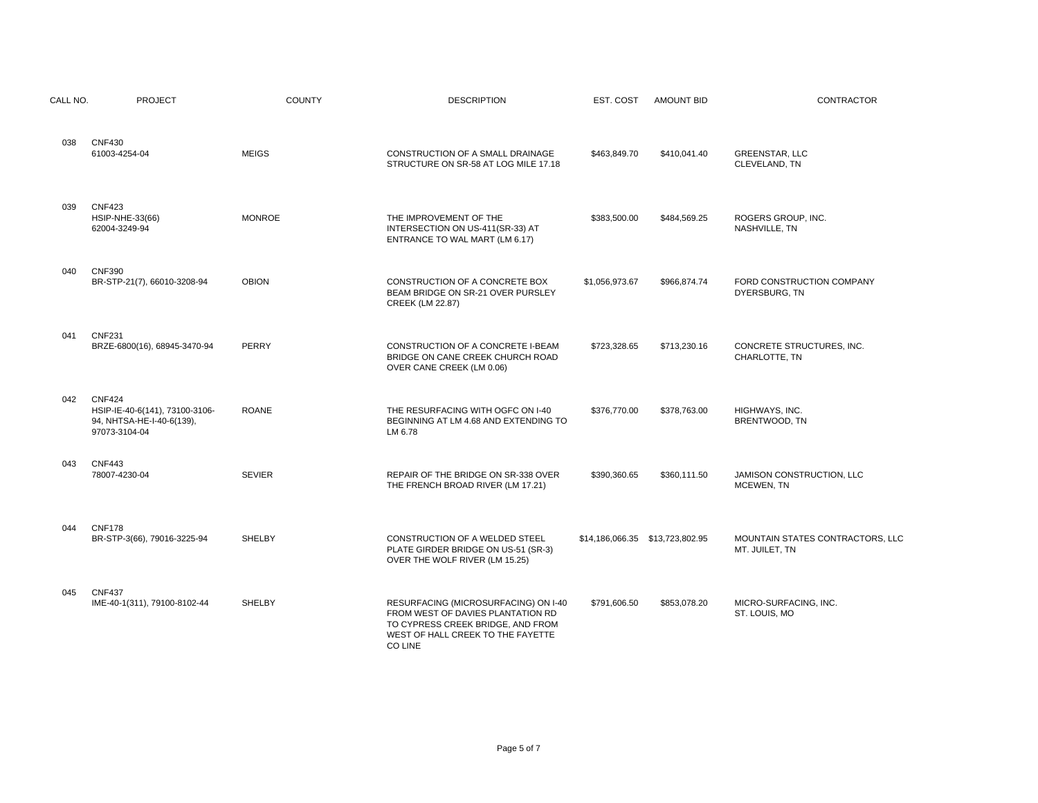| CALL NO. | PROJECT | COUNTY | DESCRIPTION | EST. COST | AMOUNT BID | CONTRACTOR |
|---|---|---|---|---|---|---|
| 038 | CNF430<br>61003-4254-04 | MEIGS | CONSTRUCTION OF A SMALL DRAINAGE STRUCTURE ON SR-58 AT LOG MILE 17.18 | $463,849.70 | $410,041.40 | GREENSTAR, LLC<br>CLEVELAND, TN |
| 039 | CNF423<br>HSIP-NHE-33(66)<br>62004-3249-94 | MONROE | THE IMPROVEMENT OF THE INTERSECTION ON US-411(SR-33) AT ENTRANCE TO WAL MART (LM 6.17) | $383,500.00 | $484,569.25 | ROGERS GROUP, INC.<br>NASHVILLE, TN |
| 040 | CNF390<br>BR-STP-21(7), 66010-3208-94 | OBION | CONSTRUCTION OF A CONCRETE BOX BEAM BRIDGE ON SR-21 OVER PURSLEY CREEK (LM 22.87) | $1,056,973.67 | $966,874.74 | FORD CONSTRUCTION COMPANY<br>DYERSBURG, TN |
| 041 | CNF231<br>BRZE-6800(16), 68945-3470-94 | PERRY | CONSTRUCTION OF A CONCRETE I-BEAM BRIDGE ON CANE CREEK CHURCH ROAD OVER CANE CREEK (LM 0.06) | $723,328.65 | $713,230.16 | CONCRETE STRUCTURES, INC.<br>CHARLOTTE, TN |
| 042 | CNF424<br>HSIP-IE-40-6(141), 73100-3106-94, NHTSA-HE-I-40-6(139), 97073-3104-04 | ROANE | THE RESURFACING WITH OGFC ON I-40 BEGINNING AT LM 4.68 AND EXTENDING TO LM 6.78 | $376,770.00 | $378,763.00 | HIGHWAYS, INC.<br>BRENTWOOD, TN |
| 043 | CNF443<br>78007-4230-04 | SEVIER | REPAIR OF THE BRIDGE ON SR-338 OVER THE FRENCH BROAD RIVER (LM 17.21) | $390,360.65 | $360,111.50 | JAMISON CONSTRUCTION, LLC<br>MCEWEN, TN |
| 044 | CNF178<br>BR-STP-3(66), 79016-3225-94 | SHELBY | CONSTRUCTION OF A WELDED STEEL PLATE GIRDER BRIDGE ON US-51 (SR-3) OVER THE WOLF RIVER (LM 15.25) | $14,186,066.35 | $13,723,802.95 | MOUNTAIN STATES CONTRACTORS, LLC<br>MT. JUILET, TN |
| 045 | CNF437<br>IME-40-1(311), 79100-8102-44 | SHELBY | RESURFACING (MICROSURFACING) ON I-40 FROM WEST OF DAVIES PLANTATION RD TO CYPRESS CREEK BRIDGE, AND FROM WEST OF HALL CREEK TO THE FAYETTE CO LINE | $791,606.50 | $853,078.20 | MICRO-SURFACING, INC.<br>ST. LOUIS, MO |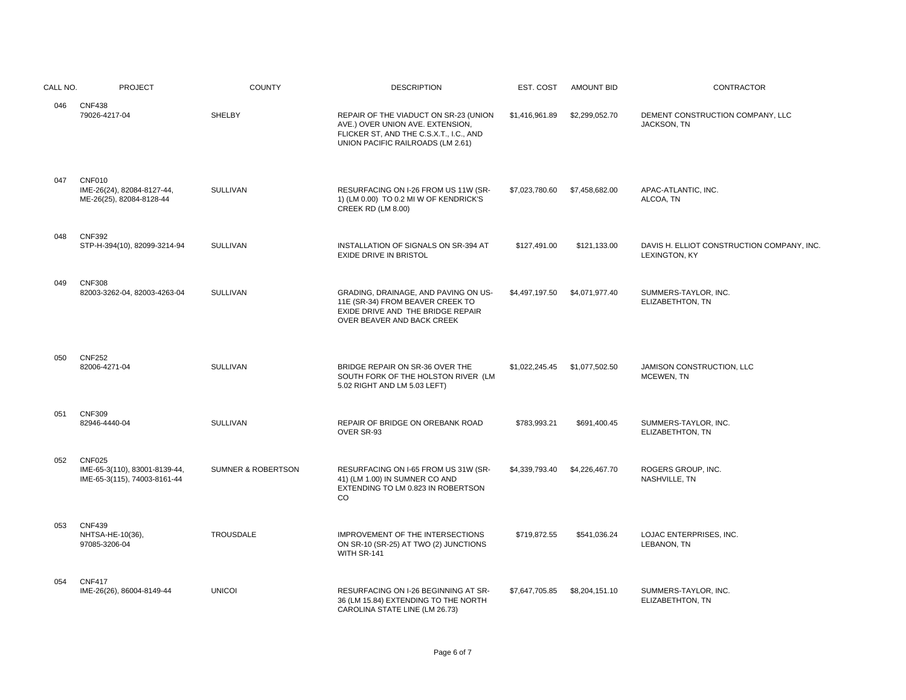| CALL NO. | PROJECT | COUNTY | DESCRIPTION | EST. COST | AMOUNT BID | CONTRACTOR |
|---|---|---|---|---|---|---|
| 046 | CNF438<br>79026-4217-04 | SHELBY | REPAIR OF THE VIADUCT ON SR-23 (UNION AVE.) OVER UNION AVE. EXTENSION, FLICKER ST, AND THE C.S.X.T., I.C., AND UNION PACIFIC RAILROADS (LM 2.61) | $1,416,961.89 | $2,299,052.70 | DEMENT CONSTRUCTION COMPANY, LLC<br>JACKSON, TN |
| 047 | CNF010<br>IME-26(24), 82084-8127-44, ME-26(25), 82084-8128-44 | SULLIVAN | RESURFACING ON I-26 FROM US 11W (SR-1) (LM 0.00) TO 0.2 MI W OF KENDRICK'S CREEK RD (LM 8.00) | $7,023,780.60 | $7,458,682.00 | APAC-ATLANTIC, INC.<br>ALCOA, TN |
| 048 | CNF392<br>STP-H-394(10), 82099-3214-94 | SULLIVAN | INSTALLATION OF SIGNALS ON SR-394 AT EXIDE DRIVE IN BRISTOL | $127,491.00 | $121,133.00 | DAVIS H. ELLIOT CONSTRUCTION COMPANY, INC.<br>LEXINGTON, KY |
| 049 | CNF308<br>82003-3262-04, 82003-4263-04 | SULLIVAN | GRADING, DRAINAGE, AND PAVING ON US-11E (SR-34) FROM BEAVER CREEK TO EXIDE DRIVE AND THE BRIDGE REPAIR OVER BEAVER AND BACK CREEK | $4,497,197.50 | $4,071,977.40 | SUMMERS-TAYLOR, INC.<br>ELIZABETHTON, TN |
| 050 | CNF252<br>82006-4271-04 | SULLIVAN | BRIDGE REPAIR ON SR-36 OVER THE SOUTH FORK OF THE HOLSTON RIVER (LM 5.02 RIGHT AND LM 5.03 LEFT) | $1,022,245.45 | $1,077,502.50 | JAMISON CONSTRUCTION, LLC<br>MCEWEN, TN |
| 051 | CNF309<br>82946-4440-04 | SULLIVAN | REPAIR OF BRIDGE ON OREBANK ROAD OVER SR-93 | $783,993.21 | $691,400.45 | SUMMERS-TAYLOR, INC.<br>ELIZABETHTON, TN |
| 052 | CNF025<br>IME-65-3(110), 83001-8139-44, IME-65-3(115), 74003-8161-44 | SUMNER & ROBERTSON | RESURFACING ON I-65 FROM US 31W (SR-41) (LM 1.00) IN SUMNER CO AND EXTENDING TO LM 0.823 IN ROBERTSON CO | $4,339,793.40 | $4,226,467.70 | ROGERS GROUP, INC.<br>NASHVILLE, TN |
| 053 | CNF439<br>NHTSA-HE-10(36), 97085-3206-04 | TROUSDALE | IMPROVEMENT OF THE INTERSECTIONS ON SR-10 (SR-25) AT TWO (2) JUNCTIONS WITH SR-141 | $719,872.55 | $541,036.24 | LOJAC ENTERPRISES, INC.<br>LEBANON, TN |
| 054 | CNF417<br>IME-26(26), 86004-8149-44 | UNICOI | RESURFACING ON I-26 BEGINNING AT SR-36 (LM 15.84) EXTENDING TO THE NORTH CAROLINA STATE LINE (LM 26.73) | $7,647,705.85 | $8,204,151.10 | SUMMERS-TAYLOR, INC.<br>ELIZABETHTON, TN |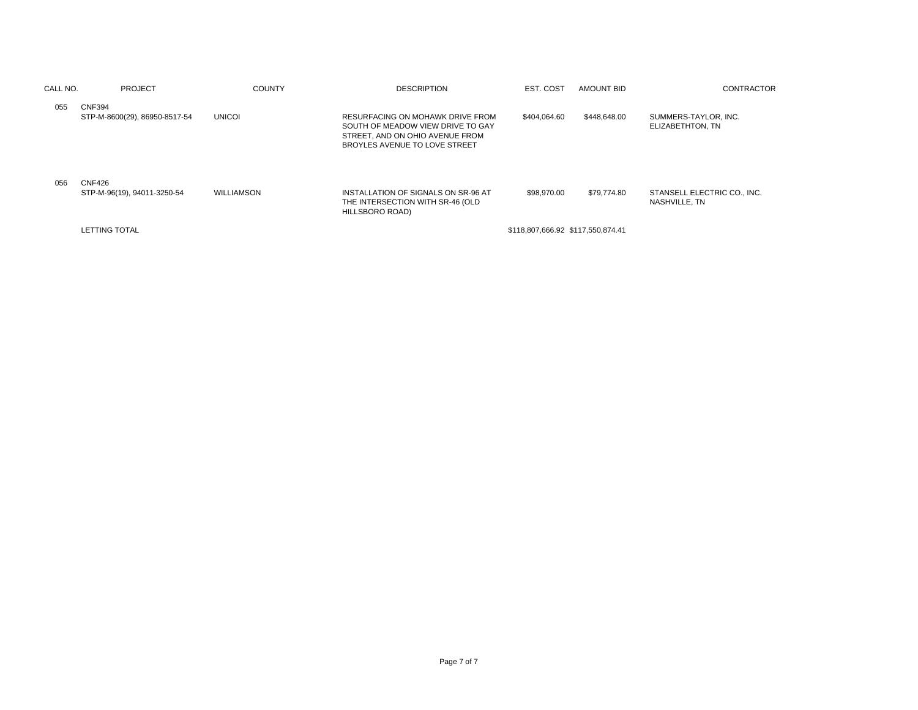| CALL NO. | PROJECT | COUNTY | DESCRIPTION | EST. COST | AMOUNT BID | CONTRACTOR |
|---|---|---|---|---|---|---|
| 055 | CNF394<br>STP-M-8600(29), 86950-8517-54 | UNICOI | RESURFACING ON MOHAWK DRIVE FROM SOUTH OF MEADOW VIEW DRIVE TO GAY STREET, AND ON OHIO AVENUE FROM BROYLES AVENUE TO LOVE STREET | $404,064.60 | $448,648.00 | SUMMERS-TAYLOR, INC.<br>ELIZABETHTON, TN |
| 056 | CNF426<br>STP-M-96(19), 94011-3250-54 | WILLIAMSON | INSTALLATION OF SIGNALS ON SR-96 AT THE INTERSECTION WITH SR-46 (OLD HILLSBORO ROAD) | $98,970.00 | $79,774.80 | STANSELL ELECTRIC CO., INC.<br>NASHVILLE, TN |
| | LETTING TOTAL | | | $118,807,666.92 | $117,550,874.41 | |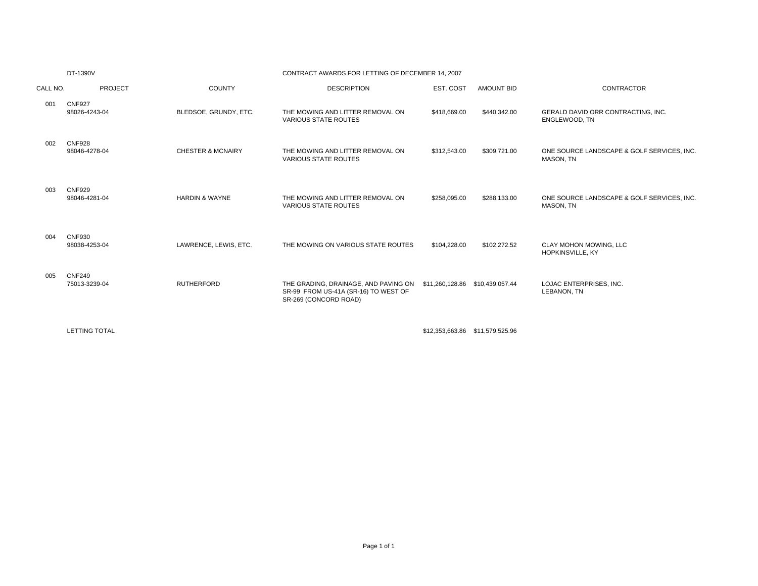DT-1390V

CONTRACT AWARDS FOR LETTING OF DECEMBER 14, 2007

| CALL NO. | PROJECT | COUNTY | DESCRIPTION | EST. COST | AMOUNT BID | CONTRACTOR |
|---|---|---|---|---|---|---|
| 001 | CNF927 98026-4243-04 | BLEDSOE, GRUNDY, ETC. | THE MOWING AND LITTER REMOVAL ON VARIOUS STATE ROUTES | $418,669.00 | $440,342.00 | GERALD DAVID ORR CONTRACTING, INC. ENGLEWOOD, TN |
| 002 | CNF928 98046-4278-04 | CHESTER & MCNAIRY | THE MOWING AND LITTER REMOVAL ON VARIOUS STATE ROUTES | $312,543.00 | $309,721.00 | ONE SOURCE LANDSCAPE & GOLF SERVICES, INC. MASON, TN |
| 003 | CNF929 98046-4281-04 | HARDIN & WAYNE | THE MOWING AND LITTER REMOVAL ON VARIOUS STATE ROUTES | $258,095.00 | $288,133.00 | ONE SOURCE LANDSCAPE & GOLF SERVICES, INC. MASON, TN |
| 004 | CNF930 98038-4253-04 | LAWRENCE, LEWIS, ETC. | THE MOWING ON VARIOUS STATE ROUTES | $104,228.00 | $102,272.52 | CLAY MOHON MOWING, LLC HOPKINSVILLE, KY |
| 005 | CNF249 75013-3239-04 | RUTHERFORD | THE GRADING, DRAINAGE, AND PAVING ON SR-99 FROM US-41A (SR-16) TO WEST OF SR-269 (CONCORD ROAD) | $11,260,128.86 | $10,439,057.44 | LOJAC ENTERPRISES, INC. LEBANON, TN |
| | LETTING TOTAL | | | $12,353,663.86 | $11,579,525.96 | |